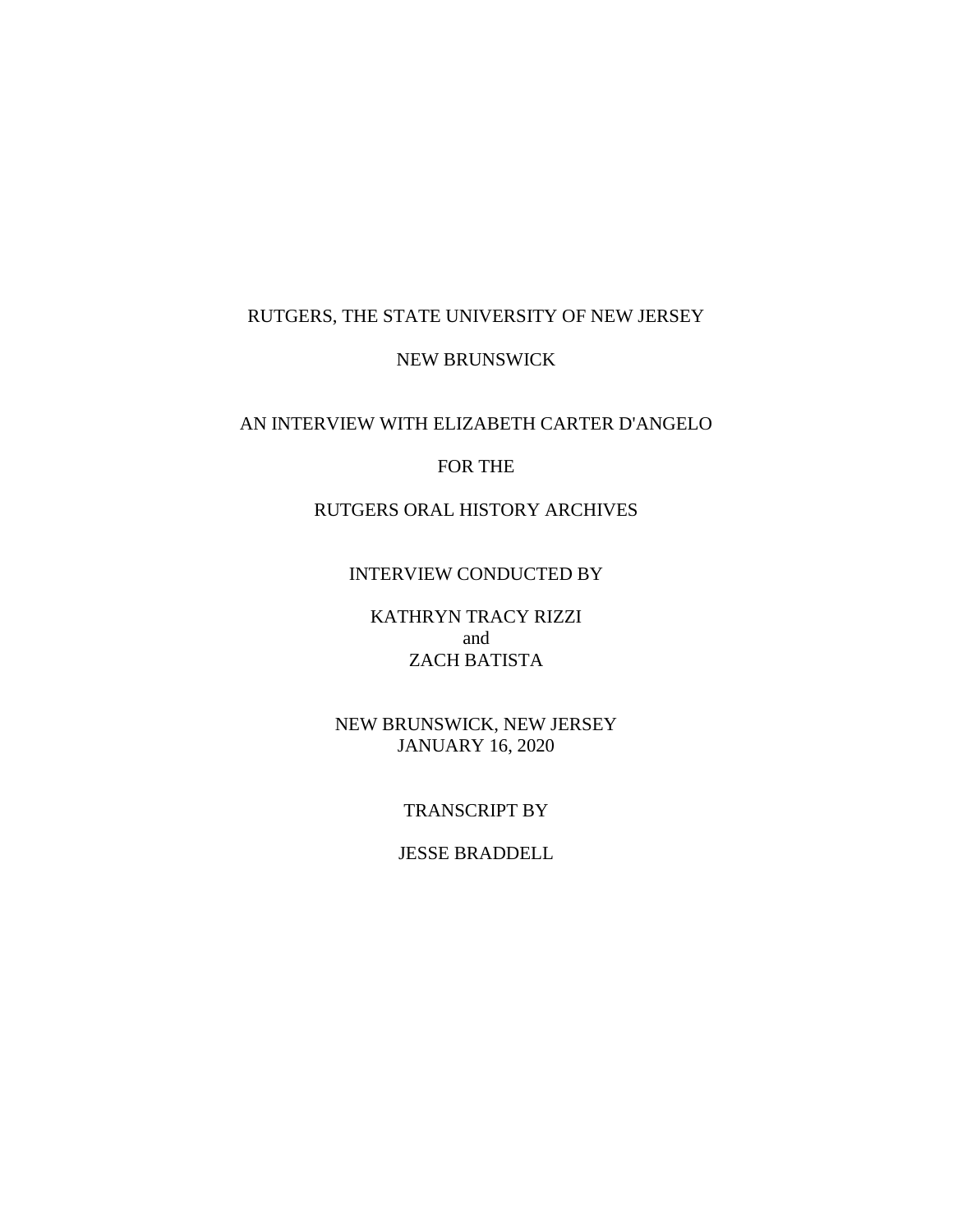RUTGERS, THE STATE UNIVERSITY OF NEW JERSEY

NEW BRUNSWICK

AN INTERVIEW WITH ELIZABETH CARTER D'ANGELO

FOR THE

RUTGERS ORAL HISTORY ARCHIVES

INTERVIEW CONDUCTED BY

KATHRYN TRACY RIZZI
and
ZACH BATISTA

NEW BRUNSWICK, NEW JERSEY
JANUARY 16, 2020

TRANSCRIPT BY

JESSE BRADDELL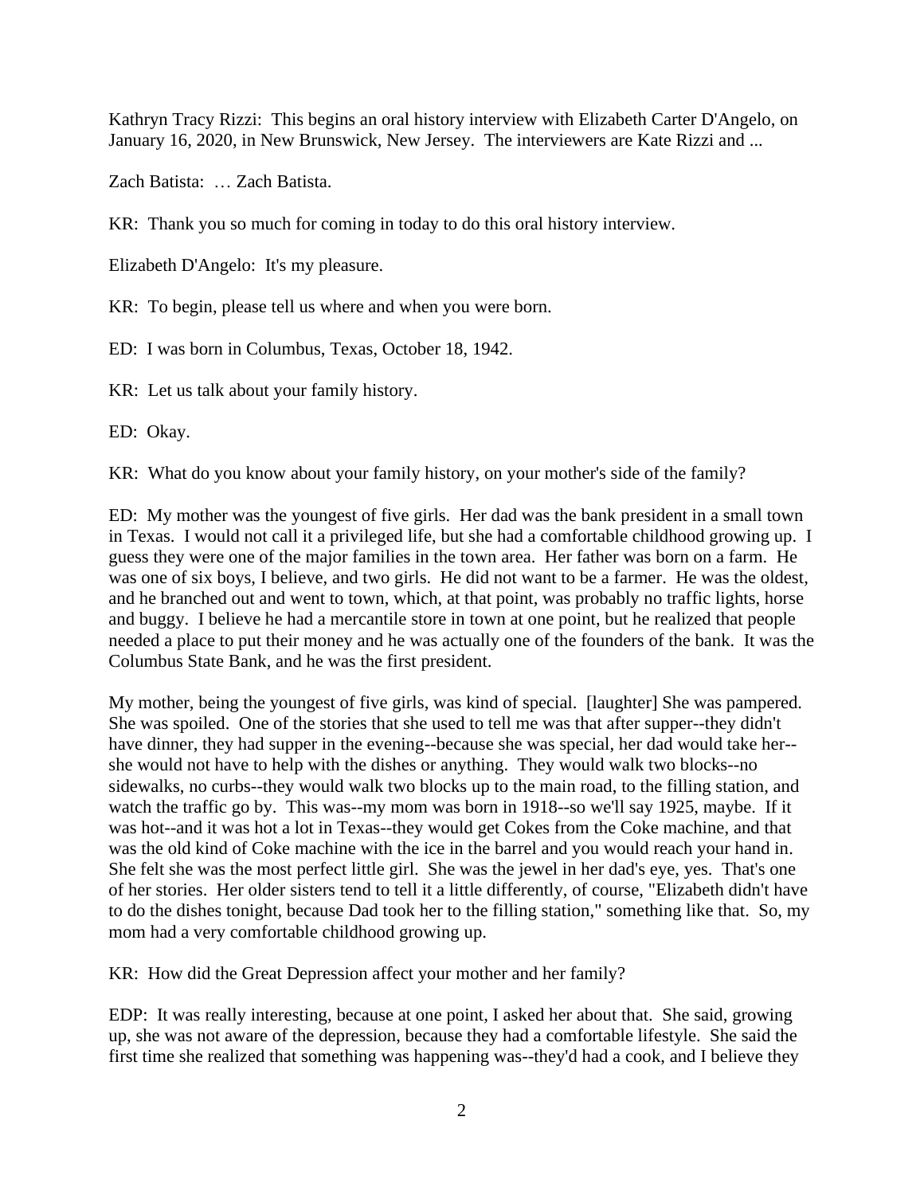Kathryn Tracy Rizzi: This begins an oral history interview with Elizabeth Carter D'Angelo, on January 16, 2020, in New Brunswick, New Jersey. The interviewers are Kate Rizzi and ...

Zach Batista: … Zach Batista.

KR: Thank you so much for coming in today to do this oral history interview.

Elizabeth D'Angelo: It's my pleasure.

KR: To begin, please tell us where and when you were born.

ED: I was born in Columbus, Texas, October 18, 1942.

KR: Let us talk about your family history.

ED: Okay.

KR: What do you know about your family history, on your mother's side of the family?

ED: My mother was the youngest of five girls. Her dad was the bank president in a small town in Texas. I would not call it a privileged life, but she had a comfortable childhood growing up. I guess they were one of the major families in the town area. Her father was born on a farm. He was one of six boys, I believe, and two girls. He did not want to be a farmer. He was the oldest, and he branched out and went to town, which, at that point, was probably no traffic lights, horse and buggy. I believe he had a mercantile store in town at one point, but he realized that people needed a place to put their money and he was actually one of the founders of the bank. It was the Columbus State Bank, and he was the first president.

My mother, being the youngest of five girls, was kind of special. [laughter] She was pampered. She was spoiled. One of the stories that she used to tell me was that after supper--they didn't have dinner, they had supper in the evening--because she was special, her dad would take her--she would not have to help with the dishes or anything. They would walk two blocks--no sidewalks, no curbs--they would walk two blocks up to the main road, to the filling station, and watch the traffic go by. This was--my mom was born in 1918--so we'll say 1925, maybe. If it was hot--and it was hot a lot in Texas--they would get Cokes from the Coke machine, and that was the old kind of Coke machine with the ice in the barrel and you would reach your hand in. She felt she was the most perfect little girl. She was the jewel in her dad's eye, yes. That's one of her stories. Her older sisters tend to tell it a little differently, of course, "Elizabeth didn't have to do the dishes tonight, because Dad took her to the filling station," something like that. So, my mom had a very comfortable childhood growing up.

KR: How did the Great Depression affect your mother and her family?

EDP: It was really interesting, because at one point, I asked her about that. She said, growing up, she was not aware of the depression, because they had a comfortable lifestyle. She said the first time she realized that something was happening was--they'd had a cook, and I believe they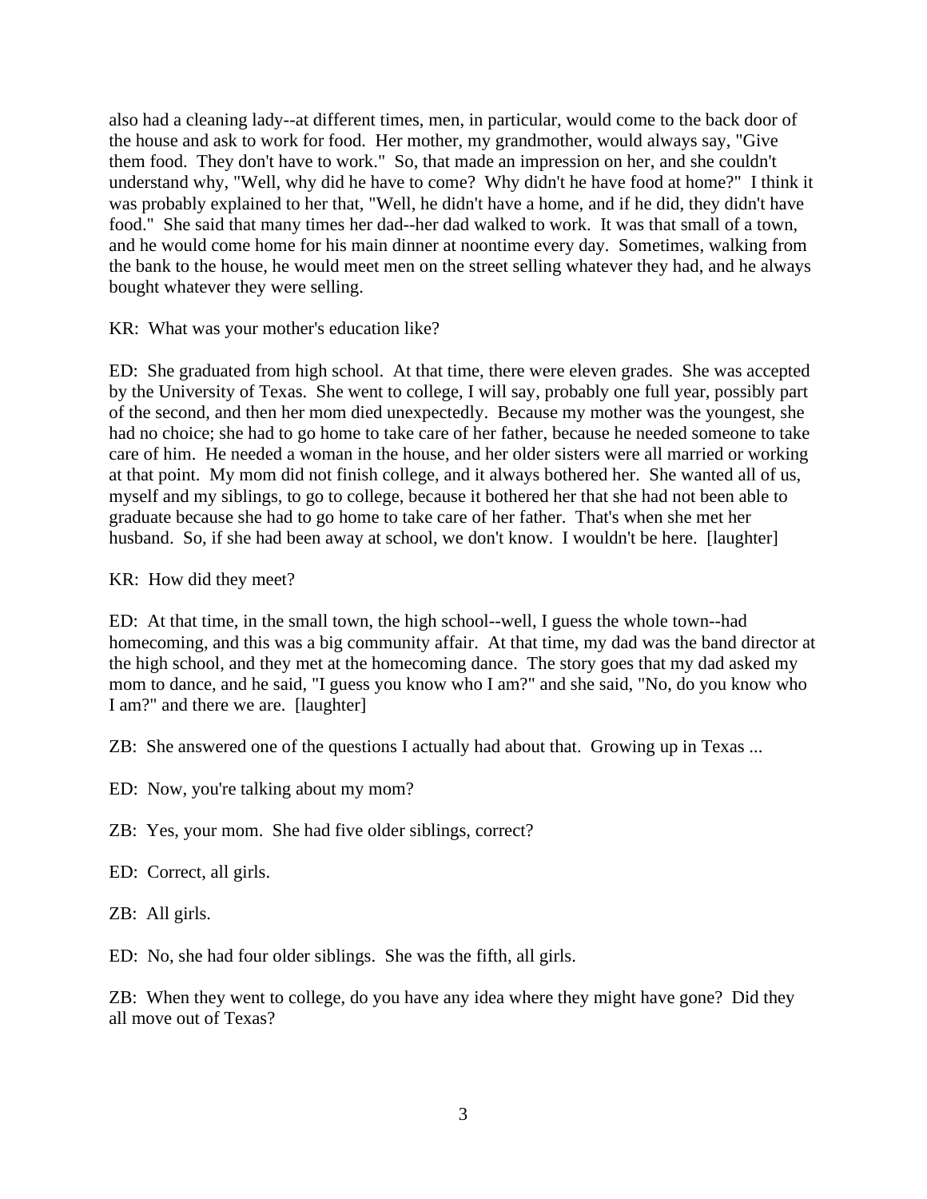also had a cleaning lady--at different times, men, in particular, would come to the back door of the house and ask to work for food. Her mother, my grandmother, would always say, "Give them food. They don't have to work." So, that made an impression on her, and she couldn't understand why, "Well, why did he have to come? Why didn't he have food at home?" I think it was probably explained to her that, "Well, he didn't have a home, and if he did, they didn't have food." She said that many times her dad--her dad walked to work. It was that small of a town, and he would come home for his main dinner at noontime every day. Sometimes, walking from the bank to the house, he would meet men on the street selling whatever they had, and he always bought whatever they were selling.

KR: What was your mother's education like?

ED: She graduated from high school. At that time, there were eleven grades. She was accepted by the University of Texas. She went to college, I will say, probably one full year, possibly part of the second, and then her mom died unexpectedly. Because my mother was the youngest, she had no choice; she had to go home to take care of her father, because he needed someone to take care of him. He needed a woman in the house, and her older sisters were all married or working at that point. My mom did not finish college, and it always bothered her. She wanted all of us, myself and my siblings, to go to college, because it bothered her that she had not been able to graduate because she had to go home to take care of her father. That's when she met her husband. So, if she had been away at school, we don't know. I wouldn't be here. [laughter]

KR: How did they meet?

ED: At that time, in the small town, the high school--well, I guess the whole town--had homecoming, and this was a big community affair. At that time, my dad was the band director at the high school, and they met at the homecoming dance. The story goes that my dad asked my mom to dance, and he said, "I guess you know who I am?" and she said, "No, do you know who I am?" and there we are. [laughter]

ZB: She answered one of the questions I actually had about that. Growing up in Texas ...

ED: Now, you're talking about my mom?

ZB: Yes, your mom. She had five older siblings, correct?

ED: Correct, all girls.

ZB: All girls.

ED: No, she had four older siblings. She was the fifth, all girls.

ZB: When they went to college, do you have any idea where they might have gone? Did they all move out of Texas?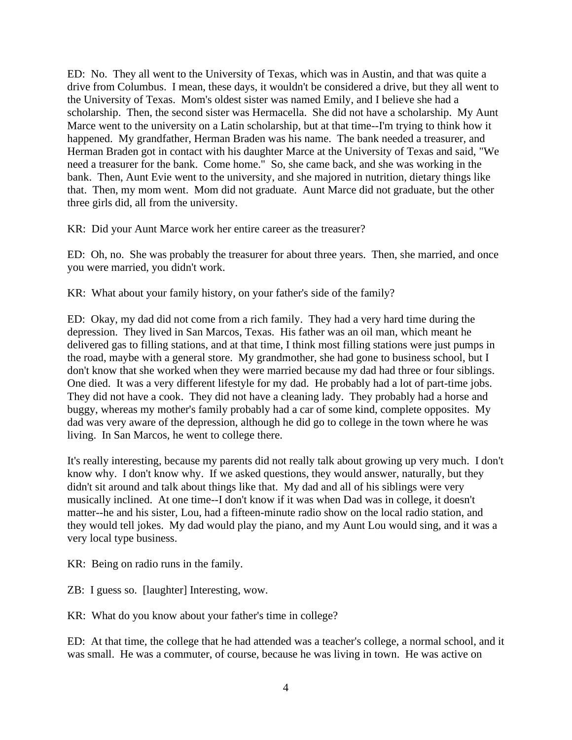ED: No. They all went to the University of Texas, which was in Austin, and that was quite a drive from Columbus. I mean, these days, it wouldn't be considered a drive, but they all went to the University of Texas. Mom's oldest sister was named Emily, and I believe she had a scholarship. Then, the second sister was Hermacella. She did not have a scholarship. My Aunt Marce went to the university on a Latin scholarship, but at that time--I'm trying to think how it happened. My grandfather, Herman Braden was his name. The bank needed a treasurer, and Herman Braden got in contact with his daughter Marce at the University of Texas and said, "We need a treasurer for the bank. Come home." So, she came back, and she was working in the bank. Then, Aunt Evie went to the university, and she majored in nutrition, dietary things like that. Then, my mom went. Mom did not graduate. Aunt Marce did not graduate, but the other three girls did, all from the university.

KR: Did your Aunt Marce work her entire career as the treasurer?

ED: Oh, no. She was probably the treasurer for about three years. Then, she married, and once you were married, you didn't work.

KR: What about your family history, on your father's side of the family?

ED: Okay, my dad did not come from a rich family. They had a very hard time during the depression. They lived in San Marcos, Texas. His father was an oil man, which meant he delivered gas to filling stations, and at that time, I think most filling stations were just pumps in the road, maybe with a general store. My grandmother, she had gone to business school, but I don't know that she worked when they were married because my dad had three or four siblings. One died. It was a very different lifestyle for my dad. He probably had a lot of part-time jobs. They did not have a cook. They did not have a cleaning lady. They probably had a horse and buggy, whereas my mother's family probably had a car of some kind, complete opposites. My dad was very aware of the depression, although he did go to college in the town where he was living. In San Marcos, he went to college there.

It's really interesting, because my parents did not really talk about growing up very much. I don't know why. I don't know why. If we asked questions, they would answer, naturally, but they didn't sit around and talk about things like that. My dad and all of his siblings were very musically inclined. At one time--I don't know if it was when Dad was in college, it doesn't matter--he and his sister, Lou, had a fifteen-minute radio show on the local radio station, and they would tell jokes. My dad would play the piano, and my Aunt Lou would sing, and it was a very local type business.

KR: Being on radio runs in the family.

ZB: I guess so. [laughter] Interesting, wow.

KR: What do you know about your father's time in college?

ED: At that time, the college that he had attended was a teacher's college, a normal school, and it was small. He was a commuter, of course, because he was living in town. He was active on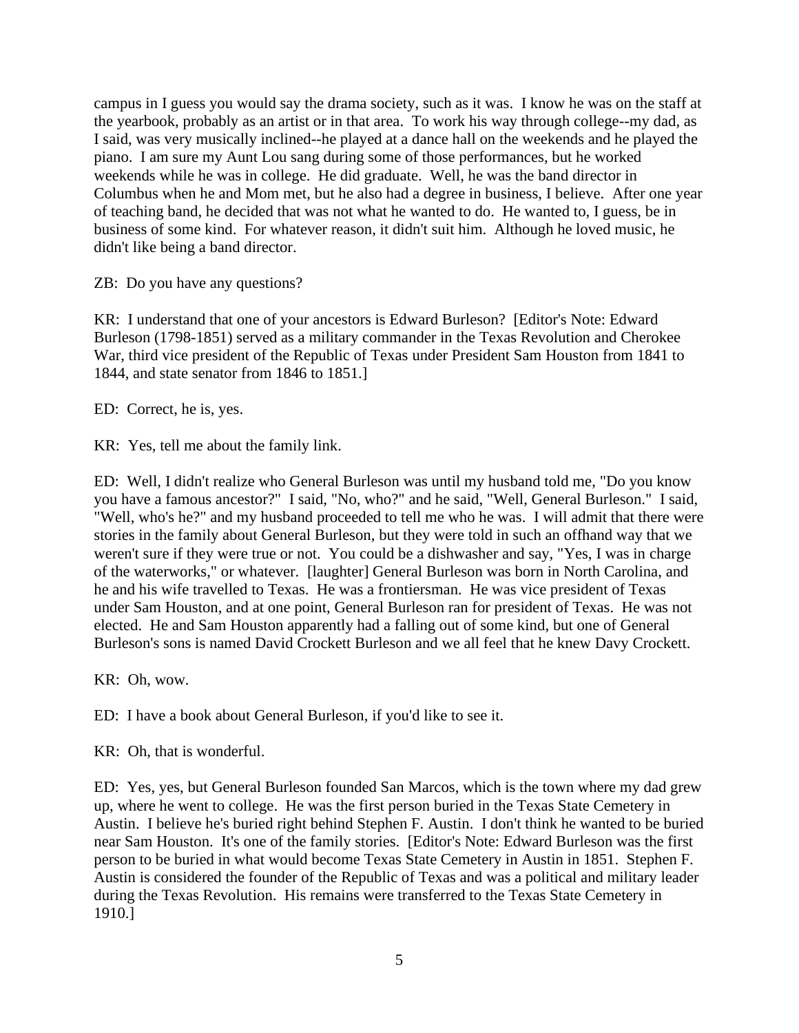campus in I guess you would say the drama society, such as it was. I know he was on the staff at the yearbook, probably as an artist or in that area. To work his way through college--my dad, as I said, was very musically inclined--he played at a dance hall on the weekends and he played the piano. I am sure my Aunt Lou sang during some of those performances, but he worked weekends while he was in college. He did graduate. Well, he was the band director in Columbus when he and Mom met, but he also had a degree in business, I believe. After one year of teaching band, he decided that was not what he wanted to do. He wanted to, I guess, be in business of some kind. For whatever reason, it didn't suit him. Although he loved music, he didn't like being a band director.

ZB: Do you have any questions?

KR: I understand that one of your ancestors is Edward Burleson? [Editor's Note: Edward Burleson (1798-1851) served as a military commander in the Texas Revolution and Cherokee War, third vice president of the Republic of Texas under President Sam Houston from 1841 to 1844, and state senator from 1846 to 1851.]

ED: Correct, he is, yes.

KR: Yes, tell me about the family link.

ED: Well, I didn't realize who General Burleson was until my husband told me, "Do you know you have a famous ancestor?" I said, "No, who?" and he said, "Well, General Burleson." I said, "Well, who's he?" and my husband proceeded to tell me who he was. I will admit that there were stories in the family about General Burleson, but they were told in such an offhand way that we weren't sure if they were true or not. You could be a dishwasher and say, "Yes, I was in charge of the waterworks," or whatever. [laughter] General Burleson was born in North Carolina, and he and his wife travelled to Texas. He was a frontiersman. He was vice president of Texas under Sam Houston, and at one point, General Burleson ran for president of Texas. He was not elected. He and Sam Houston apparently had a falling out of some kind, but one of General Burleson's sons is named David Crockett Burleson and we all feel that he knew Davy Crockett.

KR: Oh, wow.

ED: I have a book about General Burleson, if you'd like to see it.

KR: Oh, that is wonderful.

ED: Yes, yes, but General Burleson founded San Marcos, which is the town where my dad grew up, where he went to college. He was the first person buried in the Texas State Cemetery in Austin. I believe he's buried right behind Stephen F. Austin. I don't think he wanted to be buried near Sam Houston. It's one of the family stories. [Editor's Note: Edward Burleson was the first person to be buried in what would become Texas State Cemetery in Austin in 1851. Stephen F. Austin is considered the founder of the Republic of Texas and was a political and military leader during the Texas Revolution. His remains were transferred to the Texas State Cemetery in 1910.]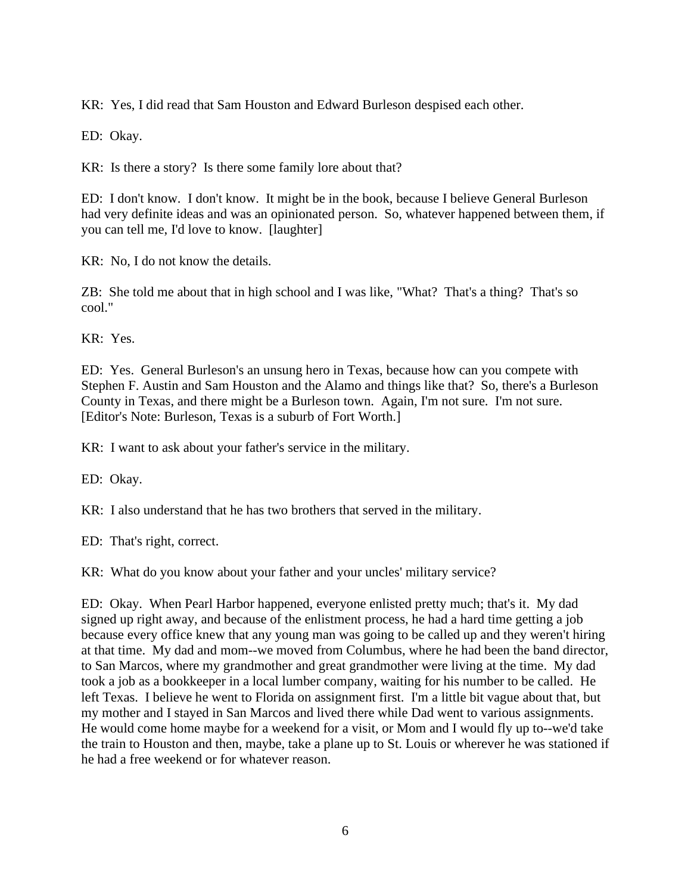KR: Yes, I did read that Sam Houston and Edward Burleson despised each other.

ED: Okay.

KR: Is there a story? Is there some family lore about that?

ED: I don't know. I don't know. It might be in the book, because I believe General Burleson had very definite ideas and was an opinionated person. So, whatever happened between them, if you can tell me, I'd love to know. [laughter]

KR: No, I do not know the details.

ZB: She told me about that in high school and I was like, "What? That's a thing? That's so cool."

KR: Yes.

ED: Yes. General Burleson's an unsung hero in Texas, because how can you compete with Stephen F. Austin and Sam Houston and the Alamo and things like that? So, there's a Burleson County in Texas, and there might be a Burleson town. Again, I'm not sure. I'm not sure. [Editor's Note: Burleson, Texas is a suburb of Fort Worth.]

KR: I want to ask about your father's service in the military.

ED: Okay.

KR: I also understand that he has two brothers that served in the military.

ED: That's right, correct.

KR: What do you know about your father and your uncles' military service?

ED: Okay. When Pearl Harbor happened, everyone enlisted pretty much; that's it. My dad signed up right away, and because of the enlistment process, he had a hard time getting a job because every office knew that any young man was going to be called up and they weren't hiring at that time. My dad and mom--we moved from Columbus, where he had been the band director, to San Marcos, where my grandmother and great grandmother were living at the time. My dad took a job as a bookkeeper in a local lumber company, waiting for his number to be called. He left Texas. I believe he went to Florida on assignment first. I'm a little bit vague about that, but my mother and I stayed in San Marcos and lived there while Dad went to various assignments. He would come home maybe for a weekend for a visit, or Mom and I would fly up to--we'd take the train to Houston and then, maybe, take a plane up to St. Louis or wherever he was stationed if he had a free weekend or for whatever reason.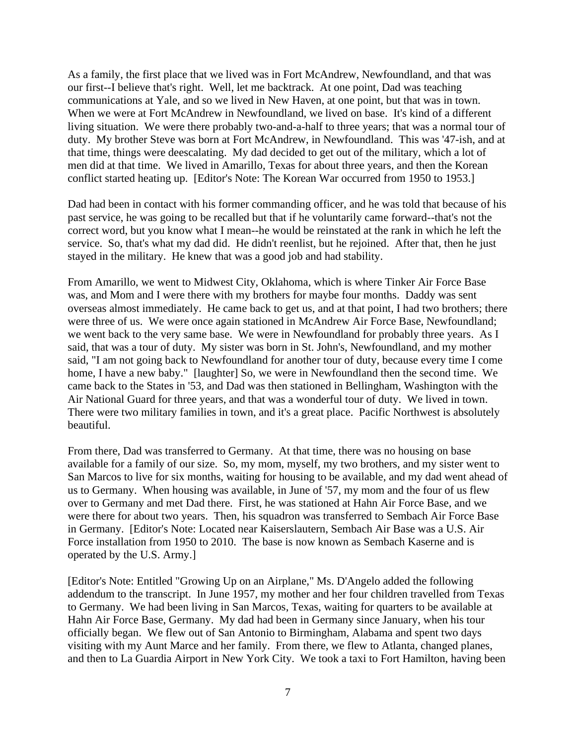As a family, the first place that we lived was in Fort McAndrew, Newfoundland, and that was our first--I believe that's right. Well, let me backtrack. At one point, Dad was teaching communications at Yale, and so we lived in New Haven, at one point, but that was in town. When we were at Fort McAndrew in Newfoundland, we lived on base. It's kind of a different living situation. We were there probably two-and-a-half to three years; that was a normal tour of duty. My brother Steve was born at Fort McAndrew, in Newfoundland. This was '47-ish, and at that time, things were deescalating. My dad decided to get out of the military, which a lot of men did at that time. We lived in Amarillo, Texas for about three years, and then the Korean conflict started heating up. [Editor's Note: The Korean War occurred from 1950 to 1953.]

Dad had been in contact with his former commanding officer, and he was told that because of his past service, he was going to be recalled but that if he voluntarily came forward--that's not the correct word, but you know what I mean--he would be reinstated at the rank in which he left the service. So, that's what my dad did. He didn't reenlist, but he rejoined. After that, then he just stayed in the military. He knew that was a good job and had stability.

From Amarillo, we went to Midwest City, Oklahoma, which is where Tinker Air Force Base was, and Mom and I were there with my brothers for maybe four months. Daddy was sent overseas almost immediately. He came back to get us, and at that point, I had two brothers; there were three of us. We were once again stationed in McAndrew Air Force Base, Newfoundland; we went back to the very same base. We were in Newfoundland for probably three years. As I said, that was a tour of duty. My sister was born in St. John's, Newfoundland, and my mother said, "I am not going back to Newfoundland for another tour of duty, because every time I come home, I have a new baby." [laughter] So, we were in Newfoundland then the second time. We came back to the States in '53, and Dad was then stationed in Bellingham, Washington with the Air National Guard for three years, and that was a wonderful tour of duty. We lived in town. There were two military families in town, and it's a great place. Pacific Northwest is absolutely beautiful.

From there, Dad was transferred to Germany. At that time, there was no housing on base available for a family of our size. So, my mom, myself, my two brothers, and my sister went to San Marcos to live for six months, waiting for housing to be available, and my dad went ahead of us to Germany. When housing was available, in June of '57, my mom and the four of us flew over to Germany and met Dad there. First, he was stationed at Hahn Air Force Base, and we were there for about two years. Then, his squadron was transferred to Sembach Air Force Base in Germany. [Editor's Note: Located near Kaiserslautern, Sembach Air Base was a U.S. Air Force installation from 1950 to 2010. The base is now known as Sembach Kaserne and is operated by the U.S. Army.]

[Editor's Note: Entitled "Growing Up on an Airplane," Ms. D'Angelo added the following addendum to the transcript. In June 1957, my mother and her four children travelled from Texas to Germany. We had been living in San Marcos, Texas, waiting for quarters to be available at Hahn Air Force Base, Germany. My dad had been in Germany since January, when his tour officially began. We flew out of San Antonio to Birmingham, Alabama and spent two days visiting with my Aunt Marce and her family. From there, we flew to Atlanta, changed planes, and then to La Guardia Airport in New York City. We took a taxi to Fort Hamilton, having been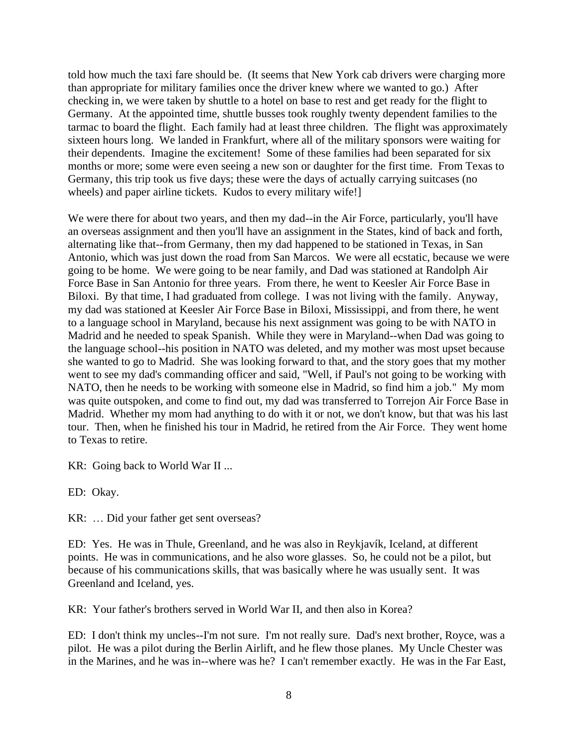told how much the taxi fare should be. (It seems that New York cab drivers were charging more than appropriate for military families once the driver knew where we wanted to go.) After checking in, we were taken by shuttle to a hotel on base to rest and get ready for the flight to Germany. At the appointed time, shuttle busses took roughly twenty dependent families to the tarmac to board the flight. Each family had at least three children. The flight was approximately sixteen hours long. We landed in Frankfurt, where all of the military sponsors were waiting for their dependents. Imagine the excitement! Some of these families had been separated for six months or more; some were even seeing a new son or daughter for the first time. From Texas to Germany, this trip took us five days; these were the days of actually carrying suitcases (no wheels) and paper airline tickets. Kudos to every military wife!]

We were there for about two years, and then my dad--in the Air Force, particularly, you'll have an overseas assignment and then you'll have an assignment in the States, kind of back and forth, alternating like that--from Germany, then my dad happened to be stationed in Texas, in San Antonio, which was just down the road from San Marcos. We were all ecstatic, because we were going to be home. We were going to be near family, and Dad was stationed at Randolph Air Force Base in San Antonio for three years. From there, he went to Keesler Air Force Base in Biloxi. By that time, I had graduated from college. I was not living with the family. Anyway, my dad was stationed at Keesler Air Force Base in Biloxi, Mississippi, and from there, he went to a language school in Maryland, because his next assignment was going to be with NATO in Madrid and he needed to speak Spanish. While they were in Maryland--when Dad was going to the language school--his position in NATO was deleted, and my mother was most upset because she wanted to go to Madrid. She was looking forward to that, and the story goes that my mother went to see my dad's commanding officer and said, "Well, if Paul's not going to be working with NATO, then he needs to be working with someone else in Madrid, so find him a job." My mom was quite outspoken, and come to find out, my dad was transferred to Torrejon Air Force Base in Madrid. Whether my mom had anything to do with it or not, we don't know, but that was his last tour. Then, when he finished his tour in Madrid, he retired from the Air Force. They went home to Texas to retire.

KR: Going back to World War II ...

ED: Okay.

KR: … Did your father get sent overseas?

ED: Yes. He was in Thule, Greenland, and he was also in Reykjavík, Iceland, at different points. He was in communications, and he also wore glasses. So, he could not be a pilot, but because of his communications skills, that was basically where he was usually sent. It was Greenland and Iceland, yes.

KR: Your father's brothers served in World War II, and then also in Korea?

ED: I don't think my uncles--I'm not sure. I'm not really sure. Dad's next brother, Royce, was a pilot. He was a pilot during the Berlin Airlift, and he flew those planes. My Uncle Chester was in the Marines, and he was in--where was he? I can't remember exactly. He was in the Far East,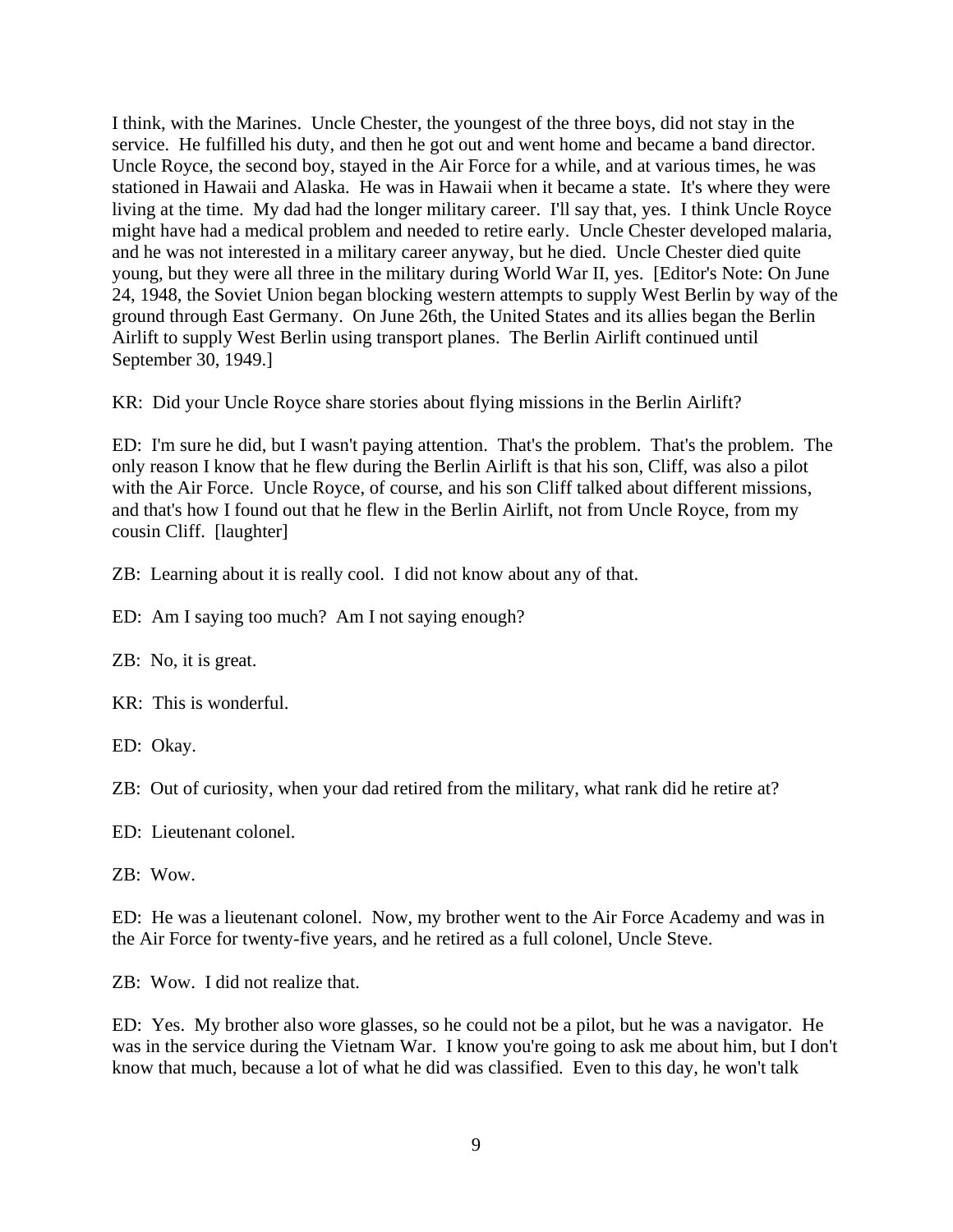I think, with the Marines. Uncle Chester, the youngest of the three boys, did not stay in the service. He fulfilled his duty, and then he got out and went home and became a band director. Uncle Royce, the second boy, stayed in the Air Force for a while, and at various times, he was stationed in Hawaii and Alaska. He was in Hawaii when it became a state. It's where they were living at the time. My dad had the longer military career. I'll say that, yes. I think Uncle Royce might have had a medical problem and needed to retire early. Uncle Chester developed malaria, and he was not interested in a military career anyway, but he died. Uncle Chester died quite young, but they were all three in the military during World War II, yes. [Editor's Note: On June 24, 1948, the Soviet Union began blocking western attempts to supply West Berlin by way of the ground through East Germany. On June 26th, the United States and its allies began the Berlin Airlift to supply West Berlin using transport planes. The Berlin Airlift continued until September 30, 1949.]

KR: Did your Uncle Royce share stories about flying missions in the Berlin Airlift?

ED: I'm sure he did, but I wasn't paying attention. That's the problem. That's the problem. The only reason I know that he flew during the Berlin Airlift is that his son, Cliff, was also a pilot with the Air Force. Uncle Royce, of course, and his son Cliff talked about different missions, and that's how I found out that he flew in the Berlin Airlift, not from Uncle Royce, from my cousin Cliff. [laughter]

ZB: Learning about it is really cool. I did not know about any of that.

ED: Am I saying too much? Am I not saying enough?

ZB: No, it is great.

KR: This is wonderful.

ED: Okay.

ZB: Out of curiosity, when your dad retired from the military, what rank did he retire at?

ED: Lieutenant colonel.

ZB: Wow.

ED: He was a lieutenant colonel. Now, my brother went to the Air Force Academy and was in the Air Force for twenty-five years, and he retired as a full colonel, Uncle Steve.

ZB: Wow. I did not realize that.

ED: Yes. My brother also wore glasses, so he could not be a pilot, but he was a navigator. He was in the service during the Vietnam War. I know you're going to ask me about him, but I don't know that much, because a lot of what he did was classified. Even to this day, he won't talk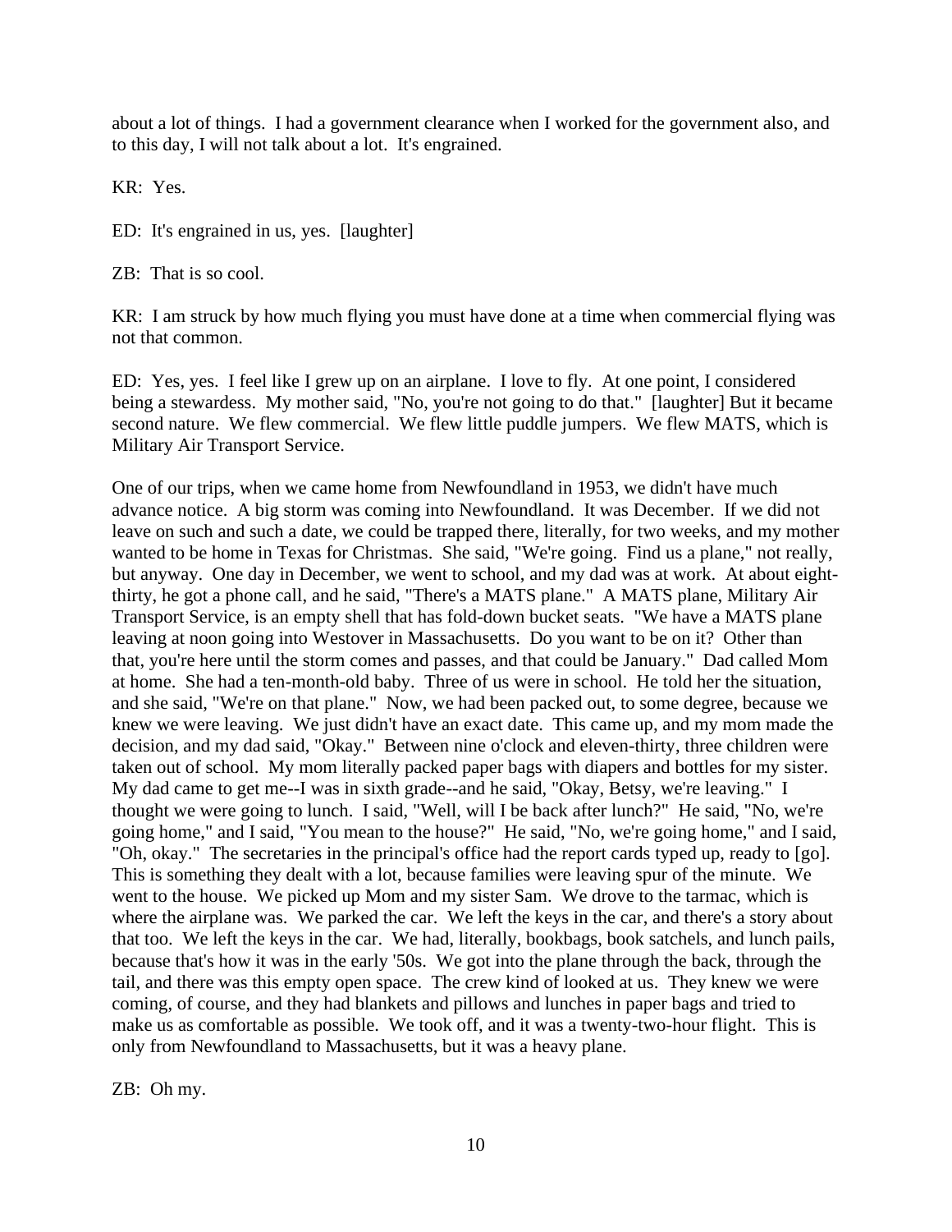about a lot of things. I had a government clearance when I worked for the government also, and to this day, I will not talk about a lot. It's engrained.

KR: Yes.

ED: It's engrained in us, yes. [laughter]

ZB: That is so cool.

KR: I am struck by how much flying you must have done at a time when commercial flying was not that common.

ED: Yes, yes. I feel like I grew up on an airplane. I love to fly. At one point, I considered being a stewardess. My mother said, "No, you're not going to do that." [laughter] But it became second nature. We flew commercial. We flew little puddle jumpers. We flew MATS, which is Military Air Transport Service.

One of our trips, when we came home from Newfoundland in 1953, we didn't have much advance notice. A big storm was coming into Newfoundland. It was December. If we did not leave on such and such a date, we could be trapped there, literally, for two weeks, and my mother wanted to be home in Texas for Christmas. She said, "We're going. Find us a plane," not really, but anyway. One day in December, we went to school, and my dad was at work. At about eight-thirty, he got a phone call, and he said, "There's a MATS plane." A MATS plane, Military Air Transport Service, is an empty shell that has fold-down bucket seats. "We have a MATS plane leaving at noon going into Westover in Massachusetts. Do you want to be on it? Other than that, you're here until the storm comes and passes, and that could be January." Dad called Mom at home. She had a ten-month-old baby. Three of us were in school. He told her the situation, and she said, "We're on that plane." Now, we had been packed out, to some degree, because we knew we were leaving. We just didn't have an exact date. This came up, and my mom made the decision, and my dad said, "Okay." Between nine o'clock and eleven-thirty, three children were taken out of school. My mom literally packed paper bags with diapers and bottles for my sister. My dad came to get me--I was in sixth grade--and he said, "Okay, Betsy, we're leaving." I thought we were going to lunch. I said, "Well, will I be back after lunch?" He said, "No, we're going home," and I said, "You mean to the house?" He said, "No, we're going home," and I said, "Oh, okay." The secretaries in the principal's office had the report cards typed up, ready to [go]. This is something they dealt with a lot, because families were leaving spur of the minute. We went to the house. We picked up Mom and my sister Sam. We drove to the tarmac, which is where the airplane was. We parked the car. We left the keys in the car, and there's a story about that too. We left the keys in the car. We had, literally, bookbags, book satchels, and lunch pails, because that's how it was in the early '50s. We got into the plane through the back, through the tail, and there was this empty open space. The crew kind of looked at us. They knew we were coming, of course, and they had blankets and pillows and lunches in paper bags and tried to make us as comfortable as possible. We took off, and it was a twenty-two-hour flight. This is only from Newfoundland to Massachusetts, but it was a heavy plane.

ZB: Oh my.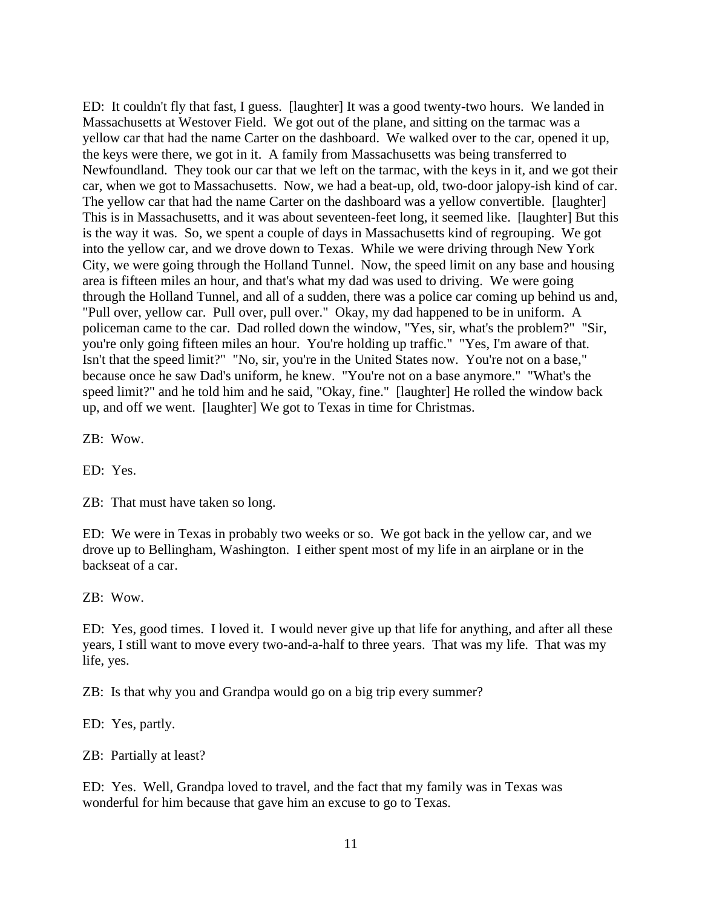ED: It couldn't fly that fast, I guess. [laughter] It was a good twenty-two hours. We landed in Massachusetts at Westover Field. We got out of the plane, and sitting on the tarmac was a yellow car that had the name Carter on the dashboard. We walked over to the car, opened it up, the keys were there, we got in it. A family from Massachusetts was being transferred to Newfoundland. They took our car that we left on the tarmac, with the keys in it, and we got their car, when we got to Massachusetts. Now, we had a beat-up, old, two-door jalopy-ish kind of car. The yellow car that had the name Carter on the dashboard was a yellow convertible. [laughter] This is in Massachusetts, and it was about seventeen-feet long, it seemed like. [laughter] But this is the way it was. So, we spent a couple of days in Massachusetts kind of regrouping. We got into the yellow car, and we drove down to Texas. While we were driving through New York City, we were going through the Holland Tunnel. Now, the speed limit on any base and housing area is fifteen miles an hour, and that's what my dad was used to driving. We were going through the Holland Tunnel, and all of a sudden, there was a police car coming up behind us and, "Pull over, yellow car. Pull over, pull over." Okay, my dad happened to be in uniform. A policeman came to the car. Dad rolled down the window, "Yes, sir, what's the problem?" "Sir, you're only going fifteen miles an hour. You're holding up traffic." "Yes, I'm aware of that. Isn't that the speed limit?" "No, sir, you're in the United States now. You're not on a base," because once he saw Dad's uniform, he knew. "You're not on a base anymore." "What's the speed limit?" and he told him and he said, "Okay, fine." [laughter] He rolled the window back up, and off we went. [laughter] We got to Texas in time for Christmas.

ZB: Wow.

ED: Yes.

ZB: That must have taken so long.

ED: We were in Texas in probably two weeks or so. We got back in the yellow car, and we drove up to Bellingham, Washington. I either spent most of my life in an airplane or in the backseat of a car.

ZB: Wow.

ED: Yes, good times. I loved it. I would never give up that life for anything, and after all these years, I still want to move every two-and-a-half to three years. That was my life. That was my life, yes.

ZB: Is that why you and Grandpa would go on a big trip every summer?

ED: Yes, partly.

ZB: Partially at least?

ED: Yes. Well, Grandpa loved to travel, and the fact that my family was in Texas was wonderful for him because that gave him an excuse to go to Texas.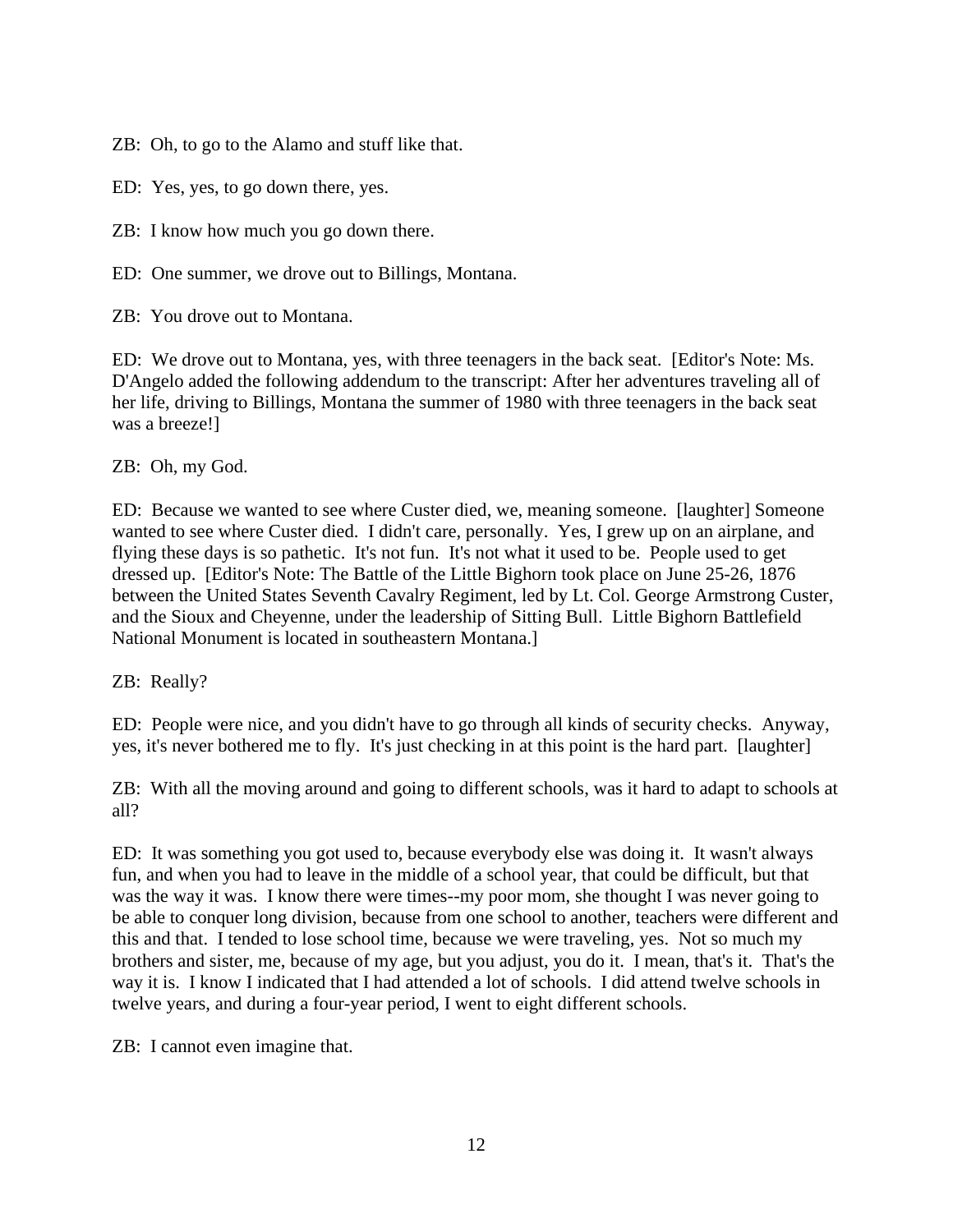ZB: Oh, to go to the Alamo and stuff like that.

ED: Yes, yes, to go down there, yes.

ZB: I know how much you go down there.

ED: One summer, we drove out to Billings, Montana.

ZB: You drove out to Montana.

ED: We drove out to Montana, yes, with three teenagers in the back seat. [Editor's Note: Ms. D'Angelo added the following addendum to the transcript: After her adventures traveling all of her life, driving to Billings, Montana the summer of 1980 with three teenagers in the back seat was a breeze!]

ZB: Oh, my God.

ED: Because we wanted to see where Custer died, we, meaning someone. [laughter] Someone wanted to see where Custer died. I didn't care, personally. Yes, I grew up on an airplane, and flying these days is so pathetic. It's not fun. It's not what it used to be. People used to get dressed up. [Editor's Note: The Battle of the Little Bighorn took place on June 25-26, 1876 between the United States Seventh Cavalry Regiment, led by Lt. Col. George Armstrong Custer, and the Sioux and Cheyenne, under the leadership of Sitting Bull. Little Bighorn Battlefield National Monument is located in southeastern Montana.]

ZB: Really?

ED: People were nice, and you didn't have to go through all kinds of security checks. Anyway, yes, it's never bothered me to fly. It's just checking in at this point is the hard part. [laughter]

ZB: With all the moving around and going to different schools, was it hard to adapt to schools at all?

ED: It was something you got used to, because everybody else was doing it. It wasn't always fun, and when you had to leave in the middle of a school year, that could be difficult, but that was the way it was. I know there were times--my poor mom, she thought I was never going to be able to conquer long division, because from one school to another, teachers were different and this and that. I tended to lose school time, because we were traveling, yes. Not so much my brothers and sister, me, because of my age, but you adjust, you do it. I mean, that's it. That's the way it is. I know I indicated that I had attended a lot of schools. I did attend twelve schools in twelve years, and during a four-year period, I went to eight different schools.

ZB: I cannot even imagine that.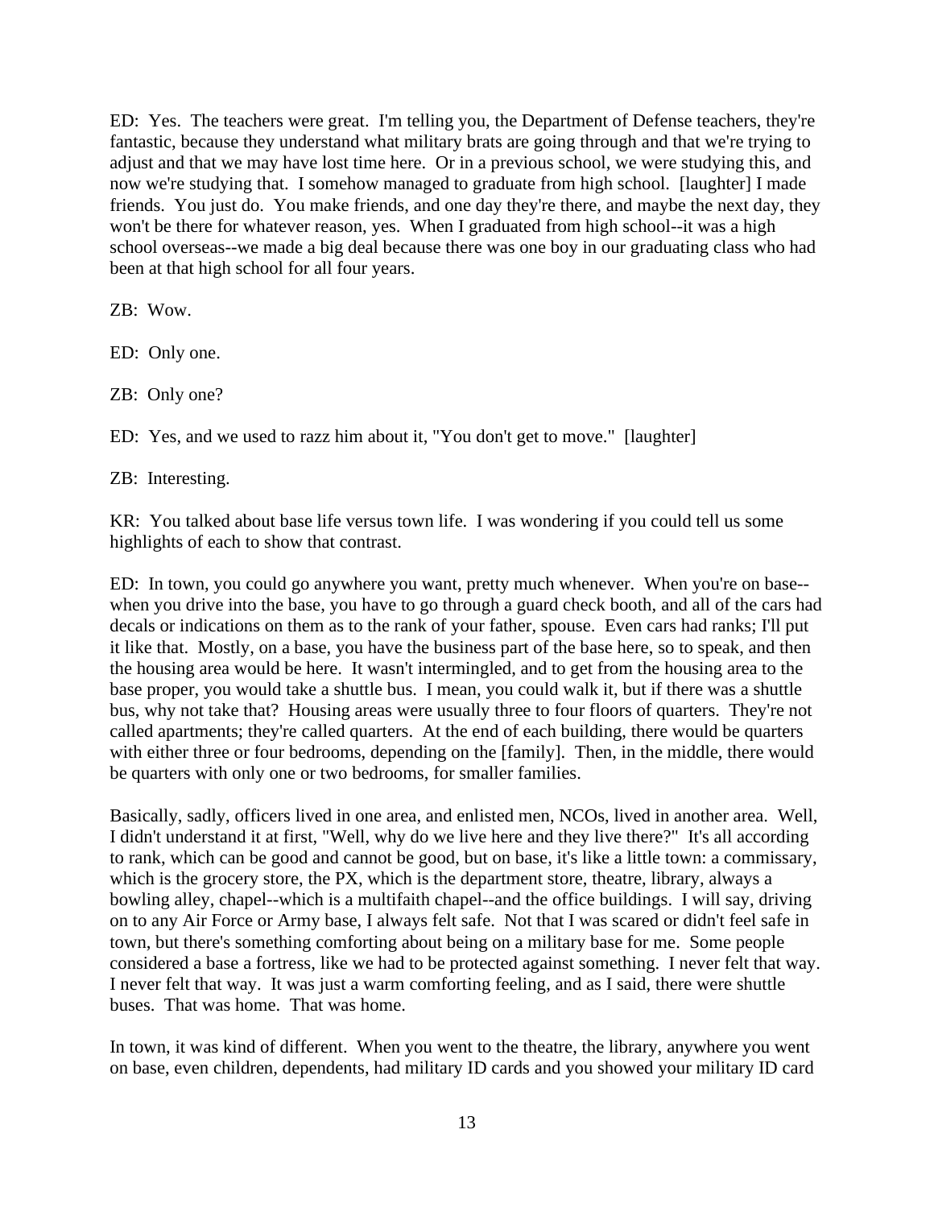ED: Yes. The teachers were great. I'm telling you, the Department of Defense teachers, they're fantastic, because they understand what military brats are going through and that we're trying to adjust and that we may have lost time here. Or in a previous school, we were studying this, and now we're studying that. I somehow managed to graduate from high school. [laughter] I made friends. You just do. You make friends, and one day they're there, and maybe the next day, they won't be there for whatever reason, yes. When I graduated from high school--it was a high school overseas--we made a big deal because there was one boy in our graduating class who had been at that high school for all four years.

ZB: Wow.

ED: Only one.

ZB: Only one?

ED: Yes, and we used to razz him about it, "You don't get to move." [laughter]

ZB: Interesting.

KR: You talked about base life versus town life. I was wondering if you could tell us some highlights of each to show that contrast.

ED: In town, you could go anywhere you want, pretty much whenever. When you're on base--when you drive into the base, you have to go through a guard check booth, and all of the cars had decals or indications on them as to the rank of your father, spouse. Even cars had ranks; I'll put it like that. Mostly, on a base, you have the business part of the base here, so to speak, and then the housing area would be here. It wasn't intermingled, and to get from the housing area to the base proper, you would take a shuttle bus. I mean, you could walk it, but if there was a shuttle bus, why not take that? Housing areas were usually three to four floors of quarters. They're not called apartments; they're called quarters. At the end of each building, there would be quarters with either three or four bedrooms, depending on the [family]. Then, in the middle, there would be quarters with only one or two bedrooms, for smaller families.

Basically, sadly, officers lived in one area, and enlisted men, NCOs, lived in another area. Well, I didn't understand it at first, "Well, why do we live here and they live there?" It's all according to rank, which can be good and cannot be good, but on base, it's like a little town: a commissary, which is the grocery store, the PX, which is the department store, theatre, library, always a bowling alley, chapel--which is a multifaith chapel--and the office buildings. I will say, driving on to any Air Force or Army base, I always felt safe. Not that I was scared or didn't feel safe in town, but there's something comforting about being on a military base for me. Some people considered a base a fortress, like we had to be protected against something. I never felt that way. I never felt that way. It was just a warm comforting feeling, and as I said, there were shuttle buses. That was home. That was home.

In town, it was kind of different. When you went to the theatre, the library, anywhere you went on base, even children, dependents, had military ID cards and you showed your military ID card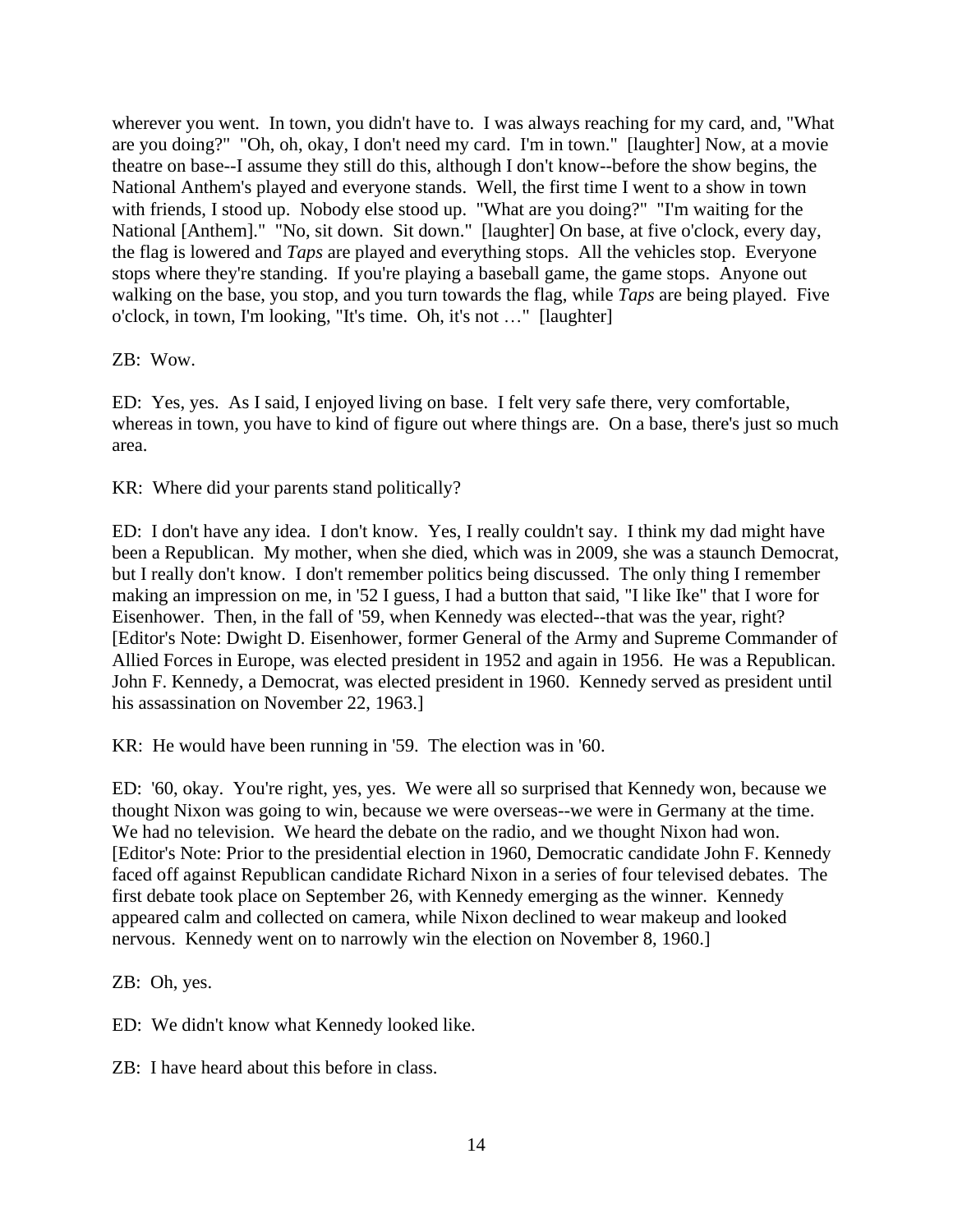wherever you went. In town, you didn't have to. I was always reaching for my card, and, "What are you doing?" "Oh, oh, okay, I don't need my card. I'm in town." [laughter] Now, at a movie theatre on base--I assume they still do this, although I don't know--before the show begins, the National Anthem's played and everyone stands. Well, the first time I went to a show in town with friends, I stood up. Nobody else stood up. "What are you doing?" "I'm waiting for the National [Anthem]." "No, sit down. Sit down." [laughter] On base, at five o'clock, every day, the flag is lowered and *Taps* are played and everything stops. All the vehicles stop. Everyone stops where they're standing. If you're playing a baseball game, the game stops. Anyone out walking on the base, you stop, and you turn towards the flag, while *Taps* are being played. Five o'clock, in town, I'm looking, "It's time. Oh, it's not …" [laughter]

ZB: Wow.

ED: Yes, yes. As I said, I enjoyed living on base. I felt very safe there, very comfortable, whereas in town, you have to kind of figure out where things are. On a base, there's just so much area.

KR: Where did your parents stand politically?

ED: I don't have any idea. I don't know. Yes, I really couldn't say. I think my dad might have been a Republican. My mother, when she died, which was in 2009, she was a staunch Democrat, but I really don't know. I don't remember politics being discussed. The only thing I remember making an impression on me, in '52 I guess, I had a button that said, "I like Ike" that I wore for Eisenhower. Then, in the fall of '59, when Kennedy was elected--that was the year, right? [Editor's Note: Dwight D. Eisenhower, former General of the Army and Supreme Commander of Allied Forces in Europe, was elected president in 1952 and again in 1956. He was a Republican. John F. Kennedy, a Democrat, was elected president in 1960. Kennedy served as president until his assassination on November 22, 1963.]

KR: He would have been running in '59. The election was in '60.

ED: '60, okay. You're right, yes, yes. We were all so surprised that Kennedy won, because we thought Nixon was going to win, because we were overseas--we were in Germany at the time. We had no television. We heard the debate on the radio, and we thought Nixon had won. [Editor's Note: Prior to the presidential election in 1960, Democratic candidate John F. Kennedy faced off against Republican candidate Richard Nixon in a series of four televised debates. The first debate took place on September 26, with Kennedy emerging as the winner. Kennedy appeared calm and collected on camera, while Nixon declined to wear makeup and looked nervous. Kennedy went on to narrowly win the election on November 8, 1960.]

ZB: Oh, yes.

ED: We didn't know what Kennedy looked like.

ZB: I have heard about this before in class.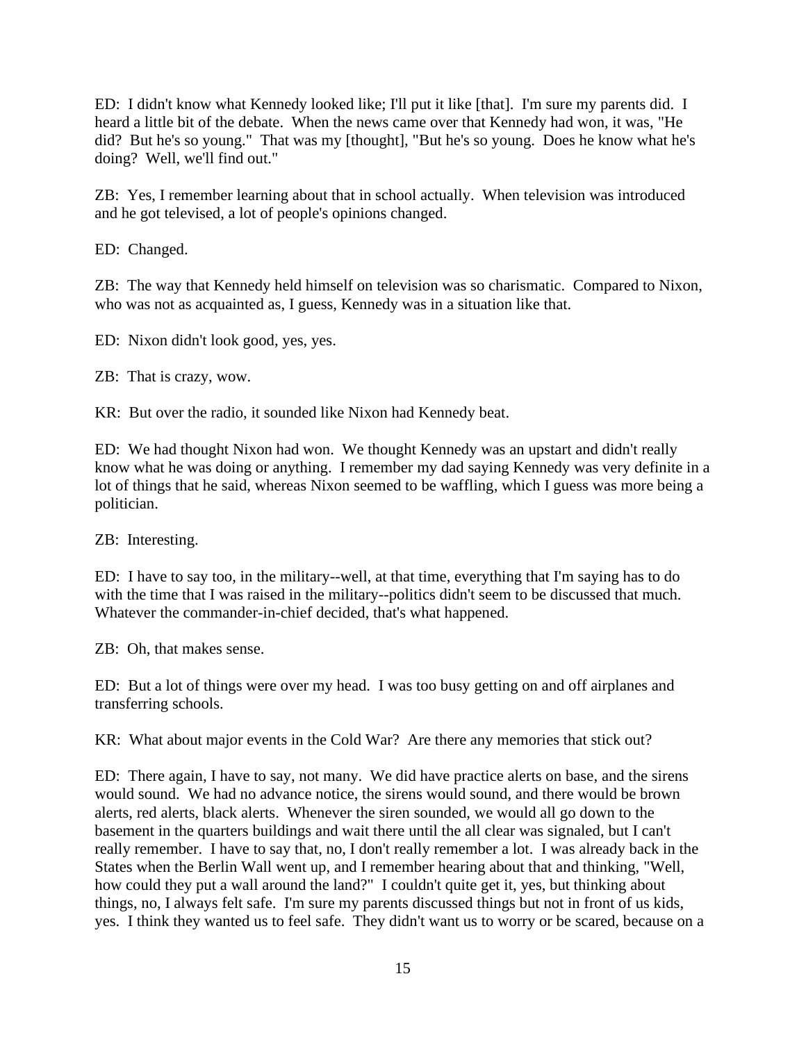ED: I didn't know what Kennedy looked like; I'll put it like [that]. I'm sure my parents did. I heard a little bit of the debate. When the news came over that Kennedy had won, it was, "He did? But he's so young." That was my [thought], "But he's so young. Does he know what he's doing? Well, we'll find out."

ZB: Yes, I remember learning about that in school actually. When television was introduced and he got televised, a lot of people's opinions changed.

ED: Changed.

ZB: The way that Kennedy held himself on television was so charismatic. Compared to Nixon, who was not as acquainted as, I guess, Kennedy was in a situation like that.

ED: Nixon didn't look good, yes, yes.

ZB: That is crazy, wow.

KR: But over the radio, it sounded like Nixon had Kennedy beat.

ED: We had thought Nixon had won. We thought Kennedy was an upstart and didn't really know what he was doing or anything. I remember my dad saying Kennedy was very definite in a lot of things that he said, whereas Nixon seemed to be waffling, which I guess was more being a politician.

ZB: Interesting.

ED: I have to say too, in the military--well, at that time, everything that I'm saying has to do with the time that I was raised in the military--politics didn't seem to be discussed that much. Whatever the commander-in-chief decided, that's what happened.

ZB: Oh, that makes sense.

ED: But a lot of things were over my head. I was too busy getting on and off airplanes and transferring schools.

KR: What about major events in the Cold War? Are there any memories that stick out?

ED: There again, I have to say, not many. We did have practice alerts on base, and the sirens would sound. We had no advance notice, the sirens would sound, and there would be brown alerts, red alerts, black alerts. Whenever the siren sounded, we would all go down to the basement in the quarters buildings and wait there until the all clear was signaled, but I can't really remember. I have to say that, no, I don't really remember a lot. I was already back in the States when the Berlin Wall went up, and I remember hearing about that and thinking, "Well, how could they put a wall around the land?" I couldn't quite get it, yes, but thinking about things, no, I always felt safe. I'm sure my parents discussed things but not in front of us kids, yes. I think they wanted us to feel safe. They didn't want us to worry or be scared, because on a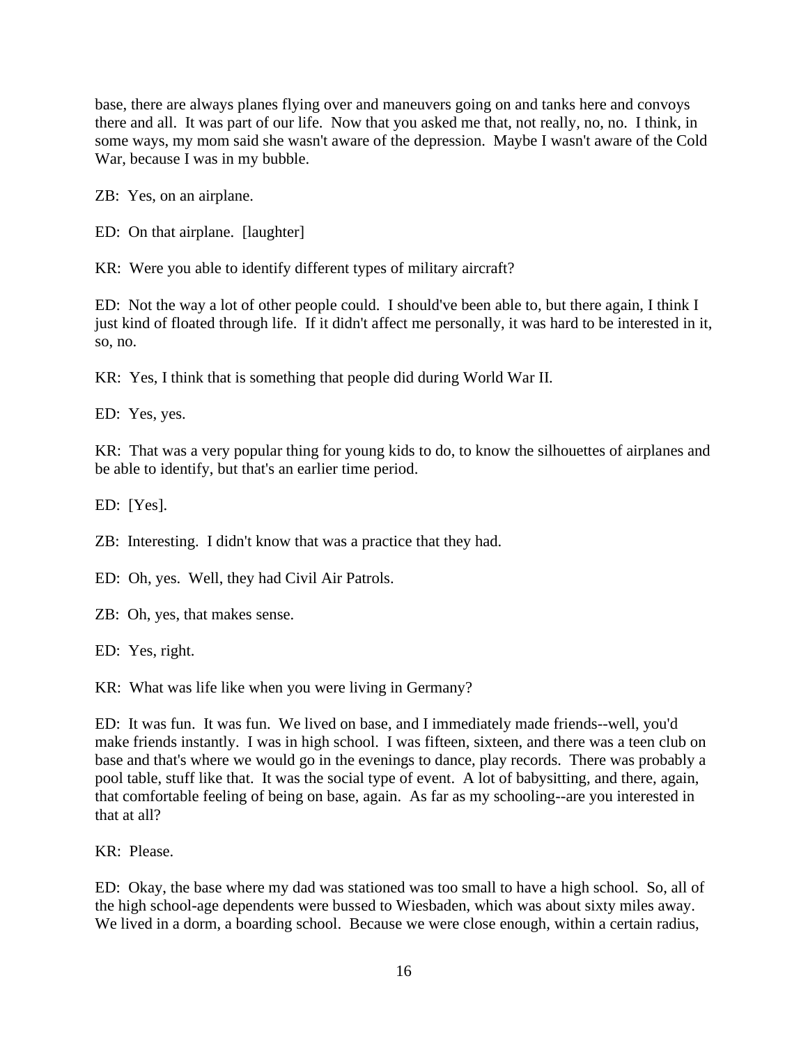base, there are always planes flying over and maneuvers going on and tanks here and convoys there and all. It was part of our life. Now that you asked me that, not really, no, no. I think, in some ways, my mom said she wasn't aware of the depression. Maybe I wasn't aware of the Cold War, because I was in my bubble.

ZB: Yes, on an airplane.

ED: On that airplane. [laughter]

KR: Were you able to identify different types of military aircraft?

ED: Not the way a lot of other people could. I should've been able to, but there again, I think I just kind of floated through life. If it didn't affect me personally, it was hard to be interested in it, so, no.

KR: Yes, I think that is something that people did during World War II.

ED: Yes, yes.

KR: That was a very popular thing for young kids to do, to know the silhouettes of airplanes and be able to identify, but that's an earlier time period.

ED: [Yes].

ZB: Interesting. I didn't know that was a practice that they had.

ED: Oh, yes. Well, they had Civil Air Patrols.

ZB: Oh, yes, that makes sense.

ED: Yes, right.

KR: What was life like when you were living in Germany?

ED: It was fun. It was fun. We lived on base, and I immediately made friends--well, you'd make friends instantly. I was in high school. I was fifteen, sixteen, and there was a teen club on base and that's where we would go in the evenings to dance, play records. There was probably a pool table, stuff like that. It was the social type of event. A lot of babysitting, and there, again, that comfortable feeling of being on base, again. As far as my schooling--are you interested in that at all?

KR: Please.

ED: Okay, the base where my dad was stationed was too small to have a high school. So, all of the high school-age dependents were bussed to Wiesbaden, which was about sixty miles away. We lived in a dorm, a boarding school. Because we were close enough, within a certain radius,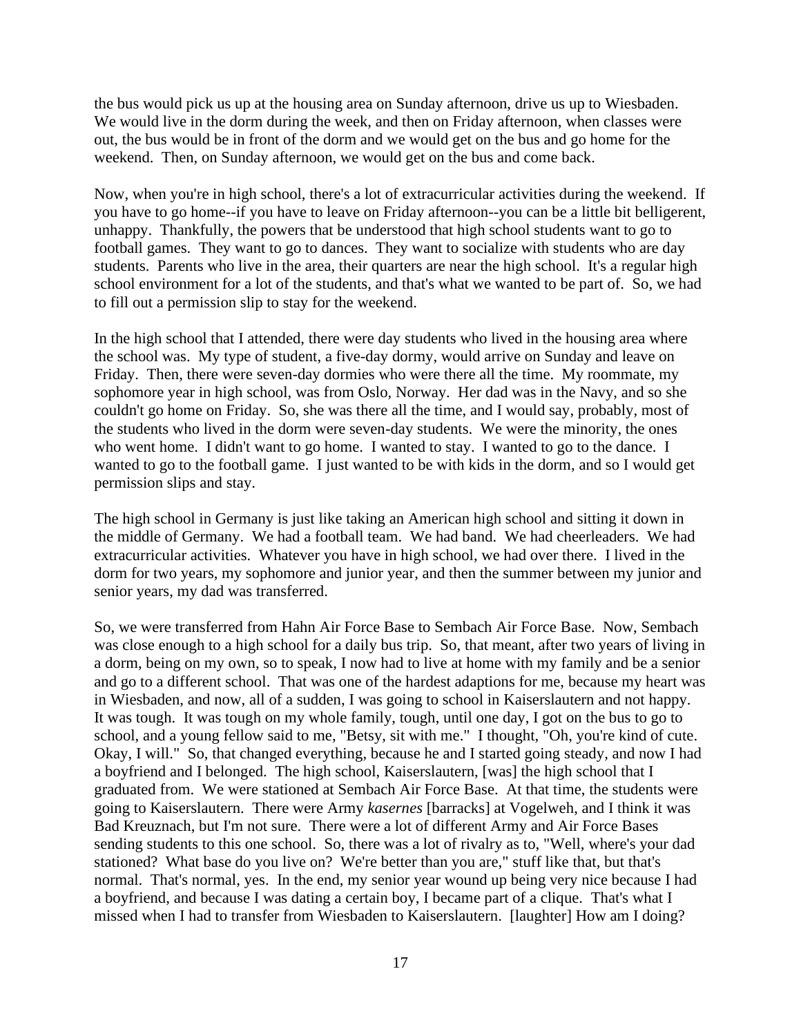the bus would pick us up at the housing area on Sunday afternoon, drive us up to Wiesbaden. We would live in the dorm during the week, and then on Friday afternoon, when classes were out, the bus would be in front of the dorm and we would get on the bus and go home for the weekend. Then, on Sunday afternoon, we would get on the bus and come back.

Now, when you're in high school, there's a lot of extracurricular activities during the weekend. If you have to go home--if you have to leave on Friday afternoon--you can be a little bit belligerent, unhappy. Thankfully, the powers that be understood that high school students want to go to football games. They want to go to dances. They want to socialize with students who are day students. Parents who live in the area, their quarters are near the high school. It's a regular high school environment for a lot of the students, and that's what we wanted to be part of. So, we had to fill out a permission slip to stay for the weekend.

In the high school that I attended, there were day students who lived in the housing area where the school was. My type of student, a five-day dormy, would arrive on Sunday and leave on Friday. Then, there were seven-day dormies who were there all the time. My roommate, my sophomore year in high school, was from Oslo, Norway. Her dad was in the Navy, and so she couldn't go home on Friday. So, she was there all the time, and I would say, probably, most of the students who lived in the dorm were seven-day students. We were the minority, the ones who went home. I didn't want to go home. I wanted to stay. I wanted to go to the dance. I wanted to go to the football game. I just wanted to be with kids in the dorm, and so I would get permission slips and stay.

The high school in Germany is just like taking an American high school and sitting it down in the middle of Germany. We had a football team. We had band. We had cheerleaders. We had extracurricular activities. Whatever you have in high school, we had over there. I lived in the dorm for two years, my sophomore and junior year, and then the summer between my junior and senior years, my dad was transferred.

So, we were transferred from Hahn Air Force Base to Sembach Air Force Base. Now, Sembach was close enough to a high school for a daily bus trip. So, that meant, after two years of living in a dorm, being on my own, so to speak, I now had to live at home with my family and be a senior and go to a different school. That was one of the hardest adaptions for me, because my heart was in Wiesbaden, and now, all of a sudden, I was going to school in Kaiserslautern and not happy. It was tough. It was tough on my whole family, tough, until one day, I got on the bus to go to school, and a young fellow said to me, "Betsy, sit with me." I thought, "Oh, you're kind of cute. Okay, I will." So, that changed everything, because he and I started going steady, and now I had a boyfriend and I belonged. The high school, Kaiserslautern, [was] the high school that I graduated from. We were stationed at Sembach Air Force Base. At that time, the students were going to Kaiserslautern. There were Army *kasernes* [barracks] at Vogelweh, and I think it was Bad Kreuznach, but I'm not sure. There were a lot of different Army and Air Force Bases sending students to this one school. So, there was a lot of rivalry as to, "Well, where's your dad stationed? What base do you live on? We're better than you are," stuff like that, but that's normal. That's normal, yes. In the end, my senior year wound up being very nice because I had a boyfriend, and because I was dating a certain boy, I became part of a clique. That's what I missed when I had to transfer from Wiesbaden to Kaiserslautern. [laughter] How am I doing?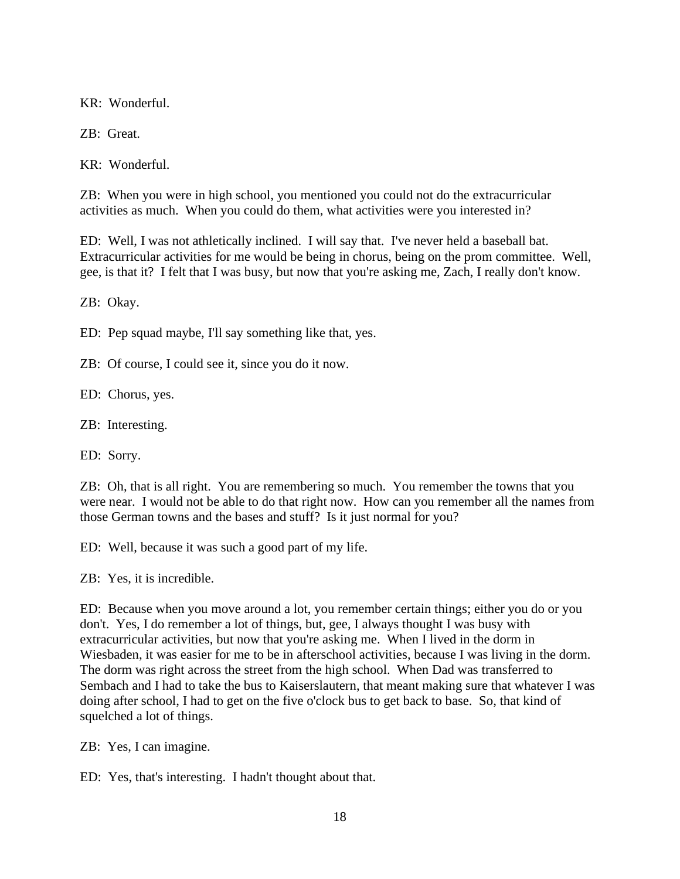KR: Wonderful.

ZB: Great.

KR: Wonderful.

ZB: When you were in high school, you mentioned you could not do the extracurricular activities as much. When you could do them, what activities were you interested in?

ED: Well, I was not athletically inclined. I will say that. I've never held a baseball bat. Extracurricular activities for me would be being in chorus, being on the prom committee. Well, gee, is that it? I felt that I was busy, but now that you're asking me, Zach, I really don't know.

ZB: Okay.

ED: Pep squad maybe, I'll say something like that, yes.

ZB: Of course, I could see it, since you do it now.

ED: Chorus, yes.

ZB: Interesting.

ED: Sorry.

ZB: Oh, that is all right. You are remembering so much. You remember the towns that you were near. I would not be able to do that right now. How can you remember all the names from those German towns and the bases and stuff? Is it just normal for you?

ED: Well, because it was such a good part of my life.

ZB: Yes, it is incredible.

ED: Because when you move around a lot, you remember certain things; either you do or you don't. Yes, I do remember a lot of things, but, gee, I always thought I was busy with extracurricular activities, but now that you're asking me. When I lived in the dorm in Wiesbaden, it was easier for me to be in afterschool activities, because I was living in the dorm. The dorm was right across the street from the high school. When Dad was transferred to Sembach and I had to take the bus to Kaiserslautern, that meant making sure that whatever I was doing after school, I had to get on the five o'clock bus to get back to base. So, that kind of squelched a lot of things.

ZB: Yes, I can imagine.

ED: Yes, that's interesting. I hadn't thought about that.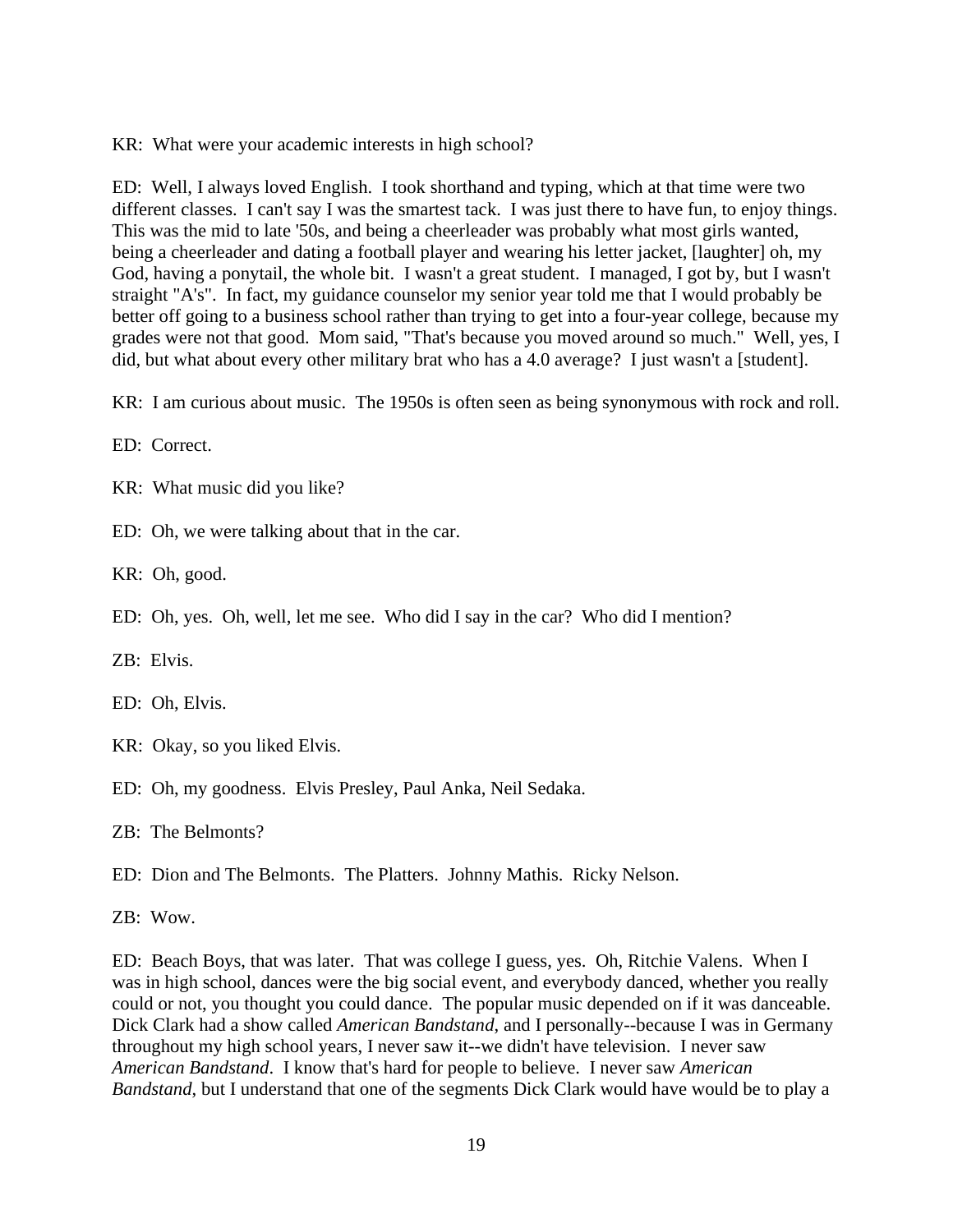KR: What were your academic interests in high school?

ED: Well, I always loved English. I took shorthand and typing, which at that time were two different classes. I can't say I was the smartest tack. I was just there to have fun, to enjoy things. This was the mid to late '50s, and being a cheerleader was probably what most girls wanted, being a cheerleader and dating a football player and wearing his letter jacket, [laughter] oh, my God, having a ponytail, the whole bit. I wasn't a great student. I managed, I got by, but I wasn't straight "A's". In fact, my guidance counselor my senior year told me that I would probably be better off going to a business school rather than trying to get into a four-year college, because my grades were not that good. Mom said, "That's because you moved around so much." Well, yes, I did, but what about every other military brat who has a 4.0 average? I just wasn't a [student].

KR: I am curious about music. The 1950s is often seen as being synonymous with rock and roll.

ED: Correct.

KR: What music did you like?

ED: Oh, we were talking about that in the car.

KR: Oh, good.

ED: Oh, yes. Oh, well, let me see. Who did I say in the car? Who did I mention?

ZB: Elvis.

ED: Oh, Elvis.

KR: Okay, so you liked Elvis.

ED: Oh, my goodness. Elvis Presley, Paul Anka, Neil Sedaka.

ZB: The Belmonts?

ED: Dion and The Belmonts. The Platters. Johnny Mathis. Ricky Nelson.

ZB: Wow.

ED: Beach Boys, that was later. That was college I guess, yes. Oh, Ritchie Valens. When I was in high school, dances were the big social event, and everybody danced, whether you really could or not, you thought you could dance. The popular music depended on if it was danceable. Dick Clark had a show called *American Bandstand*, and I personally--because I was in Germany throughout my high school years, I never saw it--we didn't have television. I never saw *American Bandstand*. I know that's hard for people to believe. I never saw *American Bandstand*, but I understand that one of the segments Dick Clark would have would be to play a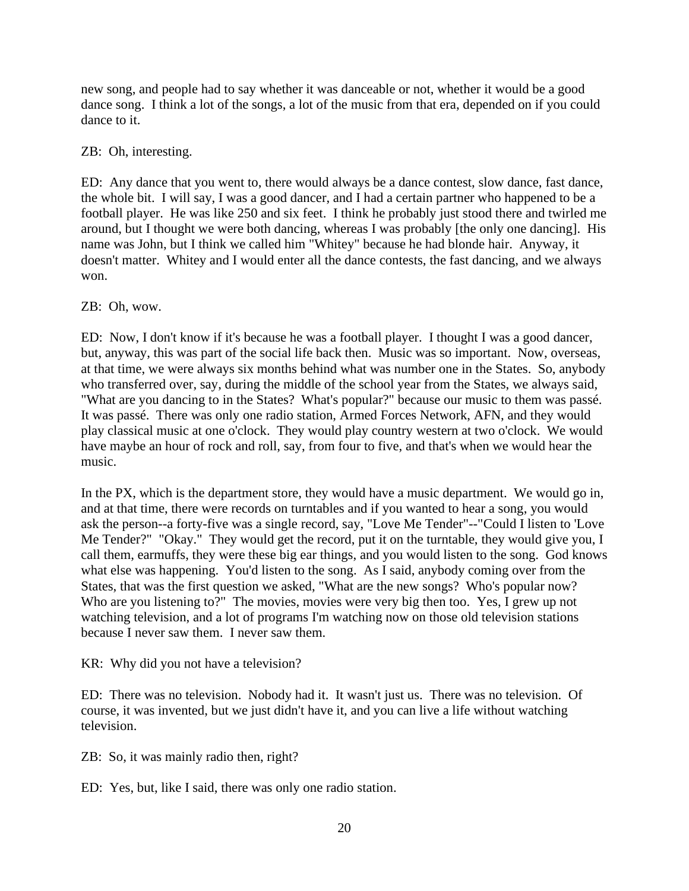new song, and people had to say whether it was danceable or not, whether it would be a good dance song. I think a lot of the songs, a lot of the music from that era, depended on if you could dance to it.

ZB: Oh, interesting.

ED: Any dance that you went to, there would always be a dance contest, slow dance, fast dance, the whole bit. I will say, I was a good dancer, and I had a certain partner who happened to be a football player. He was like 250 and six feet. I think he probably just stood there and twirled me around, but I thought we were both dancing, whereas I was probably [the only one dancing]. His name was John, but I think we called him "Whitey" because he had blonde hair. Anyway, it doesn't matter. Whitey and I would enter all the dance contests, the fast dancing, and we always won.

ZB: Oh, wow.

ED: Now, I don't know if it's because he was a football player. I thought I was a good dancer, but, anyway, this was part of the social life back then. Music was so important. Now, overseas, at that time, we were always six months behind what was number one in the States. So, anybody who transferred over, say, during the middle of the school year from the States, we always said, "What are you dancing to in the States? What's popular?" because our music to them was passé. It was passé. There was only one radio station, Armed Forces Network, AFN, and they would play classical music at one o'clock. They would play country western at two o'clock. We would have maybe an hour of rock and roll, say, from four to five, and that's when we would hear the music.

In the PX, which is the department store, they would have a music department. We would go in, and at that time, there were records on turntables and if you wanted to hear a song, you would ask the person--a forty-five was a single record, say, "Love Me Tender"--"Could I listen to 'Love Me Tender?" "Okay." They would get the record, put it on the turntable, they would give you, I call them, earmuffs, they were these big ear things, and you would listen to the song. God knows what else was happening. You'd listen to the song. As I said, anybody coming over from the States, that was the first question we asked, "What are the new songs? Who's popular now? Who are you listening to?" The movies, movies were very big then too. Yes, I grew up not watching television, and a lot of programs I'm watching now on those old television stations because I never saw them. I never saw them.

KR: Why did you not have a television?

ED: There was no television. Nobody had it. It wasn't just us. There was no television. Of course, it was invented, but we just didn't have it, and you can live a life without watching television.

ZB: So, it was mainly radio then, right?

ED: Yes, but, like I said, there was only one radio station.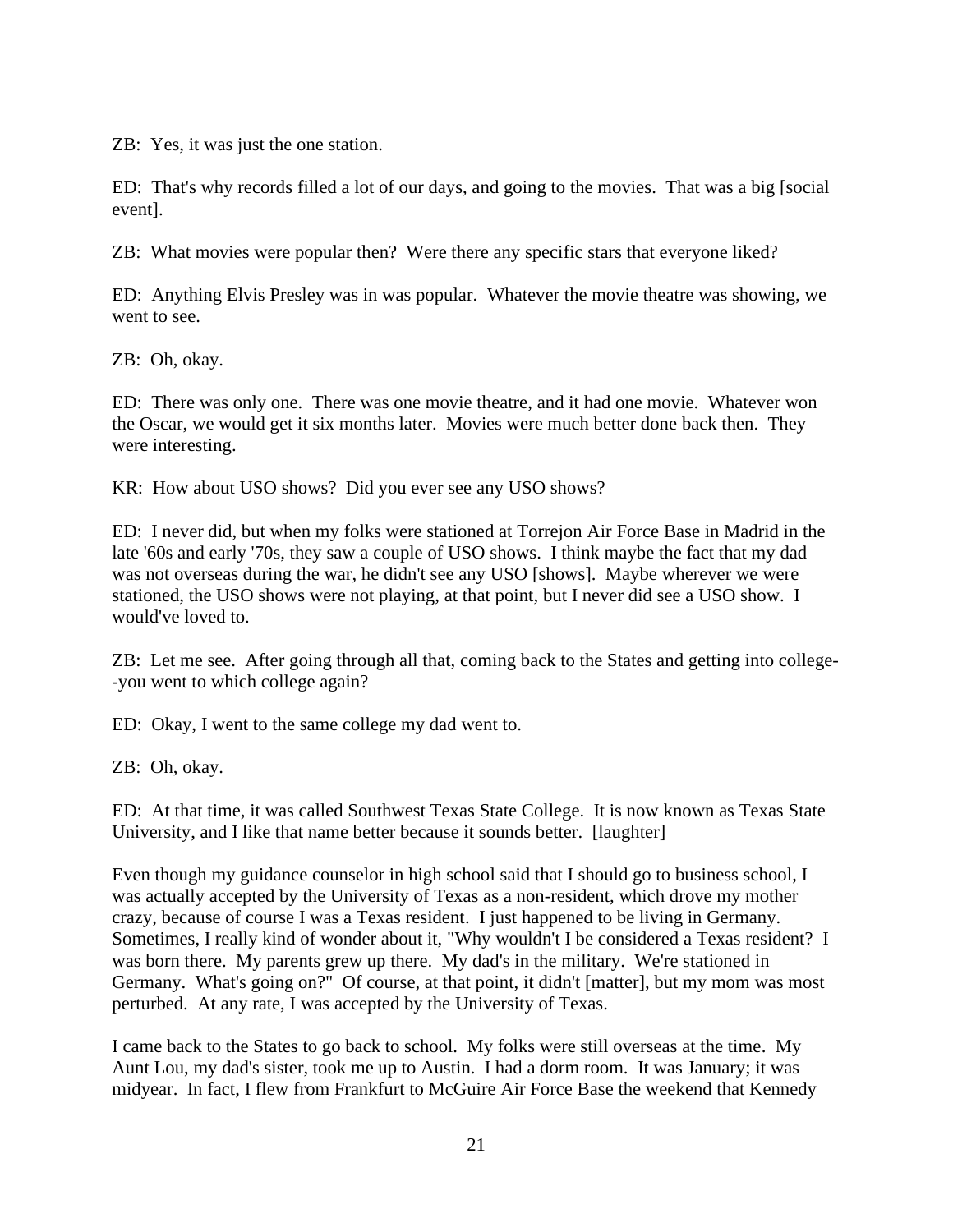ZB: Yes, it was just the one station.

ED: That's why records filled a lot of our days, and going to the movies. That was a big [social event].

ZB: What movies were popular then? Were there any specific stars that everyone liked?

ED: Anything Elvis Presley was in was popular. Whatever the movie theatre was showing, we went to see.

ZB: Oh, okay.

ED: There was only one. There was one movie theatre, and it had one movie. Whatever won the Oscar, we would get it six months later. Movies were much better done back then. They were interesting.

KR: How about USO shows? Did you ever see any USO shows?

ED: I never did, but when my folks were stationed at Torrejon Air Force Base in Madrid in the late '60s and early '70s, they saw a couple of USO shows. I think maybe the fact that my dad was not overseas during the war, he didn't see any USO [shows]. Maybe wherever we were stationed, the USO shows were not playing, at that point, but I never did see a USO show. I would've loved to.

ZB: Let me see. After going through all that, coming back to the States and getting into college--you went to which college again?

ED: Okay, I went to the same college my dad went to.

ZB: Oh, okay.

ED: At that time, it was called Southwest Texas State College. It is now known as Texas State University, and I like that name better because it sounds better. [laughter]

Even though my guidance counselor in high school said that I should go to business school, I was actually accepted by the University of Texas as a non-resident, which drove my mother crazy, because of course I was a Texas resident. I just happened to be living in Germany. Sometimes, I really kind of wonder about it, "Why wouldn't I be considered a Texas resident? I was born there. My parents grew up there. My dad's in the military. We're stationed in Germany. What's going on?" Of course, at that point, it didn't [matter], but my mom was most perturbed. At any rate, I was accepted by the University of Texas.

I came back to the States to go back to school. My folks were still overseas at the time. My Aunt Lou, my dad's sister, took me up to Austin. I had a dorm room. It was January; it was midyear. In fact, I flew from Frankfurt to McGuire Air Force Base the weekend that Kennedy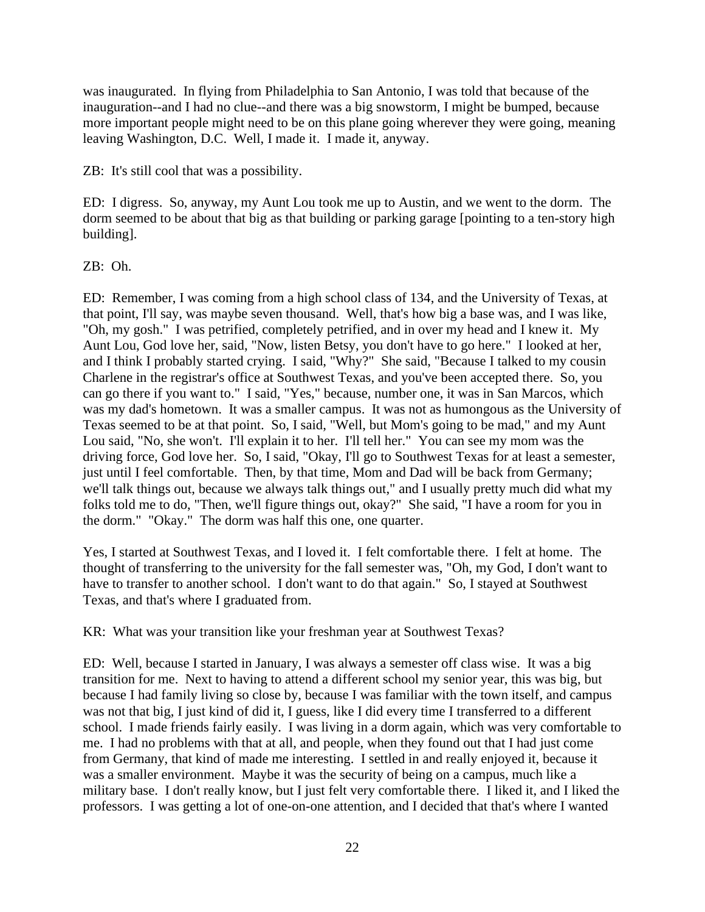was inaugurated. In flying from Philadelphia to San Antonio, I was told that because of the inauguration--and I had no clue--and there was a big snowstorm, I might be bumped, because more important people might need to be on this plane going wherever they were going, meaning leaving Washington, D.C. Well, I made it. I made it, anyway.

ZB: It's still cool that was a possibility.

ED: I digress. So, anyway, my Aunt Lou took me up to Austin, and we went to the dorm. The dorm seemed to be about that big as that building or parking garage [pointing to a ten-story high building].

ZB: Oh.

ED: Remember, I was coming from a high school class of 134, and the University of Texas, at that point, I'll say, was maybe seven thousand. Well, that's how big a base was, and I was like, "Oh, my gosh." I was petrified, completely petrified, and in over my head and I knew it. My Aunt Lou, God love her, said, "Now, listen Betsy, you don't have to go here." I looked at her, and I think I probably started crying. I said, "Why?" She said, "Because I talked to my cousin Charlene in the registrar's office at Southwest Texas, and you've been accepted there. So, you can go there if you want to." I said, "Yes," because, number one, it was in San Marcos, which was my dad's hometown. It was a smaller campus. It was not as humongous as the University of Texas seemed to be at that point. So, I said, "Well, but Mom's going to be mad," and my Aunt Lou said, "No, she won't. I'll explain it to her. I'll tell her." You can see my mom was the driving force, God love her. So, I said, "Okay, I'll go to Southwest Texas for at least a semester, just until I feel comfortable. Then, by that time, Mom and Dad will be back from Germany; we'll talk things out, because we always talk things out," and I usually pretty much did what my folks told me to do, "Then, we'll figure things out, okay?" She said, "I have a room for you in the dorm." "Okay." The dorm was half this one, one quarter.

Yes, I started at Southwest Texas, and I loved it. I felt comfortable there. I felt at home. The thought of transferring to the university for the fall semester was, "Oh, my God, I don't want to have to transfer to another school. I don't want to do that again." So, I stayed at Southwest Texas, and that's where I graduated from.

KR: What was your transition like your freshman year at Southwest Texas?

ED: Well, because I started in January, I was always a semester off class wise. It was a big transition for me. Next to having to attend a different school my senior year, this was big, but because I had family living so close by, because I was familiar with the town itself, and campus was not that big, I just kind of did it, I guess, like I did every time I transferred to a different school. I made friends fairly easily. I was living in a dorm again, which was very comfortable to me. I had no problems with that at all, and people, when they found out that I had just come from Germany, that kind of made me interesting. I settled in and really enjoyed it, because it was a smaller environment. Maybe it was the security of being on a campus, much like a military base. I don't really know, but I just felt very comfortable there. I liked it, and I liked the professors. I was getting a lot of one-on-one attention, and I decided that that's where I wanted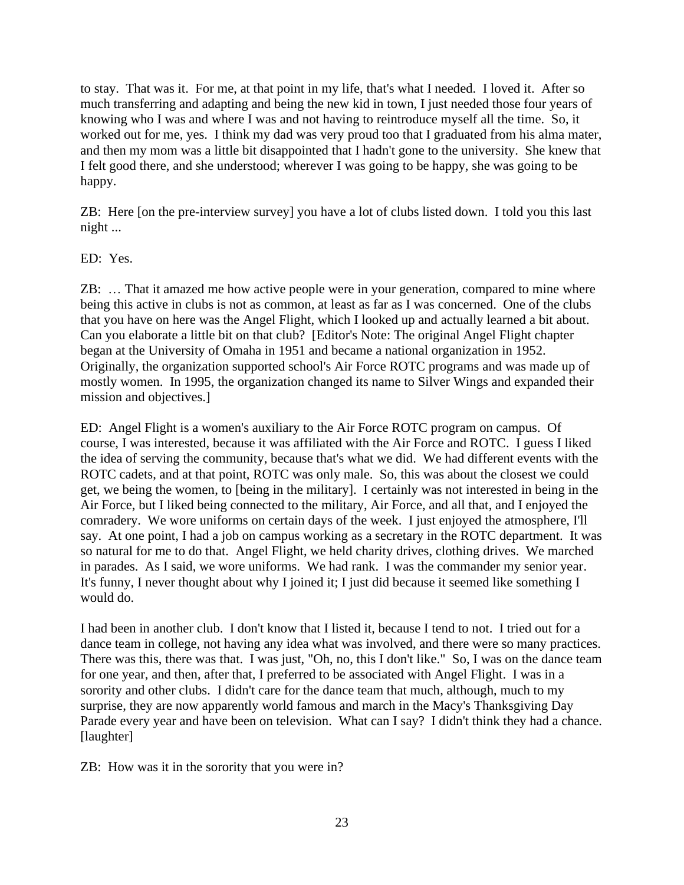to stay. That was it. For me, at that point in my life, that's what I needed. I loved it. After so much transferring and adapting and being the new kid in town, I just needed those four years of knowing who I was and where I was and not having to reintroduce myself all the time. So, it worked out for me, yes. I think my dad was very proud too that I graduated from his alma mater, and then my mom was a little bit disappointed that I hadn't gone to the university. She knew that I felt good there, and she understood; wherever I was going to be happy, she was going to be happy.

ZB: Here [on the pre-interview survey] you have a lot of clubs listed down. I told you this last night ...

ED: Yes.

ZB: … That it amazed me how active people were in your generation, compared to mine where being this active in clubs is not as common, at least as far as I was concerned. One of the clubs that you have on here was the Angel Flight, which I looked up and actually learned a bit about. Can you elaborate a little bit on that club? [Editor's Note: The original Angel Flight chapter began at the University of Omaha in 1951 and became a national organization in 1952. Originally, the organization supported school's Air Force ROTC programs and was made up of mostly women. In 1995, the organization changed its name to Silver Wings and expanded their mission and objectives.]

ED: Angel Flight is a women's auxiliary to the Air Force ROTC program on campus. Of course, I was interested, because it was affiliated with the Air Force and ROTC. I guess I liked the idea of serving the community, because that's what we did. We had different events with the ROTC cadets, and at that point, ROTC was only male. So, this was about the closest we could get, we being the women, to [being in the military]. I certainly was not interested in being in the Air Force, but I liked being connected to the military, Air Force, and all that, and I enjoyed the comradery. We wore uniforms on certain days of the week. I just enjoyed the atmosphere, I'll say. At one point, I had a job on campus working as a secretary in the ROTC department. It was so natural for me to do that. Angel Flight, we held charity drives, clothing drives. We marched in parades. As I said, we wore uniforms. We had rank. I was the commander my senior year. It's funny, I never thought about why I joined it; I just did because it seemed like something I would do.

I had been in another club. I don't know that I listed it, because I tend to not. I tried out for a dance team in college, not having any idea what was involved, and there were so many practices. There was this, there was that. I was just, "Oh, no, this I don't like." So, I was on the dance team for one year, and then, after that, I preferred to be associated with Angel Flight. I was in a sorority and other clubs. I didn't care for the dance team that much, although, much to my surprise, they are now apparently world famous and march in the Macy's Thanksgiving Day Parade every year and have been on television. What can I say? I didn't think they had a chance. [laughter]

ZB: How was it in the sorority that you were in?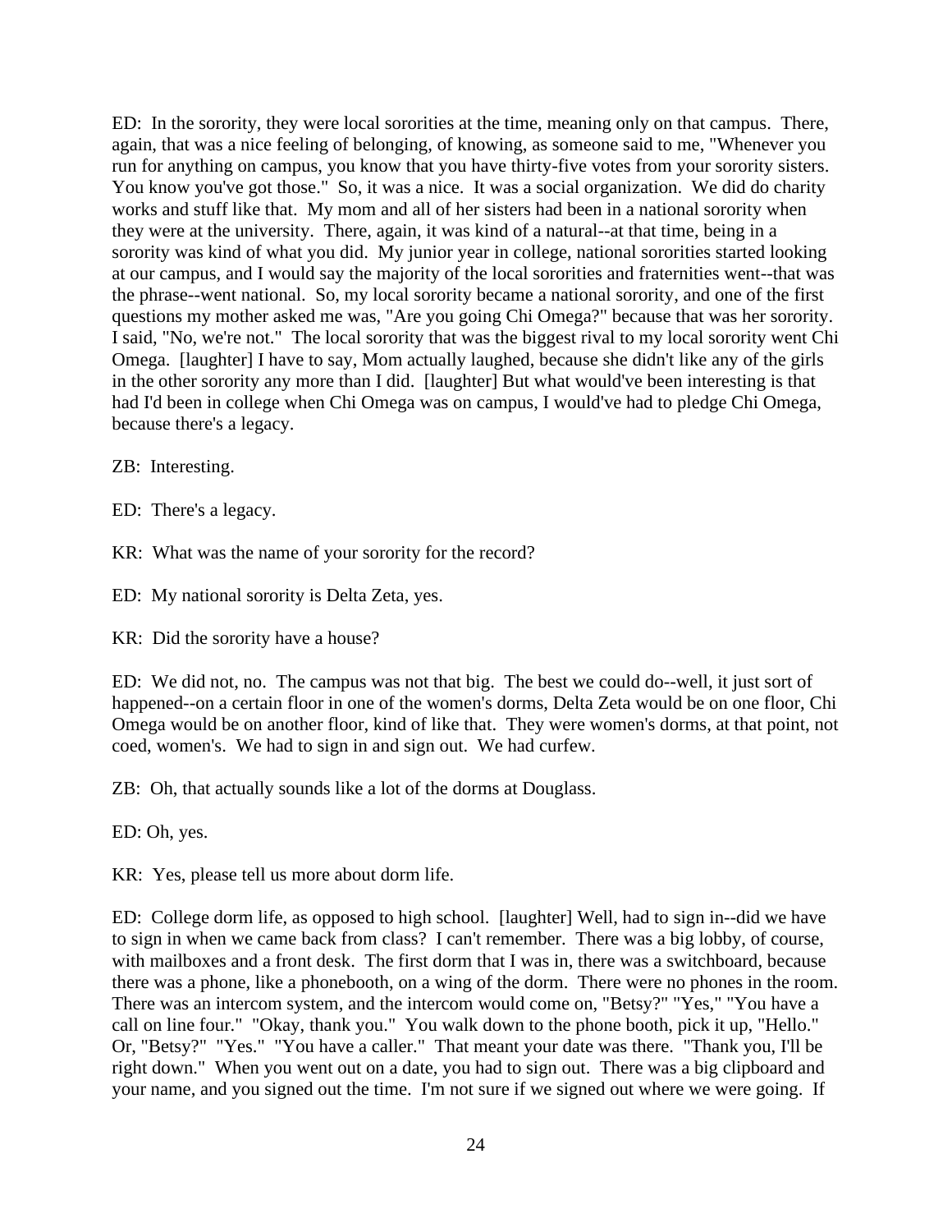ED: In the sorority, they were local sororities at the time, meaning only on that campus. There, again, that was a nice feeling of belonging, of knowing, as someone said to me, "Whenever you run for anything on campus, you know that you have thirty-five votes from your sorority sisters. You know you've got those." So, it was a nice. It was a social organization. We did do charity works and stuff like that. My mom and all of her sisters had been in a national sorority when they were at the university. There, again, it was kind of a natural--at that time, being in a sorority was kind of what you did. My junior year in college, national sororities started looking at our campus, and I would say the majority of the local sororities and fraternities went--that was the phrase--went national. So, my local sorority became a national sorority, and one of the first questions my mother asked me was, "Are you going Chi Omega?" because that was her sorority. I said, "No, we're not." The local sorority that was the biggest rival to my local sorority went Chi Omega. [laughter] I have to say, Mom actually laughed, because she didn't like any of the girls in the other sorority any more than I did. [laughter] But what would've been interesting is that had I'd been in college when Chi Omega was on campus, I would've had to pledge Chi Omega, because there's a legacy.

ZB: Interesting.

ED: There's a legacy.

KR: What was the name of your sorority for the record?

ED: My national sorority is Delta Zeta, yes.

KR: Did the sorority have a house?

ED: We did not, no. The campus was not that big. The best we could do--well, it just sort of happened--on a certain floor in one of the women's dorms, Delta Zeta would be on one floor, Chi Omega would be on another floor, kind of like that. They were women's dorms, at that point, not coed, women's. We had to sign in and sign out. We had curfew.

ZB: Oh, that actually sounds like a lot of the dorms at Douglass.

ED: Oh, yes.

KR: Yes, please tell us more about dorm life.

ED: College dorm life, as opposed to high school. [laughter] Well, had to sign in--did we have to sign in when we came back from class? I can't remember. There was a big lobby, of course, with mailboxes and a front desk. The first dorm that I was in, there was a switchboard, because there was a phone, like a phonebooth, on a wing of the dorm. There were no phones in the room. There was an intercom system, and the intercom would come on, "Betsy?" "Yes," "You have a call on line four." "Okay, thank you." You walk down to the phone booth, pick it up, "Hello." Or, "Betsy?" "Yes." "You have a caller." That meant your date was there. "Thank you, I'll be right down." When you went out on a date, you had to sign out. There was a big clipboard and your name, and you signed out the time. I'm not sure if we signed out where we were going. If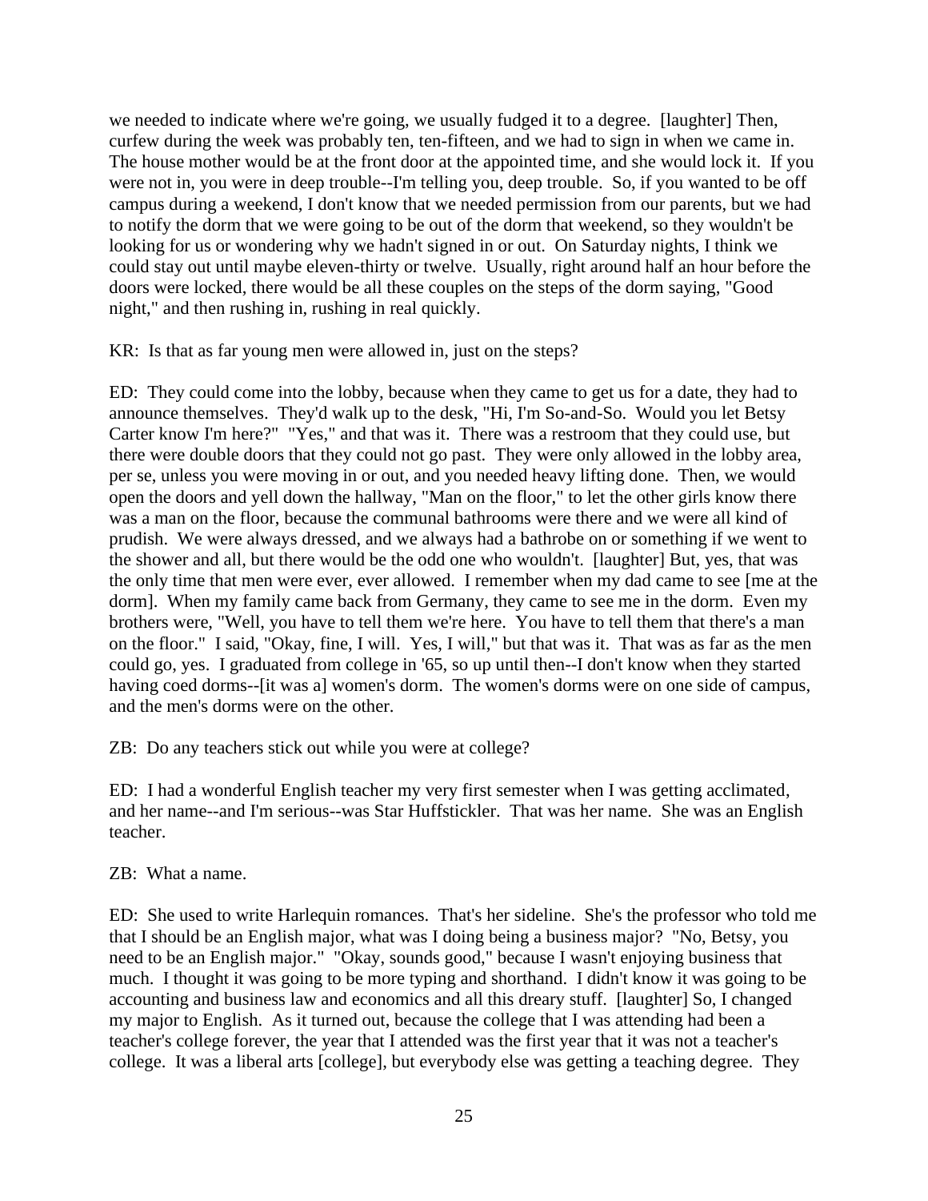we needed to indicate where we're going, we usually fudged it to a degree. [laughter] Then, curfew during the week was probably ten, ten-fifteen, and we had to sign in when we came in. The house mother would be at the front door at the appointed time, and she would lock it. If you were not in, you were in deep trouble--I'm telling you, deep trouble. So, if you wanted to be off campus during a weekend, I don't know that we needed permission from our parents, but we had to notify the dorm that we were going to be out of the dorm that weekend, so they wouldn't be looking for us or wondering why we hadn't signed in or out. On Saturday nights, I think we could stay out until maybe eleven-thirty or twelve. Usually, right around half an hour before the doors were locked, there would be all these couples on the steps of the dorm saying, "Good night," and then rushing in, rushing in real quickly.

KR: Is that as far young men were allowed in, just on the steps?

ED: They could come into the lobby, because when they came to get us for a date, they had to announce themselves. They'd walk up to the desk, "Hi, I'm So-and-So. Would you let Betsy Carter know I'm here?" "Yes," and that was it. There was a restroom that they could use, but there were double doors that they could not go past. They were only allowed in the lobby area, per se, unless you were moving in or out, and you needed heavy lifting done. Then, we would open the doors and yell down the hallway, "Man on the floor," to let the other girls know there was a man on the floor, because the communal bathrooms were there and we were all kind of prudish. We were always dressed, and we always had a bathrobe on or something if we went to the shower and all, but there would be the odd one who wouldn't. [laughter] But, yes, that was the only time that men were ever, ever allowed. I remember when my dad came to see [me at the dorm]. When my family came back from Germany, they came to see me in the dorm. Even my brothers were, "Well, you have to tell them we're here. You have to tell them that there's a man on the floor." I said, "Okay, fine, I will. Yes, I will," but that was it. That was as far as the men could go, yes. I graduated from college in '65, so up until then--I don't know when they started having coed dorms--[it was a] women's dorm. The women's dorms were on one side of campus, and the men's dorms were on the other.

ZB: Do any teachers stick out while you were at college?

ED: I had a wonderful English teacher my very first semester when I was getting acclimated, and her name--and I'm serious--was Star Huffstickler. That was her name. She was an English teacher.

ZB: What a name.

ED: She used to write Harlequin romances. That's her sideline. She's the professor who told me that I should be an English major, what was I doing being a business major? "No, Betsy, you need to be an English major." "Okay, sounds good," because I wasn't enjoying business that much. I thought it was going to be more typing and shorthand. I didn't know it was going to be accounting and business law and economics and all this dreary stuff. [laughter] So, I changed my major to English. As it turned out, because the college that I was attending had been a teacher's college forever, the year that I attended was the first year that it was not a teacher's college. It was a liberal arts [college], but everybody else was getting a teaching degree. They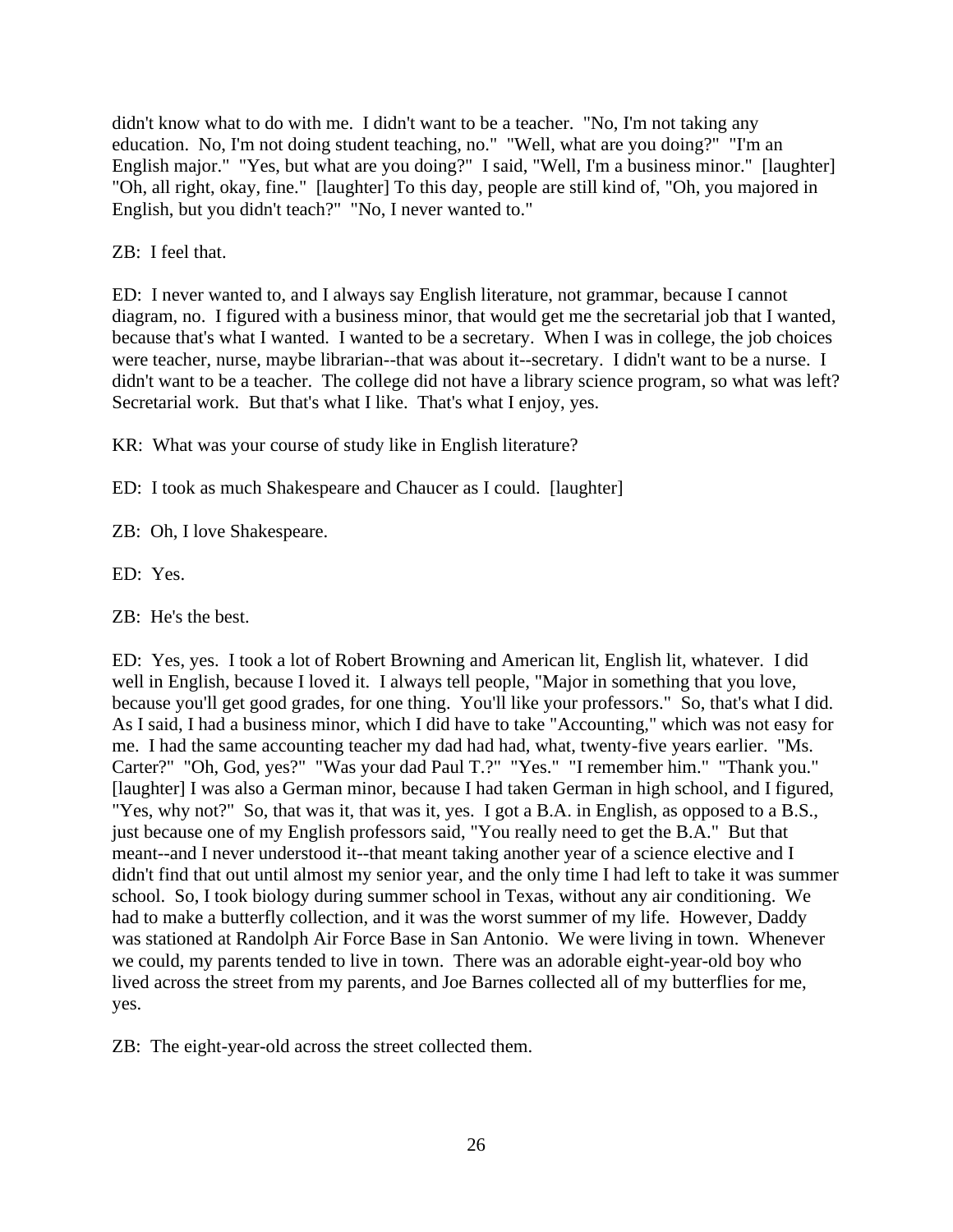didn't know what to do with me. I didn't want to be a teacher. "No, I'm not taking any education. No, I'm not doing student teaching, no." "Well, what are you doing?" "I'm an English major." "Yes, but what are you doing?" I said, "Well, I'm a business minor." [laughter] "Oh, all right, okay, fine." [laughter] To this day, people are still kind of, "Oh, you majored in English, but you didn't teach?" "No, I never wanted to."

ZB: I feel that.

ED: I never wanted to, and I always say English literature, not grammar, because I cannot diagram, no. I figured with a business minor, that would get me the secretarial job that I wanted, because that's what I wanted. I wanted to be a secretary. When I was in college, the job choices were teacher, nurse, maybe librarian--that was about it--secretary. I didn't want to be a nurse. I didn't want to be a teacher. The college did not have a library science program, so what was left? Secretarial work. But that's what I like. That's what I enjoy, yes.

KR: What was your course of study like in English literature?

ED: I took as much Shakespeare and Chaucer as I could. [laughter]

ZB: Oh, I love Shakespeare.

ED: Yes.

ZB: He's the best.

ED: Yes, yes. I took a lot of Robert Browning and American lit, English lit, whatever. I did well in English, because I loved it. I always tell people, "Major in something that you love, because you'll get good grades, for one thing. You'll like your professors." So, that's what I did. As I said, I had a business minor, which I did have to take "Accounting," which was not easy for me. I had the same accounting teacher my dad had had, what, twenty-five years earlier. "Ms. Carter?" "Oh, God, yes?" "Was your dad Paul T.?" "Yes." "I remember him." "Thank you." [laughter] I was also a German minor, because I had taken German in high school, and I figured, "Yes, why not?" So, that was it, that was it, yes. I got a B.A. in English, as opposed to a B.S., just because one of my English professors said, "You really need to get the B.A." But that meant--and I never understood it--that meant taking another year of a science elective and I didn't find that out until almost my senior year, and the only time I had left to take it was summer school. So, I took biology during summer school in Texas, without any air conditioning. We had to make a butterfly collection, and it was the worst summer of my life. However, Daddy was stationed at Randolph Air Force Base in San Antonio. We were living in town. Whenever we could, my parents tended to live in town. There was an adorable eight-year-old boy who lived across the street from my parents, and Joe Barnes collected all of my butterflies for me, yes.

ZB: The eight-year-old across the street collected them.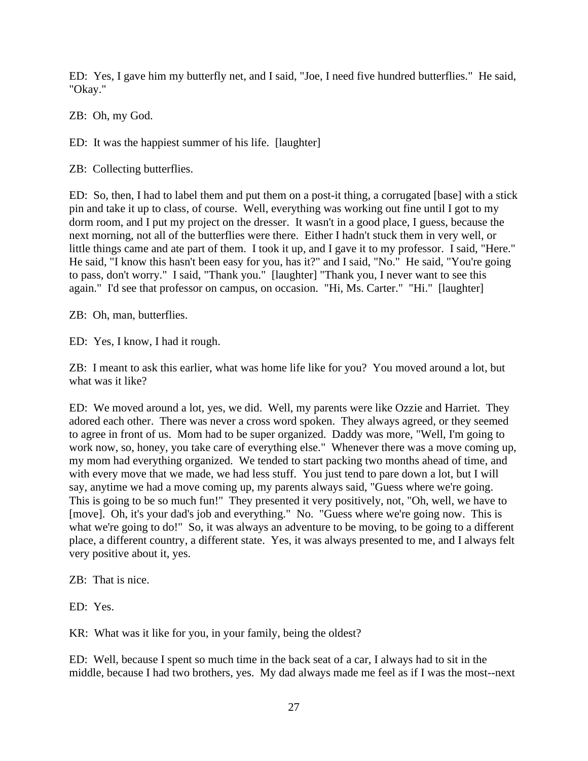ED: Yes, I gave him my butterfly net, and I said, "Joe, I need five hundred butterflies." He said, "Okay."

ZB: Oh, my God.

ED: It was the happiest summer of his life. [laughter]

ZB: Collecting butterflies.

ED: So, then, I had to label them and put them on a post-it thing, a corrugated [base] with a stick pin and take it up to class, of course. Well, everything was working out fine until I got to my dorm room, and I put my project on the dresser. It wasn't in a good place, I guess, because the next morning, not all of the butterflies were there. Either I hadn't stuck them in very well, or little things came and ate part of them. I took it up, and I gave it to my professor. I said, "Here." He said, "I know this hasn't been easy for you, has it?" and I said, "No." He said, "You're going to pass, don't worry." I said, "Thank you." [laughter] "Thank you, I never want to see this again." I'd see that professor on campus, on occasion. "Hi, Ms. Carter." "Hi." [laughter]

ZB: Oh, man, butterflies.

ED: Yes, I know, I had it rough.

ZB: I meant to ask this earlier, what was home life like for you? You moved around a lot, but what was it like?

ED: We moved around a lot, yes, we did. Well, my parents were like Ozzie and Harriet. They adored each other. There was never a cross word spoken. They always agreed, or they seemed to agree in front of us. Mom had to be super organized. Daddy was more, "Well, I'm going to work now, so, honey, you take care of everything else." Whenever there was a move coming up, my mom had everything organized. We tended to start packing two months ahead of time, and with every move that we made, we had less stuff. You just tend to pare down a lot, but I will say, anytime we had a move coming up, my parents always said, "Guess where we're going. This is going to be so much fun!" They presented it very positively, not, "Oh, well, we have to [move]. Oh, it's your dad's job and everything." No. "Guess where we're going now. This is what we're going to do!" So, it was always an adventure to be moving, to be going to a different place, a different country, a different state. Yes, it was always presented to me, and I always felt very positive about it, yes.

ZB: That is nice.

ED: Yes.

KR: What was it like for you, in your family, being the oldest?

ED: Well, because I spent so much time in the back seat of a car, I always had to sit in the middle, because I had two brothers, yes. My dad always made me feel as if I was the most--next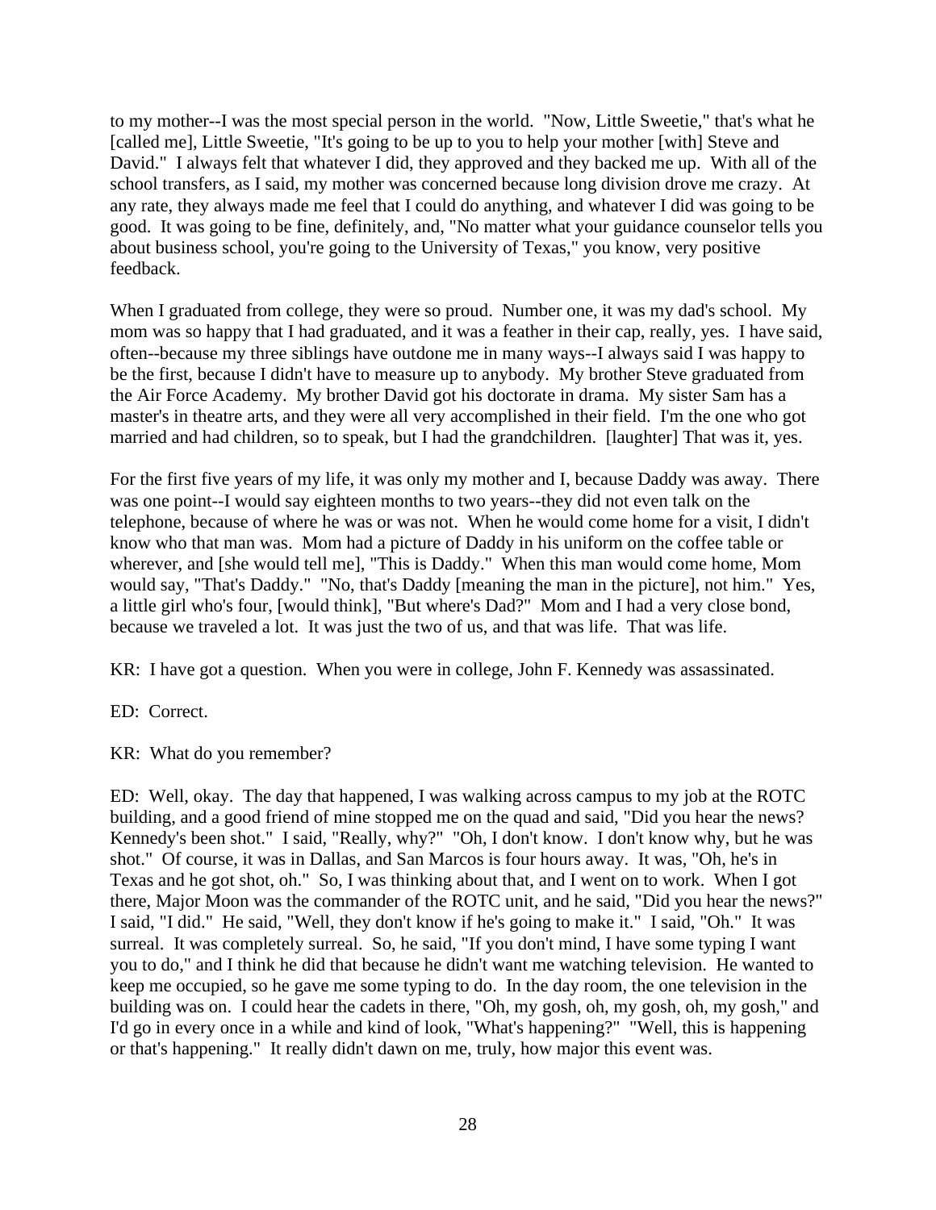to my mother--I was the most special person in the world. "Now, Little Sweetie," that's what he [called me], Little Sweetie, "It's going to be up to you to help your mother [with] Steve and David." I always felt that whatever I did, they approved and they backed me up. With all of the school transfers, as I said, my mother was concerned because long division drove me crazy. At any rate, they always made me feel that I could do anything, and whatever I did was going to be good. It was going to be fine, definitely, and, "No matter what your guidance counselor tells you about business school, you're going to the University of Texas," you know, very positive feedback.

When I graduated from college, they were so proud. Number one, it was my dad's school. My mom was so happy that I had graduated, and it was a feather in their cap, really, yes. I have said, often--because my three siblings have outdone me in many ways--I always said I was happy to be the first, because I didn't have to measure up to anybody. My brother Steve graduated from the Air Force Academy. My brother David got his doctorate in drama. My sister Sam has a master's in theatre arts, and they were all very accomplished in their field. I'm the one who got married and had children, so to speak, but I had the grandchildren. [laughter] That was it, yes.

For the first five years of my life, it was only my mother and I, because Daddy was away. There was one point--I would say eighteen months to two years--they did not even talk on the telephone, because of where he was or was not. When he would come home for a visit, I didn't know who that man was. Mom had a picture of Daddy in his uniform on the coffee table or wherever, and [she would tell me], "This is Daddy." When this man would come home, Mom would say, "That's Daddy." "No, that's Daddy [meaning the man in the picture], not him." Yes, a little girl who's four, [would think], "But where's Dad?" Mom and I had a very close bond, because we traveled a lot. It was just the two of us, and that was life. That was life.

KR: I have got a question. When you were in college, John F. Kennedy was assassinated.

ED: Correct.

KR: What do you remember?

ED: Well, okay. The day that happened, I was walking across campus to my job at the ROTC building, and a good friend of mine stopped me on the quad and said, "Did you hear the news? Kennedy's been shot." I said, "Really, why?" "Oh, I don't know. I don't know why, but he was shot." Of course, it was in Dallas, and San Marcos is four hours away. It was, "Oh, he's in Texas and he got shot, oh." So, I was thinking about that, and I went on to work. When I got there, Major Moon was the commander of the ROTC unit, and he said, "Did you hear the news?" I said, "I did." He said, "Well, they don't know if he's going to make it." I said, "Oh." It was surreal. It was completely surreal. So, he said, "If you don't mind, I have some typing I want you to do," and I think he did that because he didn't want me watching television. He wanted to keep me occupied, so he gave me some typing to do. In the day room, the one television in the building was on. I could hear the cadets in there, "Oh, my gosh, oh, my gosh, oh, my gosh," and I'd go in every once in a while and kind of look, "What's happening?" "Well, this is happening or that's happening." It really didn't dawn on me, truly, how major this event was.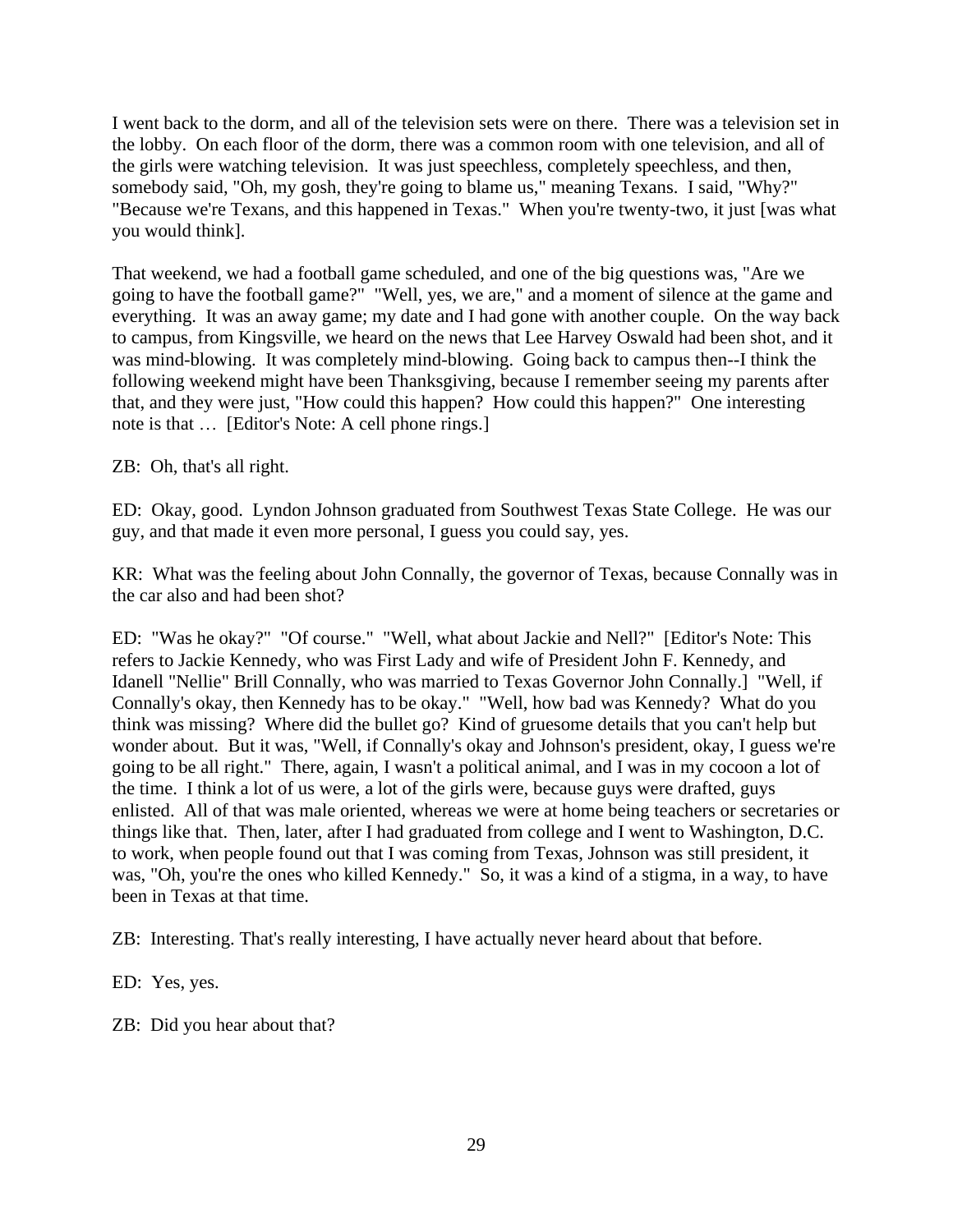I went back to the dorm, and all of the television sets were on there. There was a television set in the lobby. On each floor of the dorm, there was a common room with one television, and all of the girls were watching television. It was just speechless, completely speechless, and then, somebody said, "Oh, my gosh, they're going to blame us," meaning Texans. I said, "Why?" "Because we're Texans, and this happened in Texas." When you're twenty-two, it just [was what you would think].

That weekend, we had a football game scheduled, and one of the big questions was, "Are we going to have the football game?" "Well, yes, we are," and a moment of silence at the game and everything. It was an away game; my date and I had gone with another couple. On the way back to campus, from Kingsville, we heard on the news that Lee Harvey Oswald had been shot, and it was mind-blowing. It was completely mind-blowing. Going back to campus then--I think the following weekend might have been Thanksgiving, because I remember seeing my parents after that, and they were just, "How could this happen? How could this happen?" One interesting note is that … [Editor's Note: A cell phone rings.]

ZB: Oh, that's all right.

ED: Okay, good. Lyndon Johnson graduated from Southwest Texas State College. He was our guy, and that made it even more personal, I guess you could say, yes.

KR: What was the feeling about John Connally, the governor of Texas, because Connally was in the car also and had been shot?

ED: "Was he okay?" "Of course." "Well, what about Jackie and Nell?" [Editor's Note: This refers to Jackie Kennedy, who was First Lady and wife of President John F. Kennedy, and Idanell "Nellie" Brill Connally, who was married to Texas Governor John Connally.] "Well, if Connally's okay, then Kennedy has to be okay." "Well, how bad was Kennedy? What do you think was missing? Where did the bullet go? Kind of gruesome details that you can't help but wonder about. But it was, "Well, if Connally's okay and Johnson's president, okay, I guess we're going to be all right." There, again, I wasn't a political animal, and I was in my cocoon a lot of the time. I think a lot of us were, a lot of the girls were, because guys were drafted, guys enlisted. All of that was male oriented, whereas we were at home being teachers or secretaries or things like that. Then, later, after I had graduated from college and I went to Washington, D.C. to work, when people found out that I was coming from Texas, Johnson was still president, it was, "Oh, you're the ones who killed Kennedy." So, it was a kind of a stigma, in a way, to have been in Texas at that time.

ZB: Interesting. That's really interesting, I have actually never heard about that before.

ED: Yes, yes.

ZB: Did you hear about that?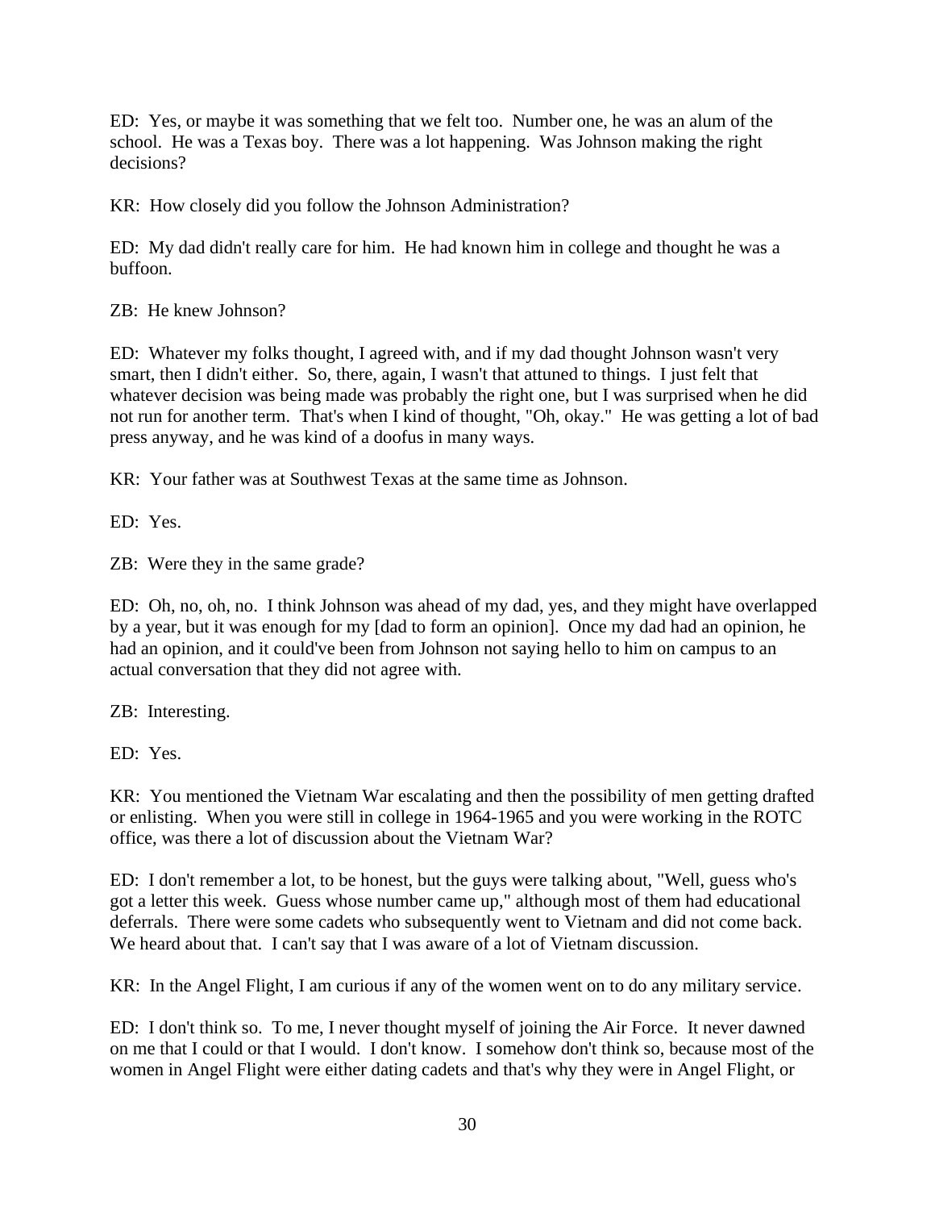ED: Yes, or maybe it was something that we felt too. Number one, he was an alum of the school. He was a Texas boy. There was a lot happening. Was Johnson making the right decisions?

KR: How closely did you follow the Johnson Administration?

ED: My dad didn't really care for him. He had known him in college and thought he was a buffoon.

ZB: He knew Johnson?

ED: Whatever my folks thought, I agreed with, and if my dad thought Johnson wasn't very smart, then I didn't either. So, there, again, I wasn't that attuned to things. I just felt that whatever decision was being made was probably the right one, but I was surprised when he did not run for another term. That's when I kind of thought, "Oh, okay." He was getting a lot of bad press anyway, and he was kind of a doofus in many ways.

KR: Your father was at Southwest Texas at the same time as Johnson.

ED: Yes.

ZB: Were they in the same grade?

ED: Oh, no, oh, no. I think Johnson was ahead of my dad, yes, and they might have overlapped by a year, but it was enough for my [dad to form an opinion]. Once my dad had an opinion, he had an opinion, and it could've been from Johnson not saying hello to him on campus to an actual conversation that they did not agree with.

ZB: Interesting.

ED: Yes.

KR: You mentioned the Vietnam War escalating and then the possibility of men getting drafted or enlisting. When you were still in college in 1964-1965 and you were working in the ROTC office, was there a lot of discussion about the Vietnam War?

ED: I don't remember a lot, to be honest, but the guys were talking about, "Well, guess who's got a letter this week. Guess whose number came up," although most of them had educational deferrals. There were some cadets who subsequently went to Vietnam and did not come back. We heard about that. I can't say that I was aware of a lot of Vietnam discussion.

KR: In the Angel Flight, I am curious if any of the women went on to do any military service.

ED: I don't think so. To me, I never thought myself of joining the Air Force. It never dawned on me that I could or that I would. I don't know. I somehow don't think so, because most of the women in Angel Flight were either dating cadets and that's why they were in Angel Flight, or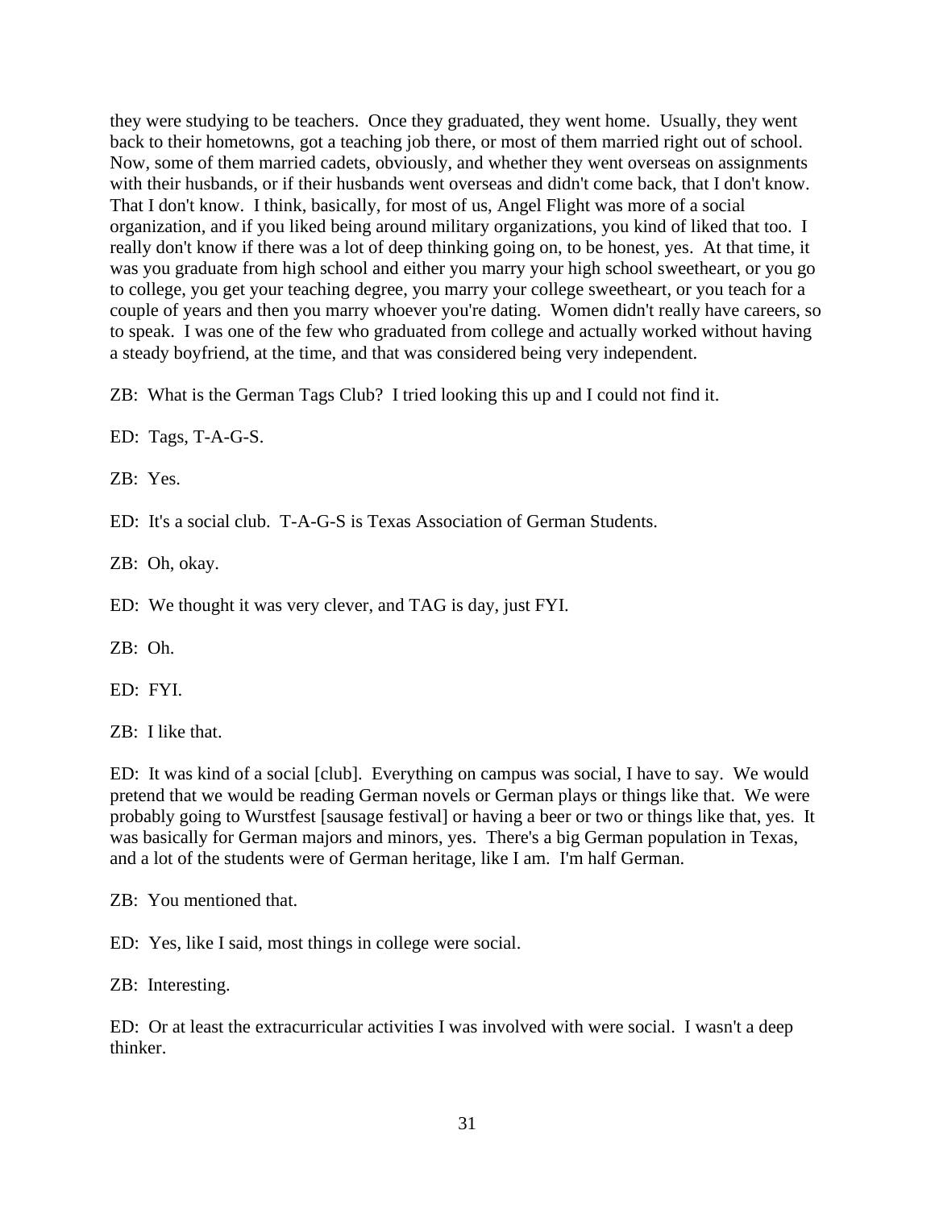they were studying to be teachers. Once they graduated, they went home. Usually, they went back to their hometowns, got a teaching job there, or most of them married right out of school. Now, some of them married cadets, obviously, and whether they went overseas on assignments with their husbands, or if their husbands went overseas and didn't come back, that I don't know. That I don't know. I think, basically, for most of us, Angel Flight was more of a social organization, and if you liked being around military organizations, you kind of liked that too. I really don't know if there was a lot of deep thinking going on, to be honest, yes. At that time, it was you graduate from high school and either you marry your high school sweetheart, or you go to college, you get your teaching degree, you marry your college sweetheart, or you teach for a couple of years and then you marry whoever you're dating. Women didn't really have careers, so to speak. I was one of the few who graduated from college and actually worked without having a steady boyfriend, at the time, and that was considered being very independent.

ZB: What is the German Tags Club? I tried looking this up and I could not find it.

ED: Tags, T-A-G-S.

ZB: Yes.

ED: It's a social club. T-A-G-S is Texas Association of German Students.

ZB: Oh, okay.

ED: We thought it was very clever, and TAG is day, just FYI.

ZB: Oh.

ED: FYI.

ZB: I like that.

ED: It was kind of a social [club]. Everything on campus was social, I have to say. We would pretend that we would be reading German novels or German plays or things like that. We were probably going to Wurstfest [sausage festival] or having a beer or two or things like that, yes. It was basically for German majors and minors, yes. There's a big German population in Texas, and a lot of the students were of German heritage, like I am. I'm half German.

ZB: You mentioned that.

ED: Yes, like I said, most things in college were social.

ZB: Interesting.

ED: Or at least the extracurricular activities I was involved with were social. I wasn't a deep thinker.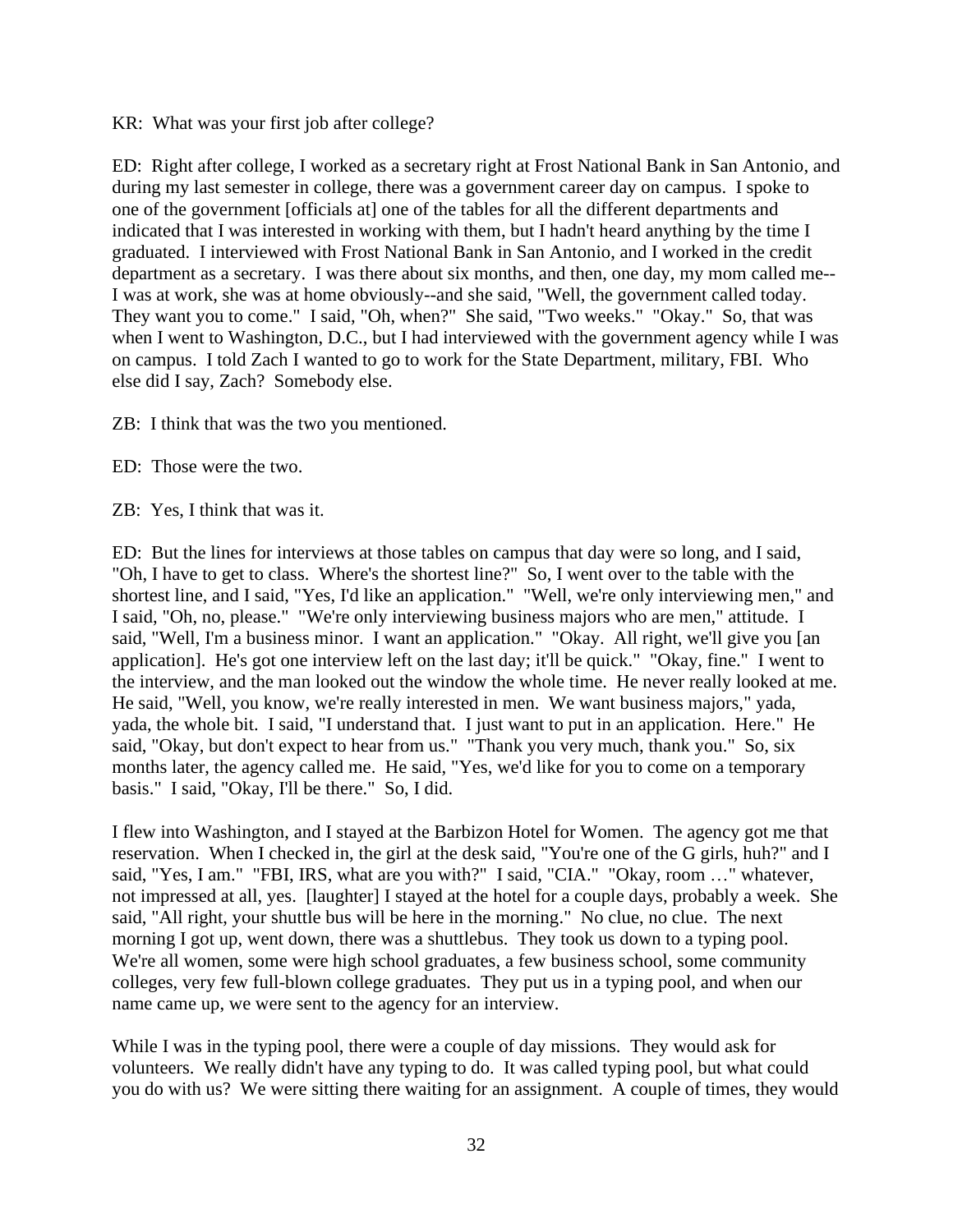KR: What was your first job after college?

ED: Right after college, I worked as a secretary right at Frost National Bank in San Antonio, and during my last semester in college, there was a government career day on campus. I spoke to one of the government [officials at] one of the tables for all the different departments and indicated that I was interested in working with them, but I hadn't heard anything by the time I graduated. I interviewed with Frost National Bank in San Antonio, and I worked in the credit department as a secretary. I was there about six months, and then, one day, my mom called me--I was at work, she was at home obviously--and she said, "Well, the government called today. They want you to come." I said, "Oh, when?" She said, "Two weeks." "Okay." So, that was when I went to Washington, D.C., but I had interviewed with the government agency while I was on campus. I told Zach I wanted to go to work for the State Department, military, FBI. Who else did I say, Zach? Somebody else.

ZB: I think that was the two you mentioned.

ED: Those were the two.

ZB: Yes, I think that was it.

ED: But the lines for interviews at those tables on campus that day were so long, and I said, "Oh, I have to get to class. Where's the shortest line?" So, I went over to the table with the shortest line, and I said, "Yes, I'd like an application." "Well, we're only interviewing men," and I said, "Oh, no, please." "We're only interviewing business majors who are men," attitude. I said, "Well, I'm a business minor. I want an application." "Okay. All right, we'll give you [an application]. He's got one interview left on the last day; it'll be quick." "Okay, fine." I went to the interview, and the man looked out the window the whole time. He never really looked at me. He said, "Well, you know, we're really interested in men. We want business majors," yada, yada, the whole bit. I said, "I understand that. I just want to put in an application. Here." He said, "Okay, but don't expect to hear from us." "Thank you very much, thank you." So, six months later, the agency called me. He said, "Yes, we'd like for you to come on a temporary basis." I said, "Okay, I'll be there." So, I did.

I flew into Washington, and I stayed at the Barbizon Hotel for Women. The agency got me that reservation. When I checked in, the girl at the desk said, "You're one of the G girls, huh?" and I said, "Yes, I am." "FBI, IRS, what are you with?" I said, "CIA." "Okay, room …" whatever, not impressed at all, yes. [laughter] I stayed at the hotel for a couple days, probably a week. She said, "All right, your shuttle bus will be here in the morning." No clue, no clue. The next morning I got up, went down, there was a shuttlebus. They took us down to a typing pool. We're all women, some were high school graduates, a few business school, some community colleges, very few full-blown college graduates. They put us in a typing pool, and when our name came up, we were sent to the agency for an interview.

While I was in the typing pool, there were a couple of day missions. They would ask for volunteers. We really didn't have any typing to do. It was called typing pool, but what could you do with us? We were sitting there waiting for an assignment. A couple of times, they would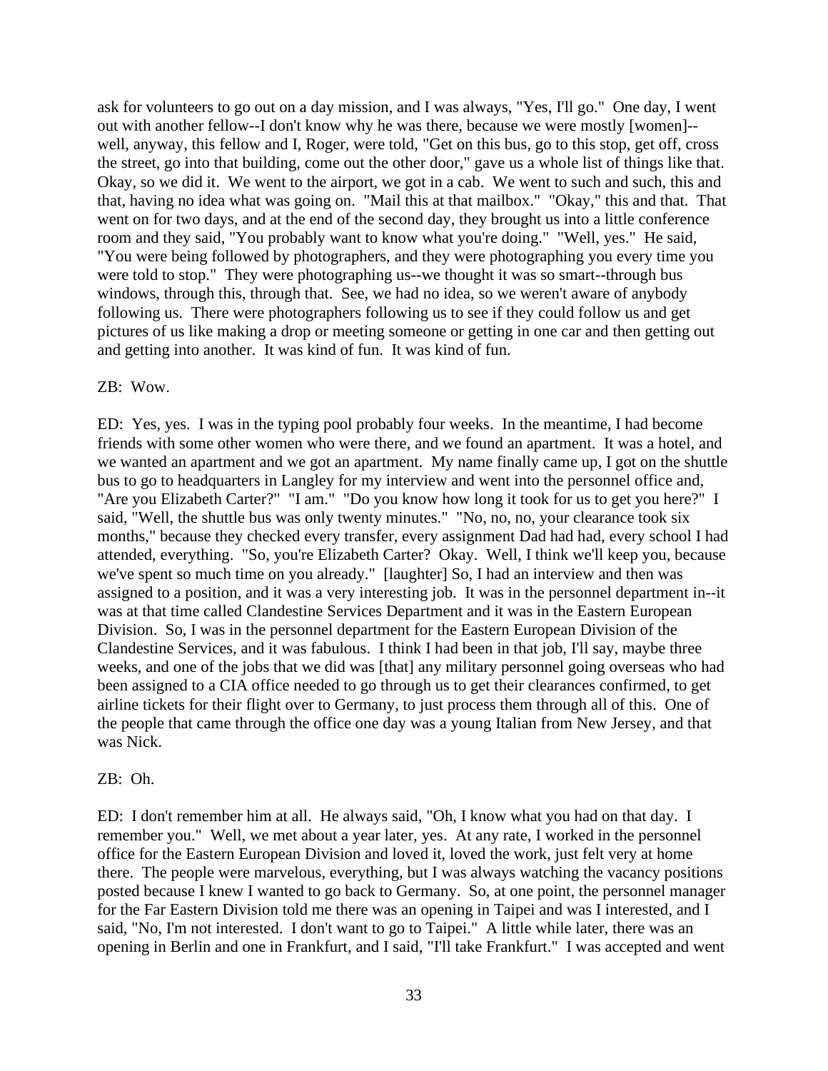ask for volunteers to go out on a day mission, and I was always, "Yes, I'll go." One day, I went out with another fellow--I don't know why he was there, because we were mostly [women]--well, anyway, this fellow and I, Roger, were told, "Get on this bus, go to this stop, get off, cross the street, go into that building, come out the other door," gave us a whole list of things like that. Okay, so we did it. We went to the airport, we got in a cab. We went to such and such, this and that, having no idea what was going on. "Mail this at that mailbox." "Okay," this and that. That went on for two days, and at the end of the second day, they brought us into a little conference room and they said, "You probably want to know what you're doing." "Well, yes." He said, "You were being followed by photographers, and they were photographing you every time you were told to stop." They were photographing us--we thought it was so smart--through bus windows, through this, through that. See, we had no idea, so we weren't aware of anybody following us. There were photographers following us to see if they could follow us and get pictures of us like making a drop or meeting someone or getting in one car and then getting out and getting into another. It was kind of fun. It was kind of fun.

ZB: Wow.

ED: Yes, yes. I was in the typing pool probably four weeks. In the meantime, I had become friends with some other women who were there, and we found an apartment. It was a hotel, and we wanted an apartment and we got an apartment. My name finally came up, I got on the shuttle bus to go to headquarters in Langley for my interview and went into the personnel office and, "Are you Elizabeth Carter?" "I am." "Do you know how long it took for us to get you here?" I said, "Well, the shuttle bus was only twenty minutes." "No, no, no, your clearance took six months," because they checked every transfer, every assignment Dad had had, every school I had attended, everything. "So, you're Elizabeth Carter? Okay. Well, I think we'll keep you, because we've spent so much time on you already." [laughter] So, I had an interview and then was assigned to a position, and it was a very interesting job. It was in the personnel department in--it was at that time called Clandestine Services Department and it was in the Eastern European Division. So, I was in the personnel department for the Eastern European Division of the Clandestine Services, and it was fabulous. I think I had been in that job, I'll say, maybe three weeks, and one of the jobs that we did was [that] any military personnel going overseas who had been assigned to a CIA office needed to go through us to get their clearances confirmed, to get airline tickets for their flight over to Germany, to just process them through all of this. One of the people that came through the office one day was a young Italian from New Jersey, and that was Nick.

ZB: Oh.

ED: I don't remember him at all. He always said, "Oh, I know what you had on that day. I remember you." Well, we met about a year later, yes. At any rate, I worked in the personnel office for the Eastern European Division and loved it, loved the work, just felt very at home there. The people were marvelous, everything, but I was always watching the vacancy positions posted because I knew I wanted to go back to Germany. So, at one point, the personnel manager for the Far Eastern Division told me there was an opening in Taipei and was I interested, and I said, "No, I'm not interested. I don't want to go to Taipei." A little while later, there was an opening in Berlin and one in Frankfurt, and I said, "I'll take Frankfurt." I was accepted and went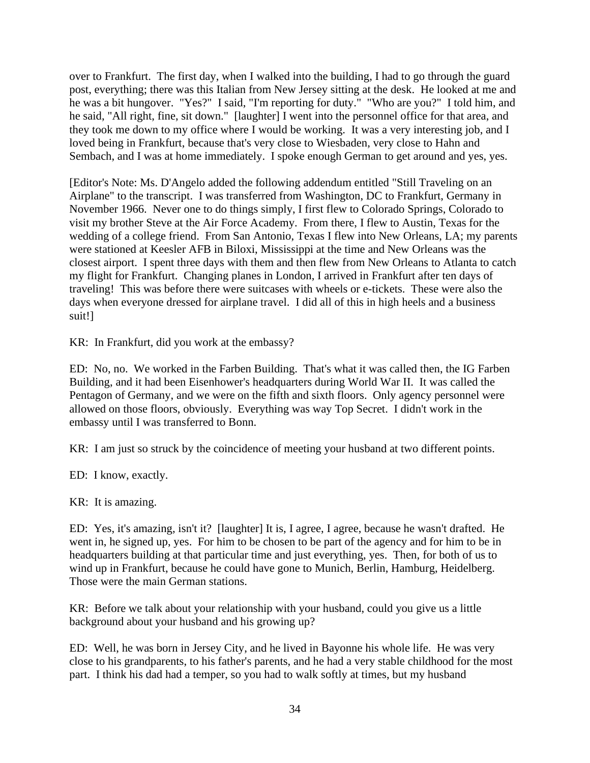over to Frankfurt. The first day, when I walked into the building, I had to go through the guard post, everything; there was this Italian from New Jersey sitting at the desk. He looked at me and he was a bit hungover. "Yes?" I said, "I'm reporting for duty." "Who are you?" I told him, and he said, "All right, fine, sit down." [laughter] I went into the personnel office for that area, and they took me down to my office where I would be working. It was a very interesting job, and I loved being in Frankfurt, because that's very close to Wiesbaden, very close to Hahn and Sembach, and I was at home immediately. I spoke enough German to get around and yes, yes.

[Editor's Note: Ms. D'Angelo added the following addendum entitled "Still Traveling on an Airplane" to the transcript. I was transferred from Washington, DC to Frankfurt, Germany in November 1966. Never one to do things simply, I first flew to Colorado Springs, Colorado to visit my brother Steve at the Air Force Academy. From there, I flew to Austin, Texas for the wedding of a college friend. From San Antonio, Texas I flew into New Orleans, LA; my parents were stationed at Keesler AFB in Biloxi, Mississippi at the time and New Orleans was the closest airport. I spent three days with them and then flew from New Orleans to Atlanta to catch my flight for Frankfurt. Changing planes in London, I arrived in Frankfurt after ten days of traveling! This was before there were suitcases with wheels or e-tickets. These were also the days when everyone dressed for airplane travel. I did all of this in high heels and a business suit!]

KR: In Frankfurt, did you work at the embassy?

ED: No, no. We worked in the Farben Building. That's what it was called then, the IG Farben Building, and it had been Eisenhower's headquarters during World War II. It was called the Pentagon of Germany, and we were on the fifth and sixth floors. Only agency personnel were allowed on those floors, obviously. Everything was way Top Secret. I didn't work in the embassy until I was transferred to Bonn.

KR: I am just so struck by the coincidence of meeting your husband at two different points.

ED: I know, exactly.

KR: It is amazing.

ED: Yes, it's amazing, isn't it? [laughter] It is, I agree, I agree, because he wasn't drafted. He went in, he signed up, yes. For him to be chosen to be part of the agency and for him to be in headquarters building at that particular time and just everything, yes. Then, for both of us to wind up in Frankfurt, because he could have gone to Munich, Berlin, Hamburg, Heidelberg. Those were the main German stations.

KR: Before we talk about your relationship with your husband, could you give us a little background about your husband and his growing up?

ED: Well, he was born in Jersey City, and he lived in Bayonne his whole life. He was very close to his grandparents, to his father's parents, and he had a very stable childhood for the most part. I think his dad had a temper, so you had to walk softly at times, but my husband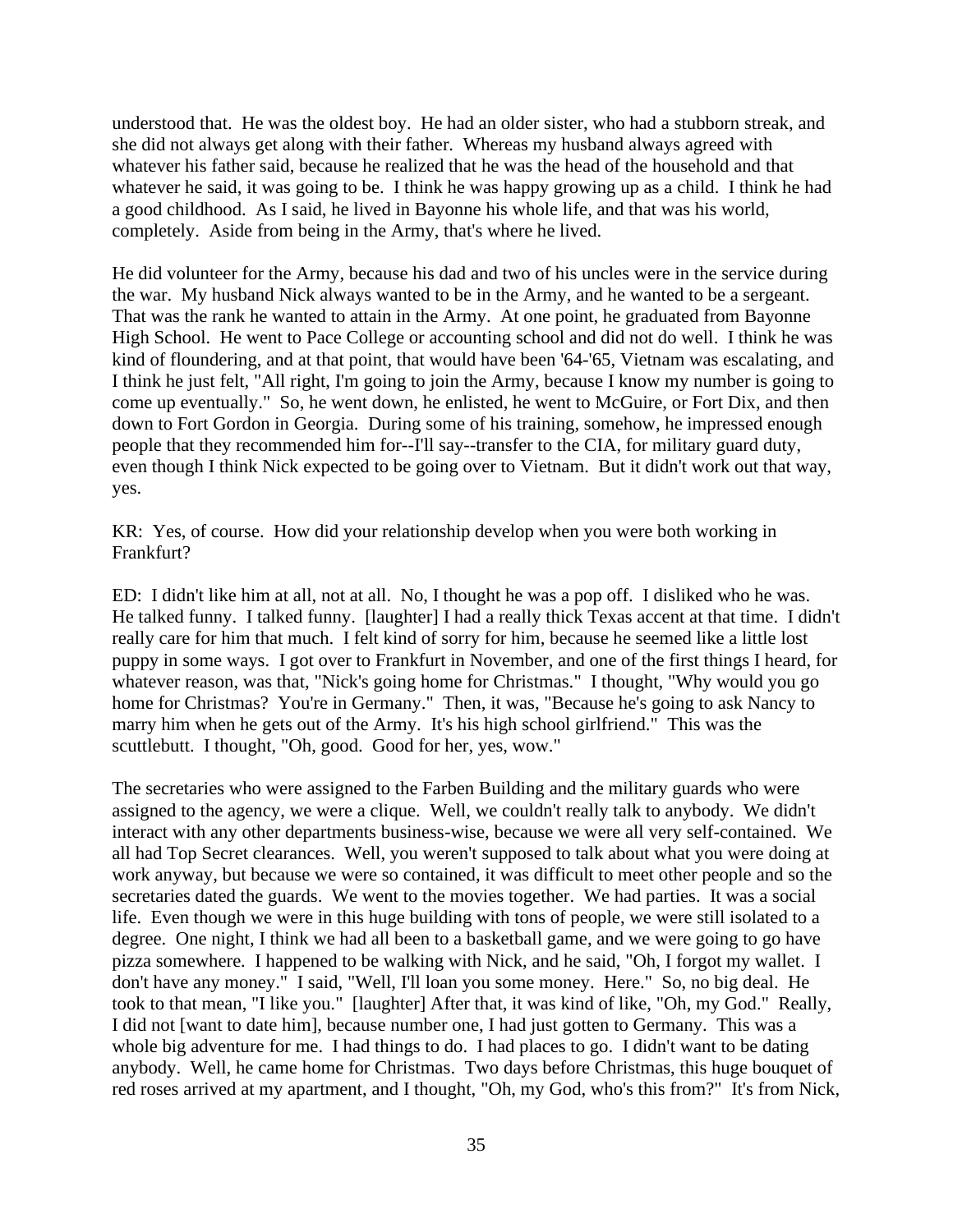understood that. He was the oldest boy. He had an older sister, who had a stubborn streak, and she did not always get along with their father. Whereas my husband always agreed with whatever his father said, because he realized that he was the head of the household and that whatever he said, it was going to be. I think he was happy growing up as a child. I think he had a good childhood. As I said, he lived in Bayonne his whole life, and that was his world, completely. Aside from being in the Army, that's where he lived.

He did volunteer for the Army, because his dad and two of his uncles were in the service during the war. My husband Nick always wanted to be in the Army, and he wanted to be a sergeant. That was the rank he wanted to attain in the Army. At one point, he graduated from Bayonne High School. He went to Pace College or accounting school and did not do well. I think he was kind of floundering, and at that point, that would have been '64-'65, Vietnam was escalating, and I think he just felt, "All right, I'm going to join the Army, because I know my number is going to come up eventually." So, he went down, he enlisted, he went to McGuire, or Fort Dix, and then down to Fort Gordon in Georgia. During some of his training, somehow, he impressed enough people that they recommended him for--I'll say--transfer to the CIA, for military guard duty, even though I think Nick expected to be going over to Vietnam. But it didn't work out that way, yes.

KR: Yes, of course. How did your relationship develop when you were both working in Frankfurt?

ED: I didn't like him at all, not at all. No, I thought he was a pop off. I disliked who he was. He talked funny. I talked funny. [laughter] I had a really thick Texas accent at that time. I didn't really care for him that much. I felt kind of sorry for him, because he seemed like a little lost puppy in some ways. I got over to Frankfurt in November, and one of the first things I heard, for whatever reason, was that, "Nick's going home for Christmas." I thought, "Why would you go home for Christmas? You're in Germany." Then, it was, "Because he's going to ask Nancy to marry him when he gets out of the Army. It's his high school girlfriend." This was the scuttlebutt. I thought, "Oh, good. Good for her, yes, wow."

The secretaries who were assigned to the Farben Building and the military guards who were assigned to the agency, we were a clique. Well, we couldn't really talk to anybody. We didn't interact with any other departments business-wise, because we were all very self-contained. We all had Top Secret clearances. Well, you weren't supposed to talk about what you were doing at work anyway, but because we were so contained, it was difficult to meet other people and so the secretaries dated the guards. We went to the movies together. We had parties. It was a social life. Even though we were in this huge building with tons of people, we were still isolated to a degree. One night, I think we had all been to a basketball game, and we were going to go have pizza somewhere. I happened to be walking with Nick, and he said, "Oh, I forgot my wallet. I don't have any money." I said, "Well, I'll loan you some money. Here." So, no big deal. He took to that mean, "I like you." [laughter] After that, it was kind of like, "Oh, my God." Really, I did not [want to date him], because number one, I had just gotten to Germany. This was a whole big adventure for me. I had things to do. I had places to go. I didn't want to be dating anybody. Well, he came home for Christmas. Two days before Christmas, this huge bouquet of red roses arrived at my apartment, and I thought, "Oh, my God, who's this from?" It's from Nick,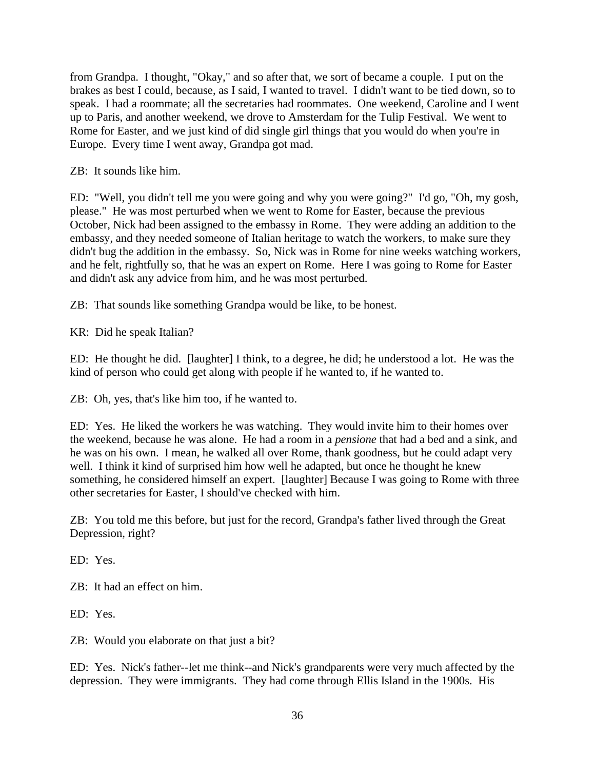from Grandpa. I thought, "Okay," and so after that, we sort of became a couple. I put on the brakes as best I could, because, as I said, I wanted to travel. I didn't want to be tied down, so to speak. I had a roommate; all the secretaries had roommates. One weekend, Caroline and I went up to Paris, and another weekend, we drove to Amsterdam for the Tulip Festival. We went to Rome for Easter, and we just kind of did single girl things that you would do when you're in Europe. Every time I went away, Grandpa got mad.

ZB: It sounds like him.

ED: "Well, you didn't tell me you were going and why you were going?" I'd go, "Oh, my gosh, please." He was most perturbed when we went to Rome for Easter, because the previous October, Nick had been assigned to the embassy in Rome. They were adding an addition to the embassy, and they needed someone of Italian heritage to watch the workers, to make sure they didn't bug the addition in the embassy. So, Nick was in Rome for nine weeks watching workers, and he felt, rightfully so, that he was an expert on Rome. Here I was going to Rome for Easter and didn't ask any advice from him, and he was most perturbed.

ZB: That sounds like something Grandpa would be like, to be honest.

KR: Did he speak Italian?

ED: He thought he did. [laughter] I think, to a degree, he did; he understood a lot. He was the kind of person who could get along with people if he wanted to, if he wanted to.

ZB: Oh, yes, that's like him too, if he wanted to.

ED: Yes. He liked the workers he was watching. They would invite him to their homes over the weekend, because he was alone. He had a room in a *pensione* that had a bed and a sink, and he was on his own. I mean, he walked all over Rome, thank goodness, but he could adapt very well. I think it kind of surprised him how well he adapted, but once he thought he knew something, he considered himself an expert. [laughter] Because I was going to Rome with three other secretaries for Easter, I should've checked with him.

ZB: You told me this before, but just for the record, Grandpa's father lived through the Great Depression, right?

ED: Yes.

ZB: It had an effect on him.

ED: Yes.

ZB: Would you elaborate on that just a bit?

ED: Yes. Nick's father--let me think--and Nick's grandparents were very much affected by the depression. They were immigrants. They had come through Ellis Island in the 1900s. His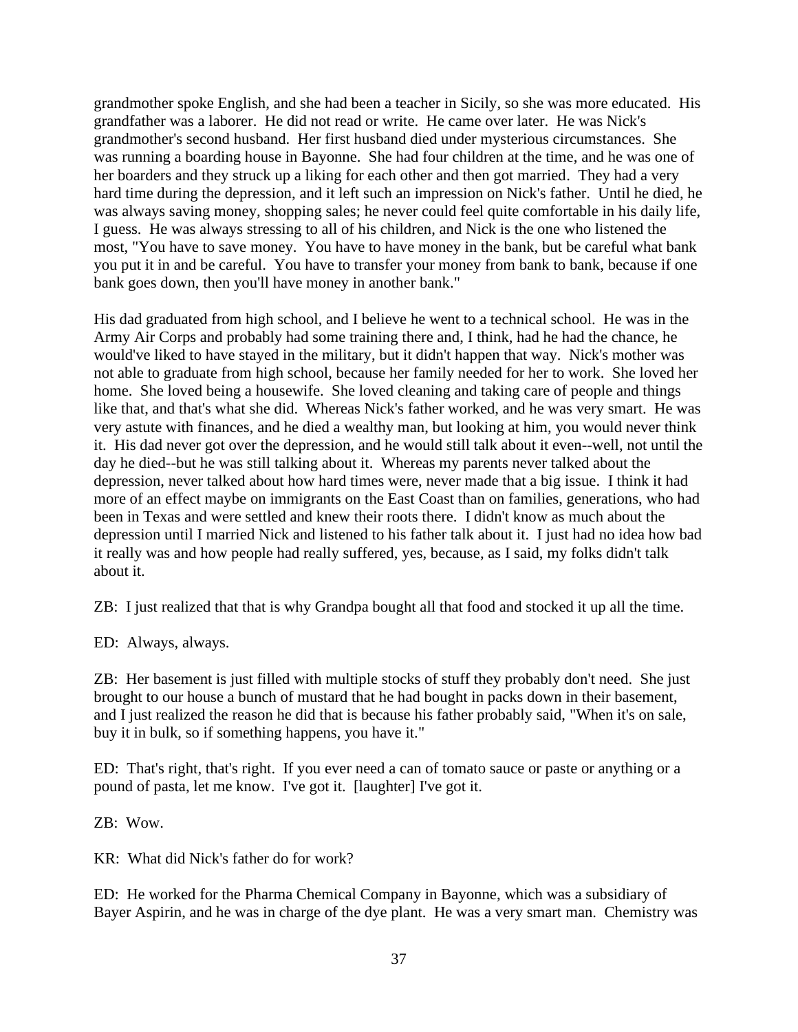grandmother spoke English, and she had been a teacher in Sicily, so she was more educated. His grandfather was a laborer. He did not read or write. He came over later. He was Nick's grandmother's second husband. Her first husband died under mysterious circumstances. She was running a boarding house in Bayonne. She had four children at the time, and he was one of her boarders and they struck up a liking for each other and then got married. They had a very hard time during the depression, and it left such an impression on Nick's father. Until he died, he was always saving money, shopping sales; he never could feel quite comfortable in his daily life, I guess. He was always stressing to all of his children, and Nick is the one who listened the most, "You have to save money. You have to have money in the bank, but be careful what bank you put it in and be careful. You have to transfer your money from bank to bank, because if one bank goes down, then you'll have money in another bank."

His dad graduated from high school, and I believe he went to a technical school. He was in the Army Air Corps and probably had some training there and, I think, had he had the chance, he would've liked to have stayed in the military, but it didn't happen that way. Nick's mother was not able to graduate from high school, because her family needed for her to work. She loved her home. She loved being a housewife. She loved cleaning and taking care of people and things like that, and that's what she did. Whereas Nick's father worked, and he was very smart. He was very astute with finances, and he died a wealthy man, but looking at him, you would never think it. His dad never got over the depression, and he would still talk about it even--well, not until the day he died--but he was still talking about it. Whereas my parents never talked about the depression, never talked about how hard times were, never made that a big issue. I think it had more of an effect maybe on immigrants on the East Coast than on families, generations, who had been in Texas and were settled and knew their roots there. I didn't know as much about the depression until I married Nick and listened to his father talk about it. I just had no idea how bad it really was and how people had really suffered, yes, because, as I said, my folks didn't talk about it.

ZB: I just realized that that is why Grandpa bought all that food and stocked it up all the time.

ED: Always, always.

ZB: Her basement is just filled with multiple stocks of stuff they probably don't need. She just brought to our house a bunch of mustard that he had bought in packs down in their basement, and I just realized the reason he did that is because his father probably said, "When it's on sale, buy it in bulk, so if something happens, you have it."

ED: That's right, that's right. If you ever need a can of tomato sauce or paste or anything or a pound of pasta, let me know. I've got it. [laughter] I've got it.

ZB: Wow.

KR: What did Nick's father do for work?

ED: He worked for the Pharma Chemical Company in Bayonne, which was a subsidiary of Bayer Aspirin, and he was in charge of the dye plant. He was a very smart man. Chemistry was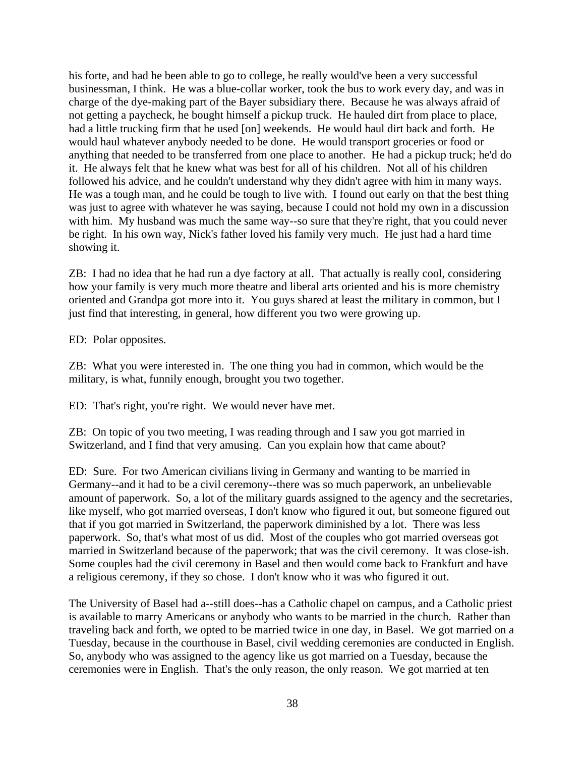his forte, and had he been able to go to college, he really would've been a very successful businessman, I think. He was a blue-collar worker, took the bus to work every day, and was in charge of the dye-making part of the Bayer subsidiary there. Because he was always afraid of not getting a paycheck, he bought himself a pickup truck. He hauled dirt from place to place, had a little trucking firm that he used [on] weekends. He would haul dirt back and forth. He would haul whatever anybody needed to be done. He would transport groceries or food or anything that needed to be transferred from one place to another. He had a pickup truck; he'd do it. He always felt that he knew what was best for all of his children. Not all of his children followed his advice, and he couldn't understand why they didn't agree with him in many ways. He was a tough man, and he could be tough to live with. I found out early on that the best thing was just to agree with whatever he was saying, because I could not hold my own in a discussion with him. My husband was much the same way--so sure that they're right, that you could never be right. In his own way, Nick's father loved his family very much. He just had a hard time showing it.

ZB: I had no idea that he had run a dye factory at all. That actually is really cool, considering how your family is very much more theatre and liberal arts oriented and his is more chemistry oriented and Grandpa got more into it. You guys shared at least the military in common, but I just find that interesting, in general, how different you two were growing up.

ED: Polar opposites.

ZB: What you were interested in. The one thing you had in common, which would be the military, is what, funnily enough, brought you two together.

ED: That's right, you're right. We would never have met.

ZB: On topic of you two meeting, I was reading through and I saw you got married in Switzerland, and I find that very amusing. Can you explain how that came about?

ED: Sure. For two American civilians living in Germany and wanting to be married in Germany--and it had to be a civil ceremony--there was so much paperwork, an unbelievable amount of paperwork. So, a lot of the military guards assigned to the agency and the secretaries, like myself, who got married overseas, I don't know who figured it out, but someone figured out that if you got married in Switzerland, the paperwork diminished by a lot. There was less paperwork. So, that's what most of us did. Most of the couples who got married overseas got married in Switzerland because of the paperwork; that was the civil ceremony. It was close-ish. Some couples had the civil ceremony in Basel and then would come back to Frankfurt and have a religious ceremony, if they so chose. I don't know who it was who figured it out.

The University of Basel had a--still does--has a Catholic chapel on campus, and a Catholic priest is available to marry Americans or anybody who wants to be married in the church. Rather than traveling back and forth, we opted to be married twice in one day, in Basel. We got married on a Tuesday, because in the courthouse in Basel, civil wedding ceremonies are conducted in English. So, anybody who was assigned to the agency like us got married on a Tuesday, because the ceremonies were in English. That's the only reason, the only reason. We got married at ten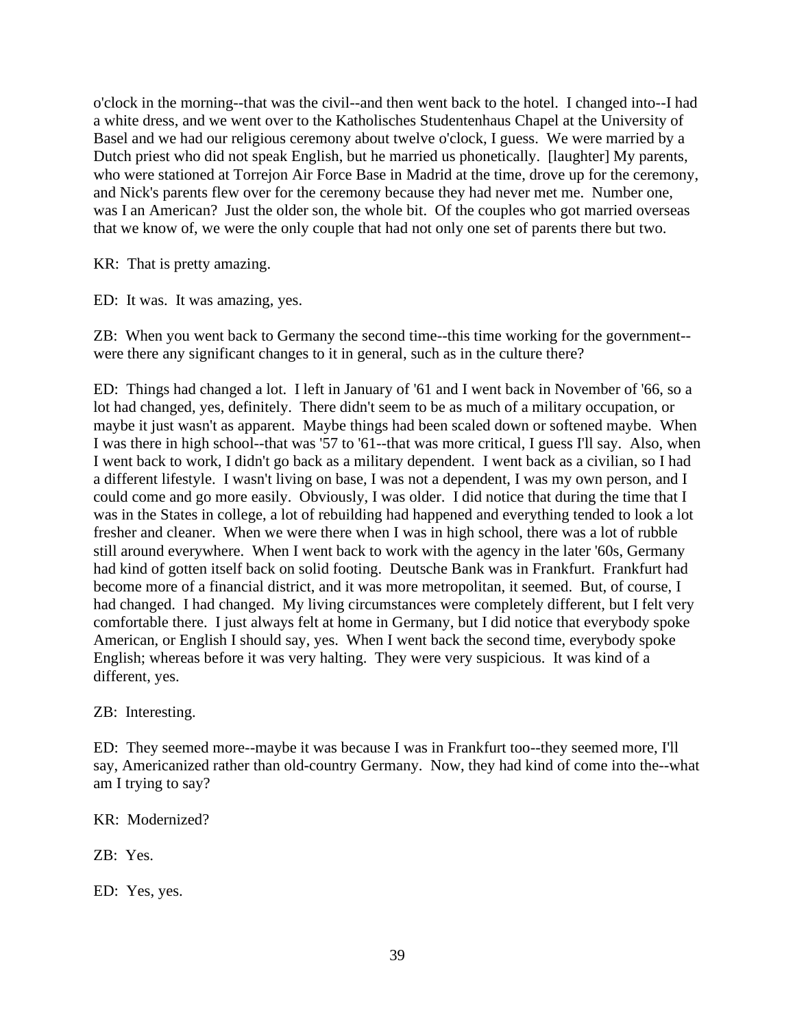o'clock in the morning--that was the civil--and then went back to the hotel. I changed into--I had a white dress, and we went over to the Katholisches Studentenhaus Chapel at the University of Basel and we had our religious ceremony about twelve o'clock, I guess. We were married by a Dutch priest who did not speak English, but he married us phonetically. [laughter] My parents, who were stationed at Torrejon Air Force Base in Madrid at the time, drove up for the ceremony, and Nick's parents flew over for the ceremony because they had never met me. Number one, was I an American? Just the older son, the whole bit. Of the couples who got married overseas that we know of, we were the only couple that had not only one set of parents there but two.

KR: That is pretty amazing.

ED: It was. It was amazing, yes.

ZB: When you went back to Germany the second time--this time working for the government--were there any significant changes to it in general, such as in the culture there?

ED: Things had changed a lot. I left in January of '61 and I went back in November of '66, so a lot had changed, yes, definitely. There didn't seem to be as much of a military occupation, or maybe it just wasn't as apparent. Maybe things had been scaled down or softened maybe. When I was there in high school--that was '57 to '61--that was more critical, I guess I'll say. Also, when I went back to work, I didn't go back as a military dependent. I went back as a civilian, so I had a different lifestyle. I wasn't living on base, I was not a dependent, I was my own person, and I could come and go more easily. Obviously, I was older. I did notice that during the time that I was in the States in college, a lot of rebuilding had happened and everything tended to look a lot fresher and cleaner. When we were there when I was in high school, there was a lot of rubble still around everywhere. When I went back to work with the agency in the later '60s, Germany had kind of gotten itself back on solid footing. Deutsche Bank was in Frankfurt. Frankfurt had become more of a financial district, and it was more metropolitan, it seemed. But, of course, I had changed. I had changed. My living circumstances were completely different, but I felt very comfortable there. I just always felt at home in Germany, but I did notice that everybody spoke American, or English I should say, yes. When I went back the second time, everybody spoke English; whereas before it was very halting. They were very suspicious. It was kind of a different, yes.

ZB: Interesting.

ED: They seemed more--maybe it was because I was in Frankfurt too--they seemed more, I'll say, Americanized rather than old-country Germany. Now, they had kind of come into the--what am I trying to say?

KR: Modernized?

ZB: Yes.

ED: Yes, yes.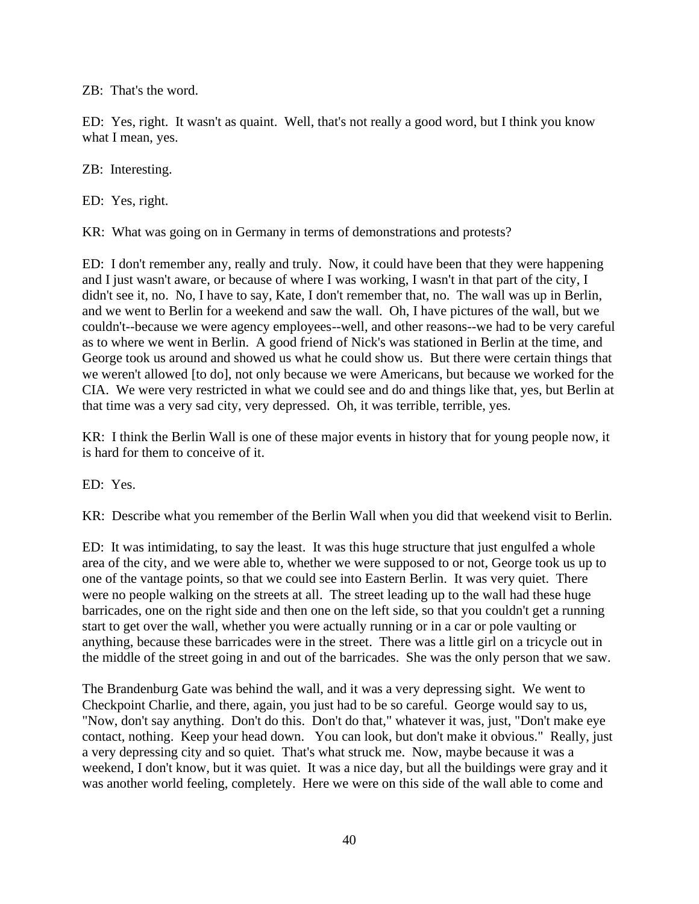ZB: That's the word.

ED: Yes, right. It wasn't as quaint. Well, that's not really a good word, but I think you know what I mean, yes.

ZB: Interesting.

ED: Yes, right.

KR: What was going on in Germany in terms of demonstrations and protests?

ED: I don't remember any, really and truly. Now, it could have been that they were happening and I just wasn't aware, or because of where I was working, I wasn't in that part of the city, I didn't see it, no. No, I have to say, Kate, I don't remember that, no. The wall was up in Berlin, and we went to Berlin for a weekend and saw the wall. Oh, I have pictures of the wall, but we couldn't--because we were agency employees--well, and other reasons--we had to be very careful as to where we went in Berlin. A good friend of Nick's was stationed in Berlin at the time, and George took us around and showed us what he could show us. But there were certain things that we weren't allowed [to do], not only because we were Americans, but because we worked for the CIA. We were very restricted in what we could see and do and things like that, yes, but Berlin at that time was a very sad city, very depressed. Oh, it was terrible, terrible, yes.

KR: I think the Berlin Wall is one of these major events in history that for young people now, it is hard for them to conceive of it.

ED: Yes.

KR: Describe what you remember of the Berlin Wall when you did that weekend visit to Berlin.

ED: It was intimidating, to say the least. It was this huge structure that just engulfed a whole area of the city, and we were able to, whether we were supposed to or not, George took us up to one of the vantage points, so that we could see into Eastern Berlin. It was very quiet. There were no people walking on the streets at all. The street leading up to the wall had these huge barricades, one on the right side and then one on the left side, so that you couldn't get a running start to get over the wall, whether you were actually running or in a car or pole vaulting or anything, because these barricades were in the street. There was a little girl on a tricycle out in the middle of the street going in and out of the barricades. She was the only person that we saw.

The Brandenburg Gate was behind the wall, and it was a very depressing sight. We went to Checkpoint Charlie, and there, again, you just had to be so careful. George would say to us, "Now, don't say anything. Don't do this. Don't do that," whatever it was, just, "Don't make eye contact, nothing. Keep your head down. You can look, but don't make it obvious." Really, just a very depressing city and so quiet. That's what struck me. Now, maybe because it was a weekend, I don't know, but it was quiet. It was a nice day, but all the buildings were gray and it was another world feeling, completely. Here we were on this side of the wall able to come and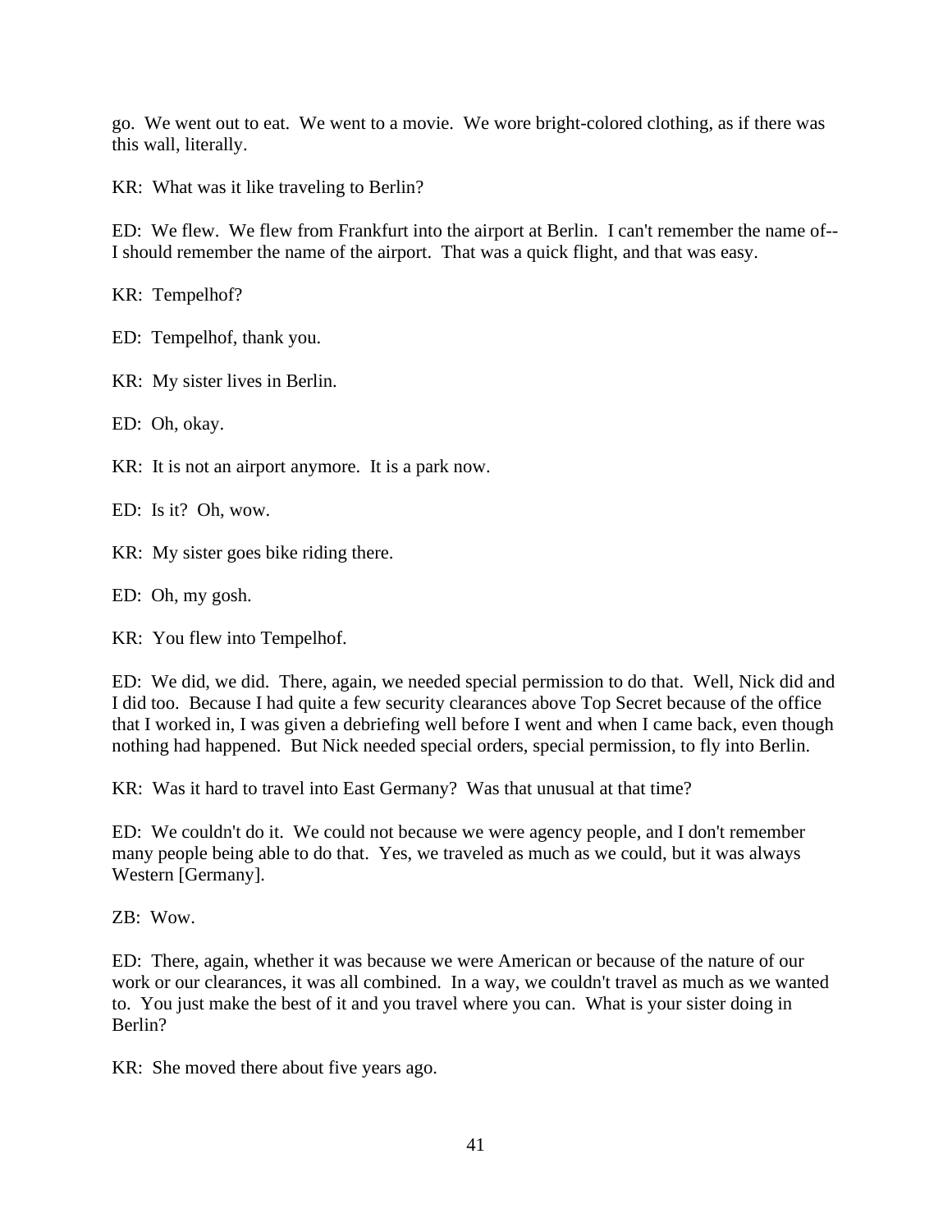go. We went out to eat. We went to a movie. We wore bright-colored clothing, as if there was this wall, literally.

KR: What was it like traveling to Berlin?

ED: We flew. We flew from Frankfurt into the airport at Berlin. I can't remember the name of--I should remember the name of the airport. That was a quick flight, and that was easy.

KR: Tempelhof?

ED: Tempelhof, thank you.

KR: My sister lives in Berlin.

ED: Oh, okay.

KR: It is not an airport anymore. It is a park now.

ED: Is it? Oh, wow.

KR: My sister goes bike riding there.

ED: Oh, my gosh.

KR: You flew into Tempelhof.

ED: We did, we did. There, again, we needed special permission to do that. Well, Nick did and I did too. Because I had quite a few security clearances above Top Secret because of the office that I worked in, I was given a debriefing well before I went and when I came back, even though nothing had happened. But Nick needed special orders, special permission, to fly into Berlin.

KR: Was it hard to travel into East Germany? Was that unusual at that time?

ED: We couldn't do it. We could not because we were agency people, and I don't remember many people being able to do that. Yes, we traveled as much as we could, but it was always Western [Germany].

ZB: Wow.

ED: There, again, whether it was because we were American or because of the nature of our work or our clearances, it was all combined. In a way, we couldn't travel as much as we wanted to. You just make the best of it and you travel where you can. What is your sister doing in Berlin?

KR: She moved there about five years ago.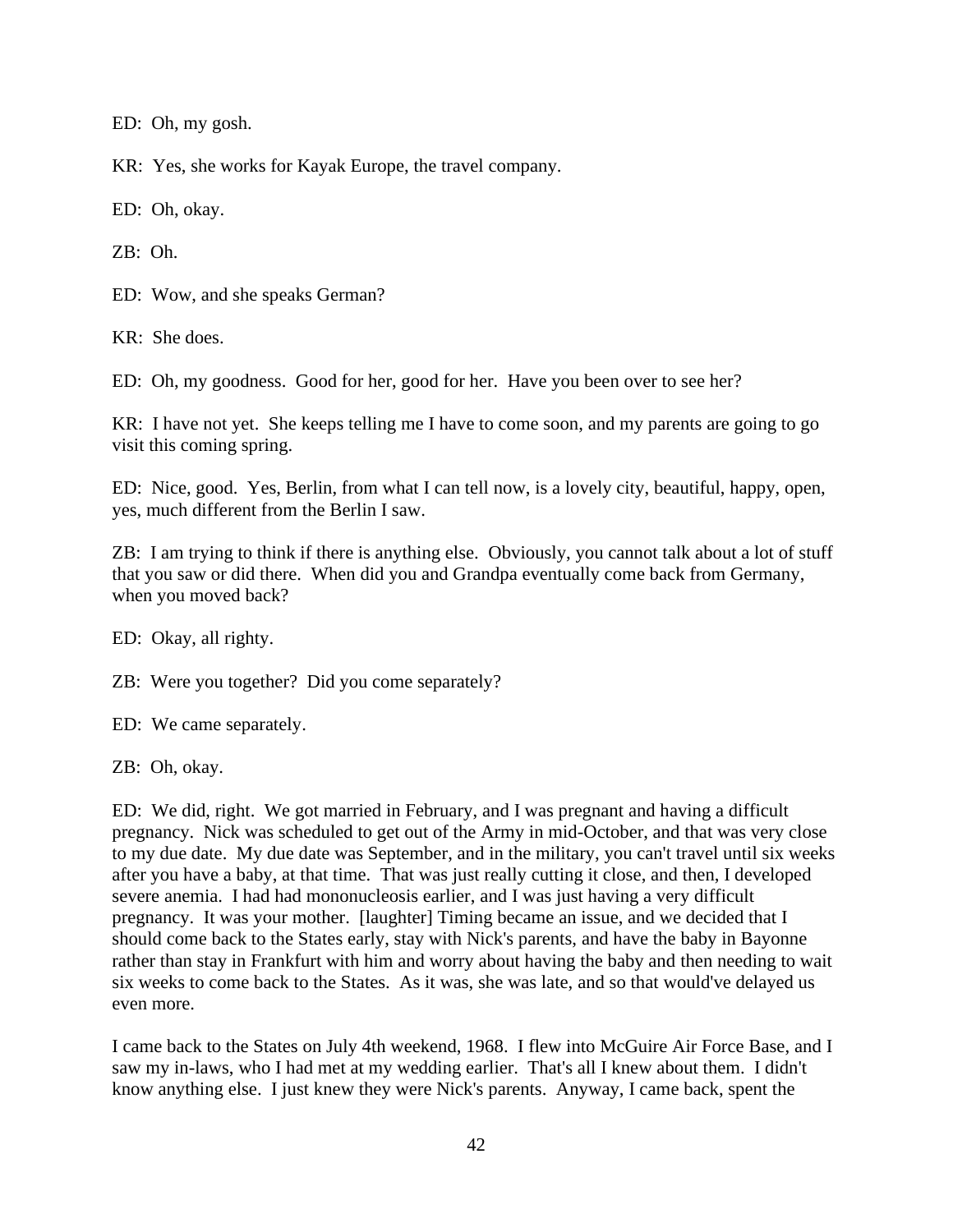ED: Oh, my gosh.

KR: Yes, she works for Kayak Europe, the travel company.

ED: Oh, okay.

ZB: Oh.

ED: Wow, and she speaks German?

KR: She does.

ED: Oh, my goodness. Good for her, good for her. Have you been over to see her?

KR: I have not yet. She keeps telling me I have to come soon, and my parents are going to go visit this coming spring.

ED: Nice, good. Yes, Berlin, from what I can tell now, is a lovely city, beautiful, happy, open, yes, much different from the Berlin I saw.

ZB: I am trying to think if there is anything else. Obviously, you cannot talk about a lot of stuff that you saw or did there. When did you and Grandpa eventually come back from Germany, when you moved back?

ED: Okay, all righty.

ZB: Were you together? Did you come separately?

ED: We came separately.

ZB: Oh, okay.

ED: We did, right. We got married in February, and I was pregnant and having a difficult pregnancy. Nick was scheduled to get out of the Army in mid-October, and that was very close to my due date. My due date was September, and in the military, you can't travel until six weeks after you have a baby, at that time. That was just really cutting it close, and then, I developed severe anemia. I had had mononucleosis earlier, and I was just having a very difficult pregnancy. It was your mother. [laughter] Timing became an issue, and we decided that I should come back to the States early, stay with Nick's parents, and have the baby in Bayonne rather than stay in Frankfurt with him and worry about having the baby and then needing to wait six weeks to come back to the States. As it was, she was late, and so that would've delayed us even more.

I came back to the States on July 4th weekend, 1968. I flew into McGuire Air Force Base, and I saw my in-laws, who I had met at my wedding earlier. That's all I knew about them. I didn't know anything else. I just knew they were Nick's parents. Anyway, I came back, spent the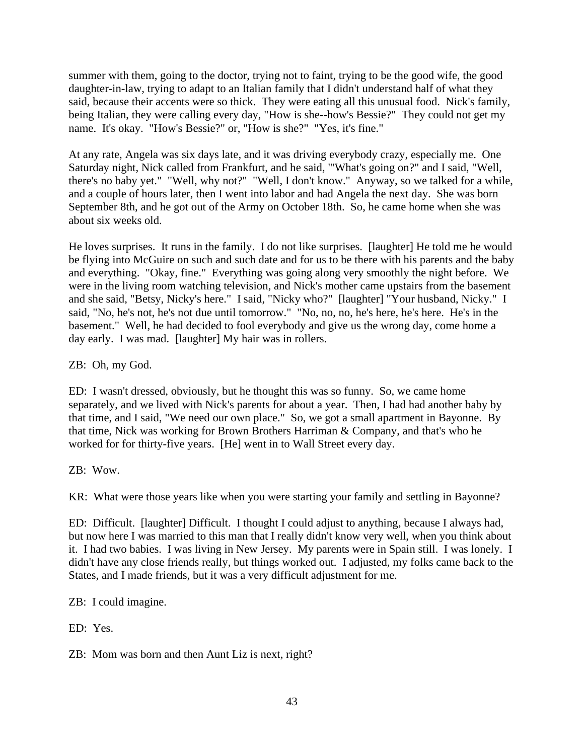summer with them, going to the doctor, trying not to faint, trying to be the good wife, the good daughter-in-law, trying to adapt to an Italian family that I didn't understand half of what they said, because their accents were so thick. They were eating all this unusual food. Nick's family, being Italian, they were calling every day, "How is she--how's Bessie?" They could not get my name. It's okay. "How's Bessie?" or, "How is she?" "Yes, it's fine."

At any rate, Angela was six days late, and it was driving everybody crazy, especially me. One Saturday night, Nick called from Frankfurt, and he said, "'What's going on?" and I said, "Well, there's no baby yet." "Well, why not?" "Well, I don't know." Anyway, so we talked for a while, and a couple of hours later, then I went into labor and had Angela the next day. She was born September 8th, and he got out of the Army on October 18th. So, he came home when she was about six weeks old.

He loves surprises. It runs in the family. I do not like surprises. [laughter] He told me he would be flying into McGuire on such and such date and for us to be there with his parents and the baby and everything. "Okay, fine." Everything was going along very smoothly the night before. We were in the living room watching television, and Nick's mother came upstairs from the basement and she said, "Betsy, Nicky's here." I said, "Nicky who?" [laughter] "Your husband, Nicky." I said, "No, he's not, he's not due until tomorrow." "No, no, no, he's here, he's here. He's in the basement." Well, he had decided to fool everybody and give us the wrong day, come home a day early. I was mad. [laughter] My hair was in rollers.

ZB: Oh, my God.

ED: I wasn't dressed, obviously, but he thought this was so funny. So, we came home separately, and we lived with Nick's parents for about a year. Then, I had had another baby by that time, and I said, "We need our own place." So, we got a small apartment in Bayonne. By that time, Nick was working for Brown Brothers Harriman & Company, and that's who he worked for for thirty-five years. [He] went in to Wall Street every day.

ZB: Wow.

KR: What were those years like when you were starting your family and settling in Bayonne?

ED: Difficult. [laughter] Difficult. I thought I could adjust to anything, because I always had, but now here I was married to this man that I really didn't know very well, when you think about it. I had two babies. I was living in New Jersey. My parents were in Spain still. I was lonely. I didn't have any close friends really, but things worked out. I adjusted, my folks came back to the States, and I made friends, but it was a very difficult adjustment for me.

ZB: I could imagine.

ED: Yes.

ZB: Mom was born and then Aunt Liz is next, right?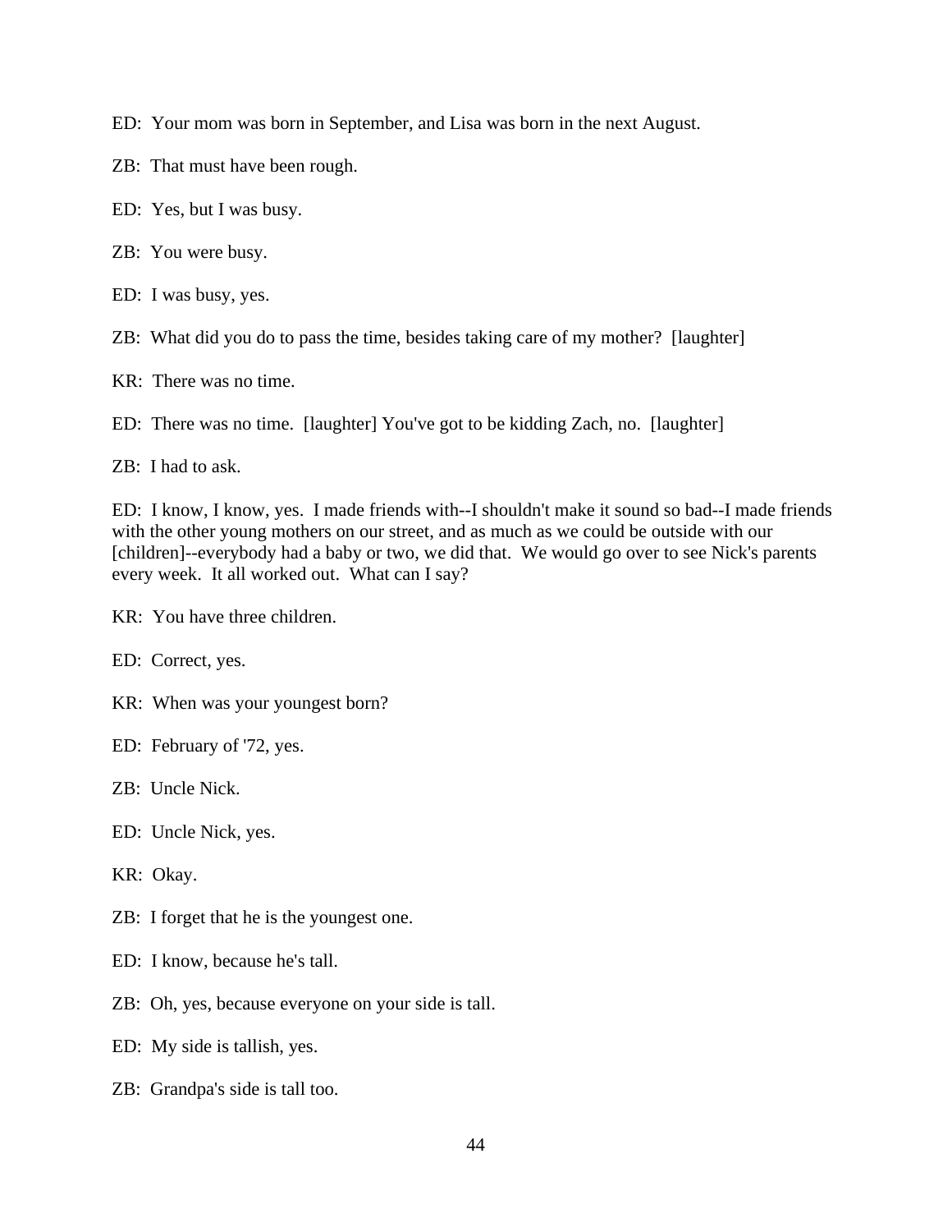ED: Your mom was born in September, and Lisa was born in the next August.

ZB: That must have been rough.

ED: Yes, but I was busy.

ZB: You were busy.

ED: I was busy, yes.

ZB: What did you do to pass the time, besides taking care of my mother? [laughter]

KR: There was no time.

ED: There was no time. [laughter] You've got to be kidding Zach, no. [laughter]

ZB: I had to ask.

ED: I know, I know, yes. I made friends with--I shouldn't make it sound so bad--I made friends with the other young mothers on our street, and as much as we could be outside with our [children]--everybody had a baby or two, we did that. We would go over to see Nick's parents every week. It all worked out. What can I say?

KR: You have three children.

ED: Correct, yes.

KR: When was your youngest born?

ED: February of '72, yes.

ZB: Uncle Nick.

ED: Uncle Nick, yes.

KR: Okay.

ZB: I forget that he is the youngest one.

ED: I know, because he's tall.

ZB: Oh, yes, because everyone on your side is tall.

ED: My side is tallish, yes.

ZB: Grandpa's side is tall too.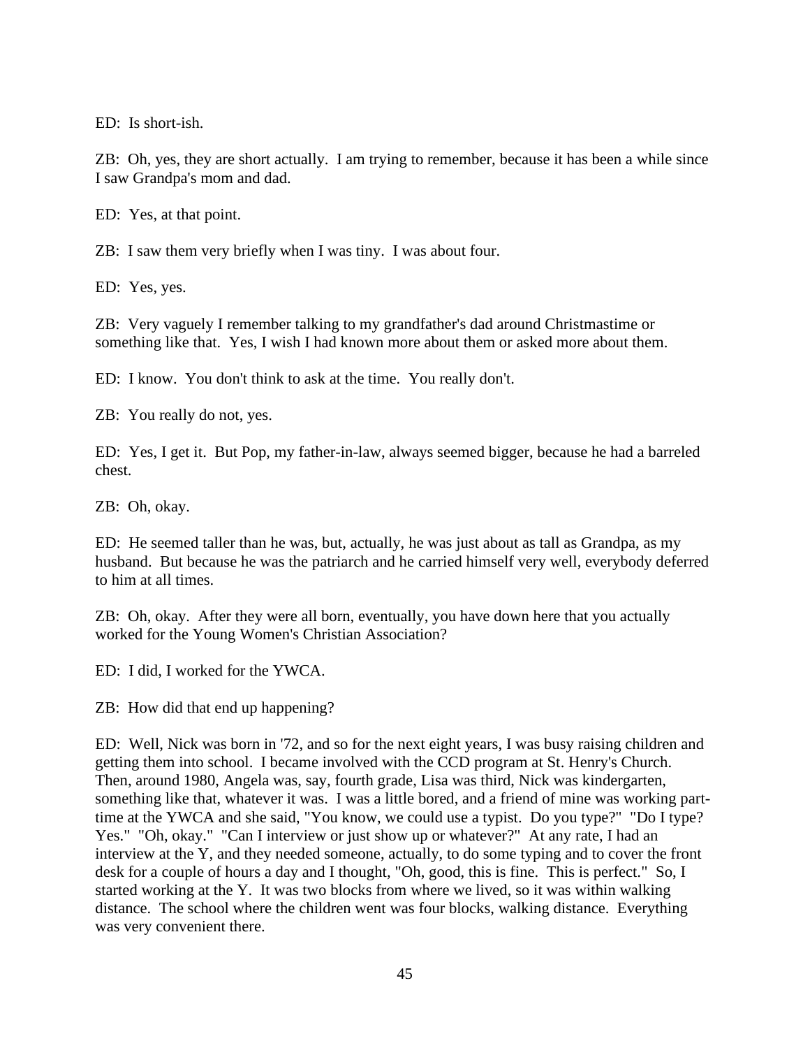ED: Is short-ish.

ZB: Oh, yes, they are short actually. I am trying to remember, because it has been a while since I saw Grandpa's mom and dad.

ED: Yes, at that point.

ZB: I saw them very briefly when I was tiny. I was about four.

ED: Yes, yes.

ZB: Very vaguely I remember talking to my grandfather's dad around Christmastime or something like that. Yes, I wish I had known more about them or asked more about them.

ED: I know. You don't think to ask at the time. You really don't.

ZB: You really do not, yes.

ED: Yes, I get it. But Pop, my father-in-law, always seemed bigger, because he had a barreled chest.

ZB: Oh, okay.

ED: He seemed taller than he was, but, actually, he was just about as tall as Grandpa, as my husband. But because he was the patriarch and he carried himself very well, everybody deferred to him at all times.

ZB: Oh, okay. After they were all born, eventually, you have down here that you actually worked for the Young Women's Christian Association?

ED: I did, I worked for the YWCA.

ZB: How did that end up happening?

ED: Well, Nick was born in '72, and so for the next eight years, I was busy raising children and getting them into school. I became involved with the CCD program at St. Henry's Church. Then, around 1980, Angela was, say, fourth grade, Lisa was third, Nick was kindergarten, something like that, whatever it was. I was a little bored, and a friend of mine was working part-time at the YWCA and she said, "You know, we could use a typist. Do you type?" "Do I type? Yes." "Oh, okay." "Can I interview or just show up or whatever?" At any rate, I had an interview at the Y, and they needed someone, actually, to do some typing and to cover the front desk for a couple of hours a day and I thought, "Oh, good, this is fine. This is perfect." So, I started working at the Y. It was two blocks from where we lived, so it was within walking distance. The school where the children went was four blocks, walking distance. Everything was very convenient there.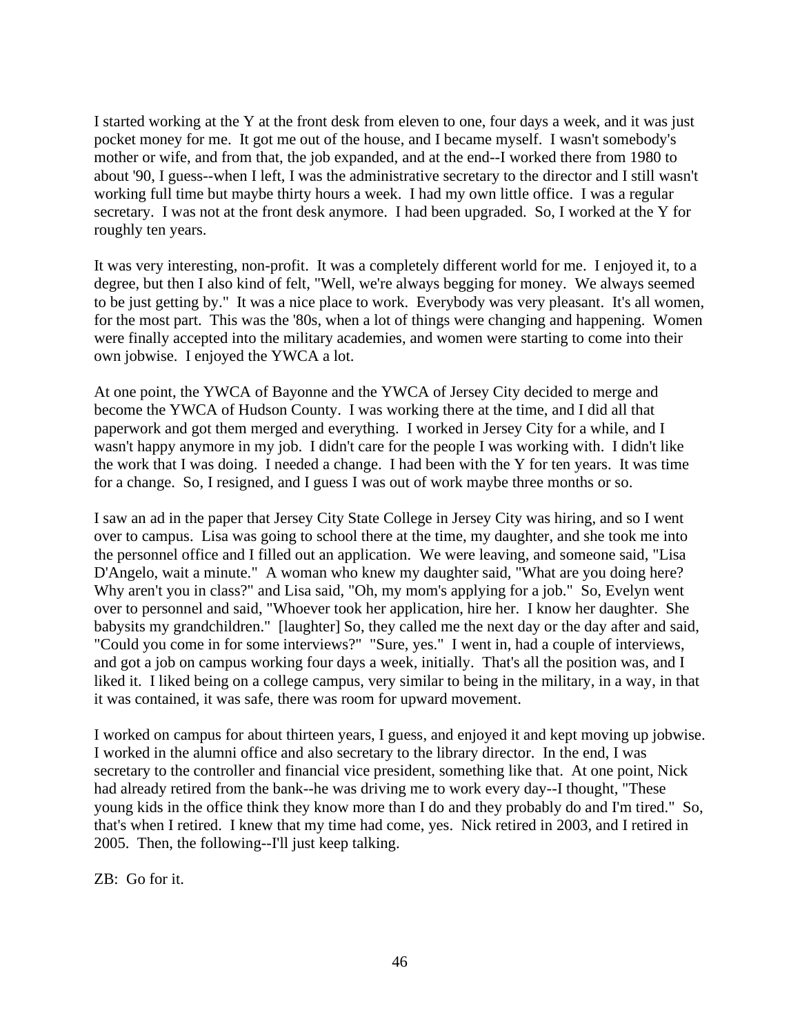I started working at the Y at the front desk from eleven to one, four days a week, and it was just pocket money for me. It got me out of the house, and I became myself. I wasn't somebody's mother or wife, and from that, the job expanded, and at the end--I worked there from 1980 to about '90, I guess--when I left, I was the administrative secretary to the director and I still wasn't working full time but maybe thirty hours a week. I had my own little office. I was a regular secretary. I was not at the front desk anymore. I had been upgraded. So, I worked at the Y for roughly ten years.

It was very interesting, non-profit. It was a completely different world for me. I enjoyed it, to a degree, but then I also kind of felt, "Well, we're always begging for money. We always seemed to be just getting by." It was a nice place to work. Everybody was very pleasant. It's all women, for the most part. This was the '80s, when a lot of things were changing and happening. Women were finally accepted into the military academies, and women were starting to come into their own jobwise. I enjoyed the YWCA a lot.

At one point, the YWCA of Bayonne and the YWCA of Jersey City decided to merge and become the YWCA of Hudson County. I was working there at the time, and I did all that paperwork and got them merged and everything. I worked in Jersey City for a while, and I wasn't happy anymore in my job. I didn't care for the people I was working with. I didn't like the work that I was doing. I needed a change. I had been with the Y for ten years. It was time for a change. So, I resigned, and I guess I was out of work maybe three months or so.

I saw an ad in the paper that Jersey City State College in Jersey City was hiring, and so I went over to campus. Lisa was going to school there at the time, my daughter, and she took me into the personnel office and I filled out an application. We were leaving, and someone said, "Lisa D'Angelo, wait a minute." A woman who knew my daughter said, "What are you doing here? Why aren't you in class?" and Lisa said, "Oh, my mom's applying for a job." So, Evelyn went over to personnel and said, "Whoever took her application, hire her. I know her daughter. She babysits my grandchildren." [laughter] So, they called me the next day or the day after and said, "Could you come in for some interviews?" "Sure, yes." I went in, had a couple of interviews, and got a job on campus working four days a week, initially. That's all the position was, and I liked it. I liked being on a college campus, very similar to being in the military, in a way, in that it was contained, it was safe, there was room for upward movement.

I worked on campus for about thirteen years, I guess, and enjoyed it and kept moving up jobwise. I worked in the alumni office and also secretary to the library director. In the end, I was secretary to the controller and financial vice president, something like that. At one point, Nick had already retired from the bank--he was driving me to work every day--I thought, "These young kids in the office think they know more than I do and they probably do and I'm tired." So, that's when I retired. I knew that my time had come, yes. Nick retired in 2003, and I retired in 2005. Then, the following--I'll just keep talking.

ZB: Go for it.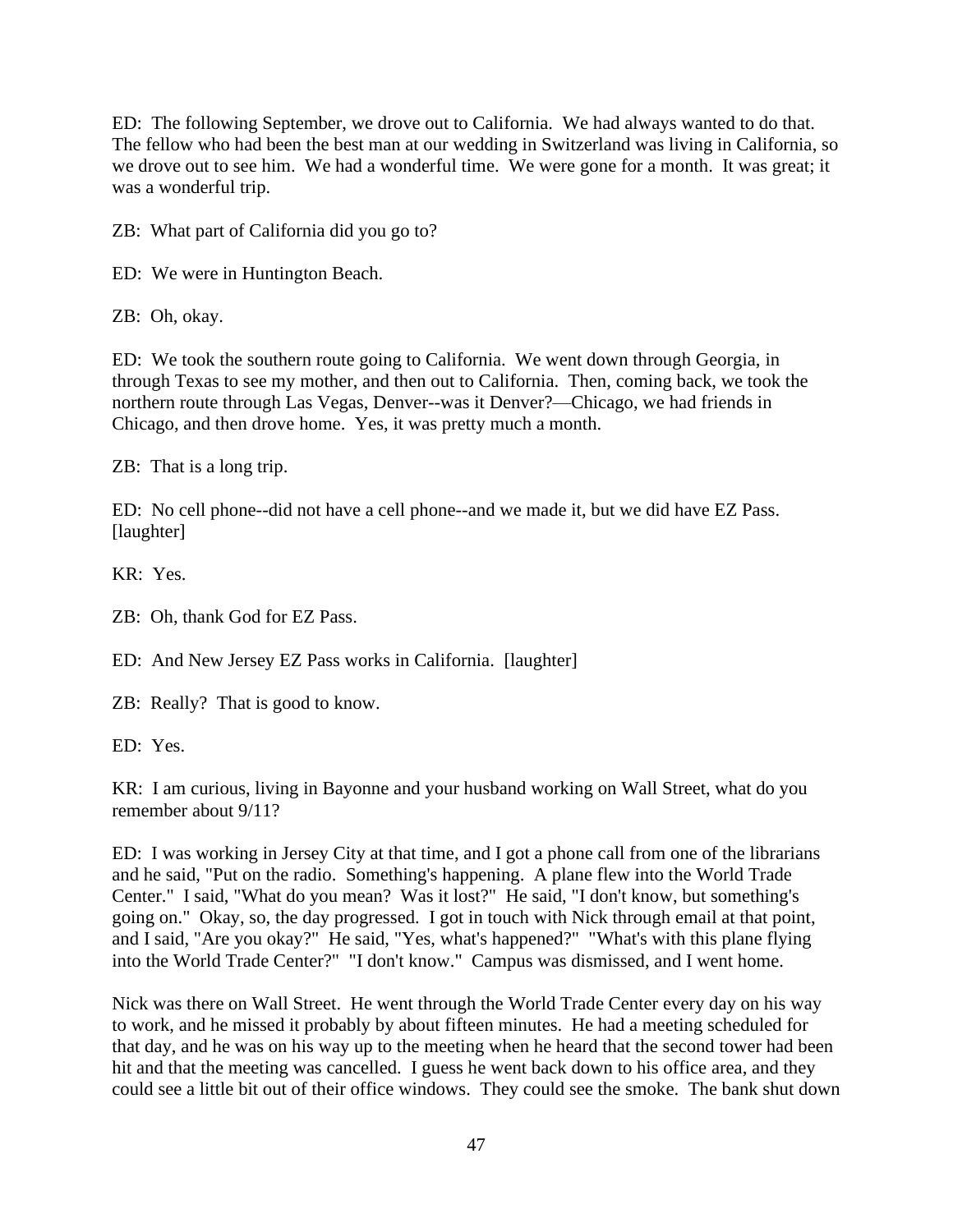ED: The following September, we drove out to California. We had always wanted to do that. The fellow who had been the best man at our wedding in Switzerland was living in California, so we drove out to see him. We had a wonderful time. We were gone for a month. It was great; it was a wonderful trip.

ZB: What part of California did you go to?

ED: We were in Huntington Beach.

ZB: Oh, okay.

ED: We took the southern route going to California. We went down through Georgia, in through Texas to see my mother, and then out to California. Then, coming back, we took the northern route through Las Vegas, Denver--was it Denver?—Chicago, we had friends in Chicago, and then drove home. Yes, it was pretty much a month.

ZB: That is a long trip.

ED: No cell phone--did not have a cell phone--and we made it, but we did have EZ Pass. [laughter]

KR: Yes.

ZB: Oh, thank God for EZ Pass.

ED: And New Jersey EZ Pass works in California. [laughter]

ZB: Really? That is good to know.

ED: Yes.

KR: I am curious, living in Bayonne and your husband working on Wall Street, what do you remember about 9/11?

ED: I was working in Jersey City at that time, and I got a phone call from one of the librarians and he said, "Put on the radio. Something's happening. A plane flew into the World Trade Center." I said, "What do you mean? Was it lost?" He said, "I don't know, but something's going on." Okay, so, the day progressed. I got in touch with Nick through email at that point, and I said, "Are you okay?" He said, "Yes, what's happened?" "What's with this plane flying into the World Trade Center?" "I don't know." Campus was dismissed, and I went home.

Nick was there on Wall Street. He went through the World Trade Center every day on his way to work, and he missed it probably by about fifteen minutes. He had a meeting scheduled for that day, and he was on his way up to the meeting when he heard that the second tower had been hit and that the meeting was cancelled. I guess he went back down to his office area, and they could see a little bit out of their office windows. They could see the smoke. The bank shut down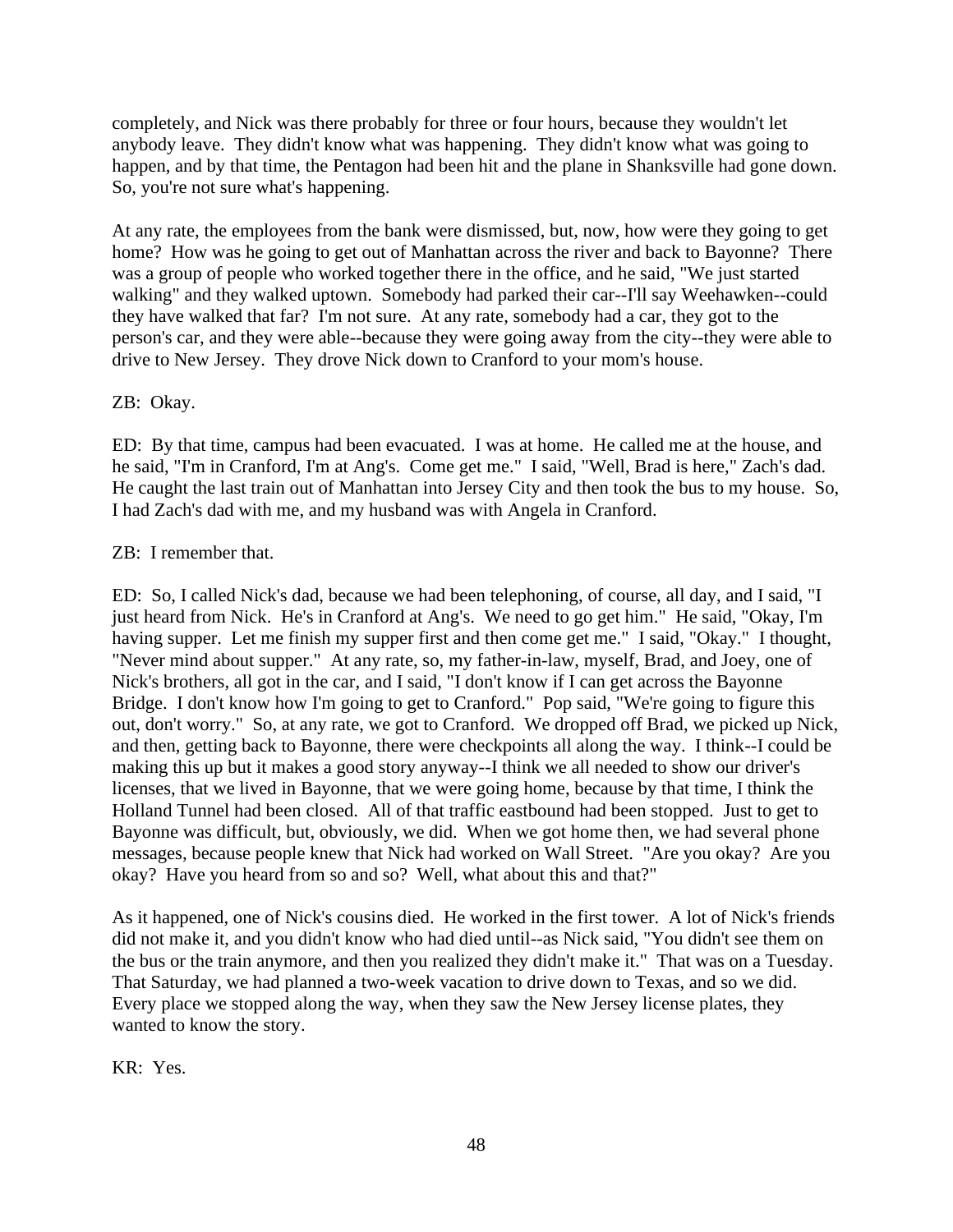completely, and Nick was there probably for three or four hours, because they wouldn't let anybody leave. They didn't know what was happening. They didn't know what was going to happen, and by that time, the Pentagon had been hit and the plane in Shanksville had gone down. So, you're not sure what's happening.

At any rate, the employees from the bank were dismissed, but, now, how were they going to get home? How was he going to get out of Manhattan across the river and back to Bayonne? There was a group of people who worked together there in the office, and he said, "We just started walking" and they walked uptown. Somebody had parked their car--I'll say Weehawken--could they have walked that far? I'm not sure. At any rate, somebody had a car, they got to the person's car, and they were able--because they were going away from the city--they were able to drive to New Jersey. They drove Nick down to Cranford to your mom's house.

ZB: Okay.

ED: By that time, campus had been evacuated. I was at home. He called me at the house, and he said, "I'm in Cranford, I'm at Ang's. Come get me." I said, "Well, Brad is here," Zach's dad. He caught the last train out of Manhattan into Jersey City and then took the bus to my house. So, I had Zach's dad with me, and my husband was with Angela in Cranford.

ZB: I remember that.

ED: So, I called Nick's dad, because we had been telephoning, of course, all day, and I said, "I just heard from Nick. He's in Cranford at Ang's. We need to go get him." He said, "Okay, I'm having supper. Let me finish my supper first and then come get me." I said, "Okay." I thought, "Never mind about supper." At any rate, so, my father-in-law, myself, Brad, and Joey, one of Nick's brothers, all got in the car, and I said, "I don't know if I can get across the Bayonne Bridge. I don't know how I'm going to get to Cranford." Pop said, "We're going to figure this out, don't worry." So, at any rate, we got to Cranford. We dropped off Brad, we picked up Nick, and then, getting back to Bayonne, there were checkpoints all along the way. I think--I could be making this up but it makes a good story anyway--I think we all needed to show our driver's licenses, that we lived in Bayonne, that we were going home, because by that time, I think the Holland Tunnel had been closed. All of that traffic eastbound had been stopped. Just to get to Bayonne was difficult, but, obviously, we did. When we got home then, we had several phone messages, because people knew that Nick had worked on Wall Street. "Are you okay? Are you okay? Have you heard from so and so? Well, what about this and that?"

As it happened, one of Nick's cousins died. He worked in the first tower. A lot of Nick's friends did not make it, and you didn't know who had died until--as Nick said, "You didn't see them on the bus or the train anymore, and then you realized they didn't make it." That was on a Tuesday. That Saturday, we had planned a two-week vacation to drive down to Texas, and so we did. Every place we stopped along the way, when they saw the New Jersey license plates, they wanted to know the story.

KR: Yes.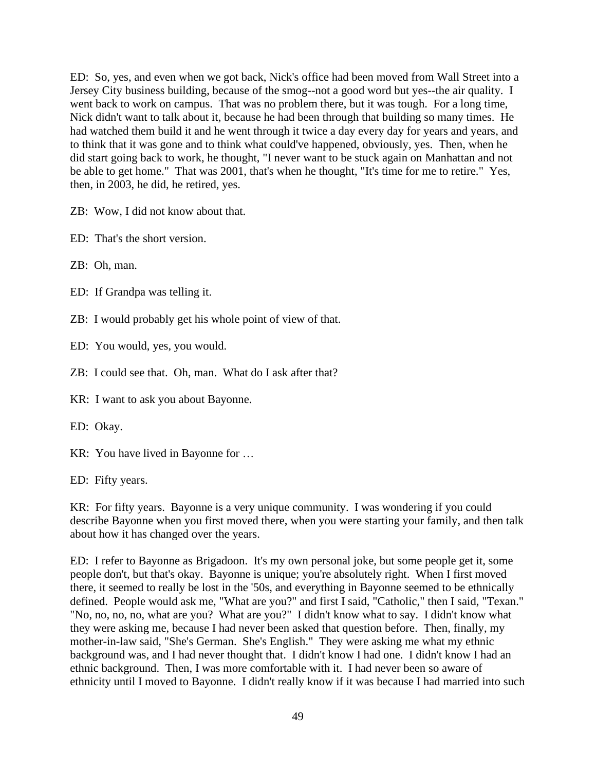ED: So, yes, and even when we got back, Nick's office had been moved from Wall Street into a Jersey City business building, because of the smog--not a good word but yes--the air quality. I went back to work on campus. That was no problem there, but it was tough. For a long time, Nick didn't want to talk about it, because he had been through that building so many times. He had watched them build it and he went through it twice a day every day for years and years, and to think that it was gone and to think what could've happened, obviously, yes. Then, when he did start going back to work, he thought, "I never want to be stuck again on Manhattan and not be able to get home." That was 2001, that's when he thought, "It's time for me to retire." Yes, then, in 2003, he did, he retired, yes.

ZB: Wow, I did not know about that.

ED: That's the short version.

ZB: Oh, man.

ED: If Grandpa was telling it.

ZB: I would probably get his whole point of view of that.

ED: You would, yes, you would.

ZB: I could see that. Oh, man. What do I ask after that?

KR: I want to ask you about Bayonne.

ED: Okay.

KR: You have lived in Bayonne for …

ED: Fifty years.

KR: For fifty years. Bayonne is a very unique community. I was wondering if you could describe Bayonne when you first moved there, when you were starting your family, and then talk about how it has changed over the years.

ED: I refer to Bayonne as Brigadoon. It's my own personal joke, but some people get it, some people don't, but that's okay. Bayonne is unique; you're absolutely right. When I first moved there, it seemed to really be lost in the '50s, and everything in Bayonne seemed to be ethnically defined. People would ask me, "What are you?" and first I said, "Catholic," then I said, "Texan." "No, no, no, no, what are you? What are you?" I didn't know what to say. I didn't know what they were asking me, because I had never been asked that question before. Then, finally, my mother-in-law said, "She's German. She's English." They were asking me what my ethnic background was, and I had never thought that. I didn't know I had one. I didn't know I had an ethnic background. Then, I was more comfortable with it. I had never been so aware of ethnicity until I moved to Bayonne. I didn't really know if it was because I had married into such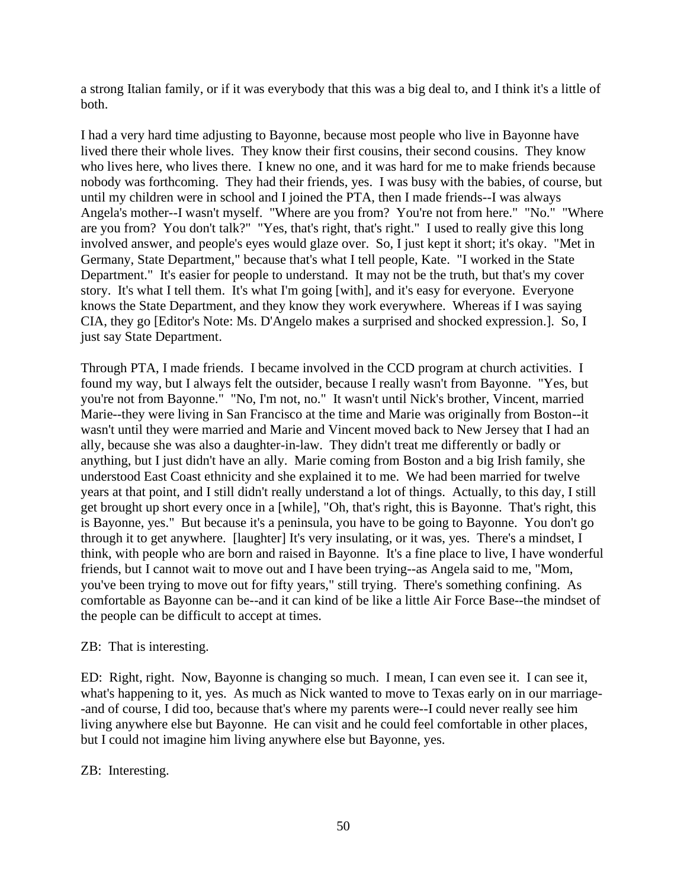a strong Italian family, or if it was everybody that this was a big deal to, and I think it's a little of both.

I had a very hard time adjusting to Bayonne, because most people who live in Bayonne have lived there their whole lives. They know their first cousins, their second cousins. They know who lives here, who lives there. I knew no one, and it was hard for me to make friends because nobody was forthcoming. They had their friends, yes. I was busy with the babies, of course, but until my children were in school and I joined the PTA, then I made friends--I was always Angela's mother--I wasn't myself. "Where are you from? You're not from here." "No." "Where are you from? You don't talk?" "Yes, that's right, that's right." I used to really give this long involved answer, and people's eyes would glaze over. So, I just kept it short; it's okay. "Met in Germany, State Department," because that's what I tell people, Kate. "I worked in the State Department." It's easier for people to understand. It may not be the truth, but that's my cover story. It's what I tell them. It's what I'm going [with], and it's easy for everyone. Everyone knows the State Department, and they know they work everywhere. Whereas if I was saying CIA, they go [Editor's Note: Ms. D'Angelo makes a surprised and shocked expression.]. So, I just say State Department.

Through PTA, I made friends. I became involved in the CCD program at church activities. I found my way, but I always felt the outsider, because I really wasn't from Bayonne. "Yes, but you're not from Bayonne." "No, I'm not, no." It wasn't until Nick's brother, Vincent, married Marie--they were living in San Francisco at the time and Marie was originally from Boston--it wasn't until they were married and Marie and Vincent moved back to New Jersey that I had an ally, because she was also a daughter-in-law. They didn't treat me differently or badly or anything, but I just didn't have an ally. Marie coming from Boston and a big Irish family, she understood East Coast ethnicity and she explained it to me. We had been married for twelve years at that point, and I still didn't really understand a lot of things. Actually, to this day, I still get brought up short every once in a [while], "Oh, that's right, this is Bayonne. That's right, this is Bayonne, yes." But because it's a peninsula, you have to be going to Bayonne. You don't go through it to get anywhere. [laughter] It's very insulating, or it was, yes. There's a mindset, I think, with people who are born and raised in Bayonne. It's a fine place to live, I have wonderful friends, but I cannot wait to move out and I have been trying--as Angela said to me, "Mom, you've been trying to move out for fifty years," still trying. There's something confining. As comfortable as Bayonne can be--and it can kind of be like a little Air Force Base--the mindset of the people can be difficult to accept at times.

ZB: That is interesting.

ED: Right, right. Now, Bayonne is changing so much. I mean, I can even see it. I can see it, what's happening to it, yes. As much as Nick wanted to move to Texas early on in our marriage--and of course, I did too, because that's where my parents were--I could never really see him living anywhere else but Bayonne. He can visit and he could feel comfortable in other places, but I could not imagine him living anywhere else but Bayonne, yes.

ZB: Interesting.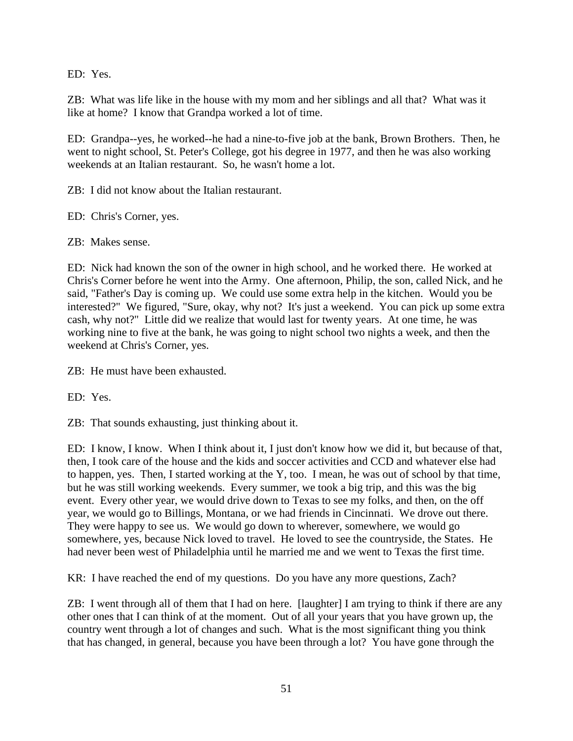ED: Yes.

ZB: What was life like in the house with my mom and her siblings and all that? What was it like at home? I know that Grandpa worked a lot of time.

ED: Grandpa--yes, he worked--he had a nine-to-five job at the bank, Brown Brothers. Then, he went to night school, St. Peter's College, got his degree in 1977, and then he was also working weekends at an Italian restaurant. So, he wasn't home a lot.

ZB: I did not know about the Italian restaurant.

ED: Chris's Corner, yes.

ZB: Makes sense.

ED: Nick had known the son of the owner in high school, and he worked there. He worked at Chris's Corner before he went into the Army. One afternoon, Philip, the son, called Nick, and he said, "Father's Day is coming up. We could use some extra help in the kitchen. Would you be interested?" We figured, "Sure, okay, why not? It's just a weekend. You can pick up some extra cash, why not?" Little did we realize that would last for twenty years. At one time, he was working nine to five at the bank, he was going to night school two nights a week, and then the weekend at Chris's Corner, yes.

ZB: He must have been exhausted.

ED: Yes.

ZB: That sounds exhausting, just thinking about it.

ED: I know, I know. When I think about it, I just don't know how we did it, but because of that, then, I took care of the house and the kids and soccer activities and CCD and whatever else had to happen, yes. Then, I started working at the Y, too. I mean, he was out of school by that time, but he was still working weekends. Every summer, we took a big trip, and this was the big event. Every other year, we would drive down to Texas to see my folks, and then, on the off year, we would go to Billings, Montana, or we had friends in Cincinnati. We drove out there. They were happy to see us. We would go down to wherever, somewhere, we would go somewhere, yes, because Nick loved to travel. He loved to see the countryside, the States. He had never been west of Philadelphia until he married me and we went to Texas the first time.

KR: I have reached the end of my questions. Do you have any more questions, Zach?

ZB: I went through all of them that I had on here. [laughter] I am trying to think if there are any other ones that I can think of at the moment. Out of all your years that you have grown up, the country went through a lot of changes and such. What is the most significant thing you think that has changed, in general, because you have been through a lot? You have gone through the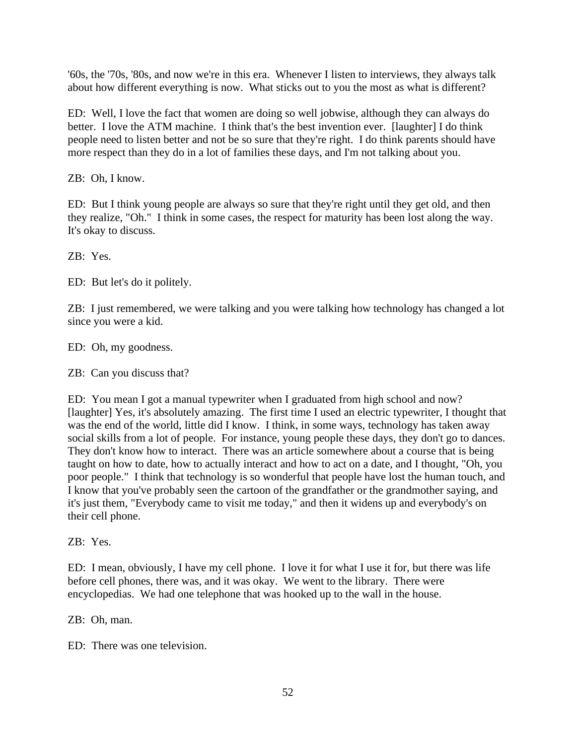'60s, the '70s, '80s, and now we're in this era. Whenever I listen to interviews, they always talk about how different everything is now. What sticks out to you the most as what is different?

ED: Well, I love the fact that women are doing so well jobwise, although they can always do better. I love the ATM machine. I think that's the best invention ever. [laughter] I do think people need to listen better and not be so sure that they're right. I do think parents should have more respect than they do in a lot of families these days, and I'm not talking about you.

ZB: Oh, I know.

ED: But I think young people are always so sure that they're right until they get old, and then they realize, "Oh." I think in some cases, the respect for maturity has been lost along the way. It's okay to discuss.

ZB: Yes.

ED: But let's do it politely.

ZB: I just remembered, we were talking and you were talking how technology has changed a lot since you were a kid.

ED: Oh, my goodness.

ZB: Can you discuss that?

ED: You mean I got a manual typewriter when I graduated from high school and now? [laughter] Yes, it's absolutely amazing. The first time I used an electric typewriter, I thought that was the end of the world, little did I know. I think, in some ways, technology has taken away social skills from a lot of people. For instance, young people these days, they don't go to dances. They don't know how to interact. There was an article somewhere about a course that is being taught on how to date, how to actually interact and how to act on a date, and I thought, "Oh, you poor people." I think that technology is so wonderful that people have lost the human touch, and I know that you've probably seen the cartoon of the grandfather or the grandmother saying, and it's just them, "Everybody came to visit me today," and then it widens up and everybody's on their cell phone.

ZB: Yes.

ED: I mean, obviously, I have my cell phone. I love it for what I use it for, but there was life before cell phones, there was, and it was okay. We went to the library. There were encyclopedias. We had one telephone that was hooked up to the wall in the house.

ZB: Oh, man.

ED: There was one television.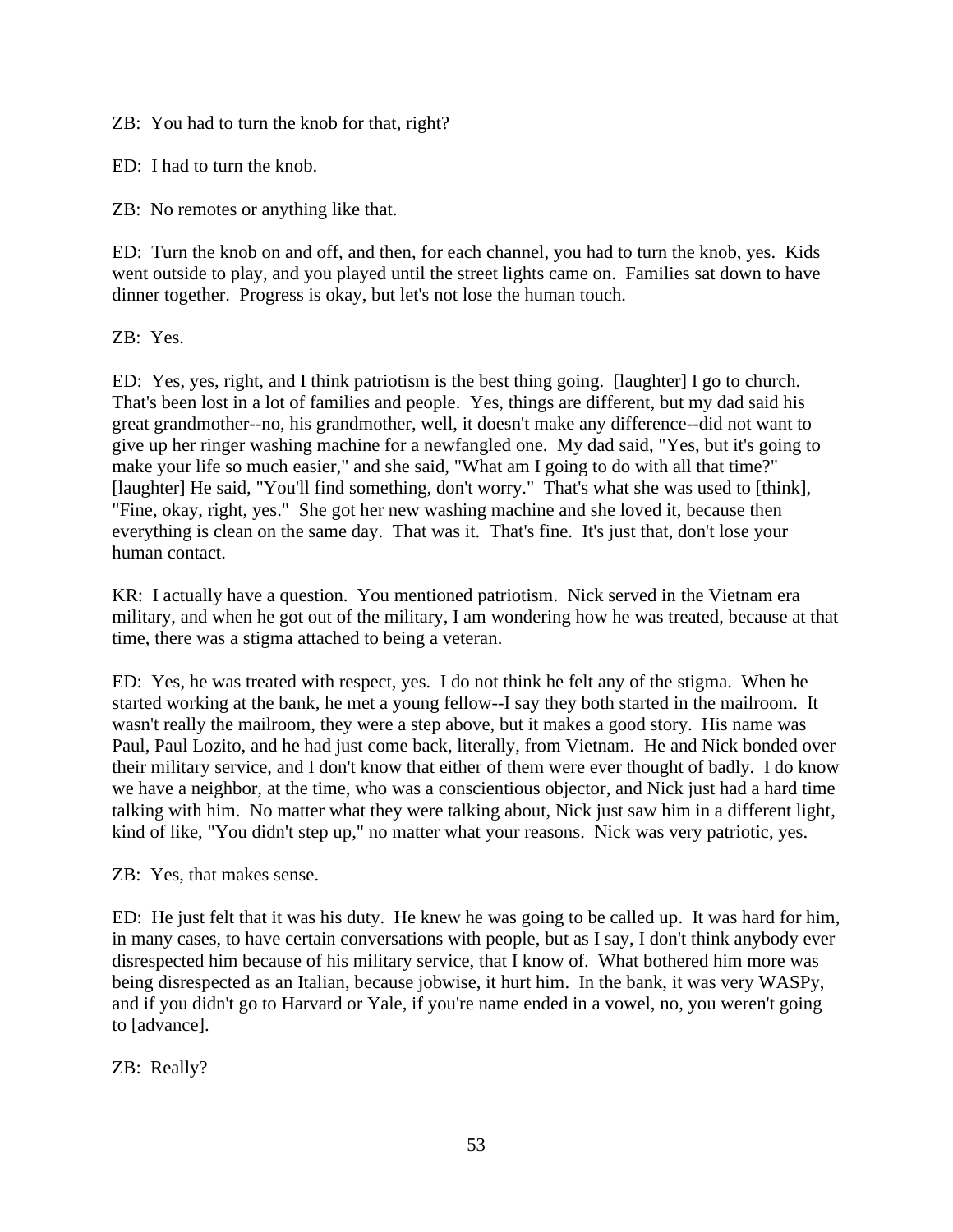ZB: You had to turn the knob for that, right?

ED: I had to turn the knob.

ZB: No remotes or anything like that.

ED: Turn the knob on and off, and then, for each channel, you had to turn the knob, yes. Kids went outside to play, and you played until the street lights came on. Families sat down to have dinner together. Progress is okay, but let's not lose the human touch.

ZB: Yes.

ED: Yes, yes, right, and I think patriotism is the best thing going. [laughter] I go to church. That's been lost in a lot of families and people. Yes, things are different, but my dad said his great grandmother--no, his grandmother, well, it doesn't make any difference--did not want to give up her ringer washing machine for a newfangled one. My dad said, "Yes, but it's going to make your life so much easier," and she said, "What am I going to do with all that time?" [laughter] He said, "You'll find something, don't worry." That's what she was used to [think], "Fine, okay, right, yes." She got her new washing machine and she loved it, because then everything is clean on the same day. That was it. That's fine. It's just that, don't lose your human contact.

KR: I actually have a question. You mentioned patriotism. Nick served in the Vietnam era military, and when he got out of the military, I am wondering how he was treated, because at that time, there was a stigma attached to being a veteran.

ED: Yes, he was treated with respect, yes. I do not think he felt any of the stigma. When he started working at the bank, he met a young fellow--I say they both started in the mailroom. It wasn't really the mailroom, they were a step above, but it makes a good story. His name was Paul, Paul Lozito, and he had just come back, literally, from Vietnam. He and Nick bonded over their military service, and I don't know that either of them were ever thought of badly. I do know we have a neighbor, at the time, who was a conscientious objector, and Nick just had a hard time talking with him. No matter what they were talking about, Nick just saw him in a different light, kind of like, "You didn't step up," no matter what your reasons. Nick was very patriotic, yes.

ZB: Yes, that makes sense.

ED: He just felt that it was his duty. He knew he was going to be called up. It was hard for him, in many cases, to have certain conversations with people, but as I say, I don't think anybody ever disrespected him because of his military service, that I know of. What bothered him more was being disrespected as an Italian, because jobwise, it hurt him. In the bank, it was very WASPy, and if you didn't go to Harvard or Yale, if you're name ended in a vowel, no, you weren't going to [advance].

ZB: Really?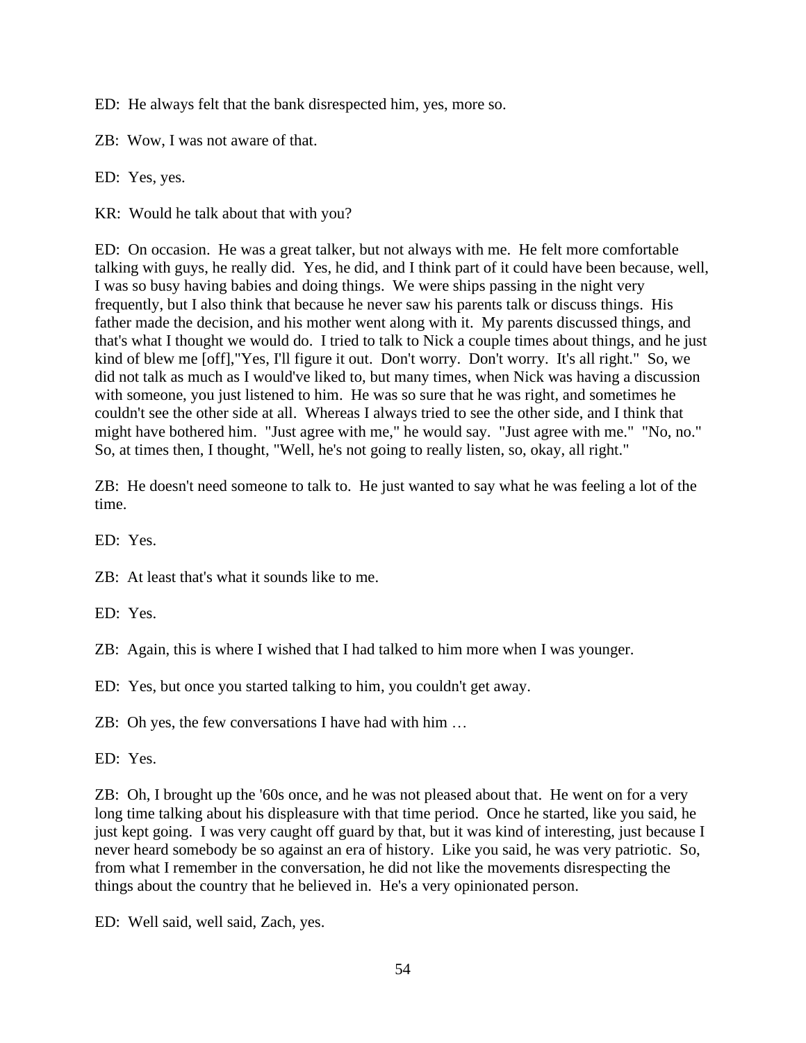ED: He always felt that the bank disrespected him, yes, more so.

ZB: Wow, I was not aware of that.

ED: Yes, yes.

KR: Would he talk about that with you?

ED: On occasion. He was a great talker, but not always with me. He felt more comfortable talking with guys, he really did. Yes, he did, and I think part of it could have been because, well, I was so busy having babies and doing things. We were ships passing in the night very frequently, but I also think that because he never saw his parents talk or discuss things. His father made the decision, and his mother went along with it. My parents discussed things, and that's what I thought we would do. I tried to talk to Nick a couple times about things, and he just kind of blew me [off],"Yes, I'll figure it out. Don't worry. Don't worry. It's all right." So, we did not talk as much as I would've liked to, but many times, when Nick was having a discussion with someone, you just listened to him. He was so sure that he was right, and sometimes he couldn't see the other side at all. Whereas I always tried to see the other side, and I think that might have bothered him. "Just agree with me," he would say. "Just agree with me." "No, no." So, at times then, I thought, "Well, he's not going to really listen, so, okay, all right."

ZB: He doesn't need someone to talk to. He just wanted to say what he was feeling a lot of the time.

ED: Yes.

ZB: At least that's what it sounds like to me.

ED: Yes.

ZB: Again, this is where I wished that I had talked to him more when I was younger.

ED: Yes, but once you started talking to him, you couldn't get away.

ZB: Oh yes, the few conversations I have had with him …

ED: Yes.

ZB: Oh, I brought up the '60s once, and he was not pleased about that. He went on for a very long time talking about his displeasure with that time period. Once he started, like you said, he just kept going. I was very caught off guard by that, but it was kind of interesting, just because I never heard somebody be so against an era of history. Like you said, he was very patriotic. So, from what I remember in the conversation, he did not like the movements disrespecting the things about the country that he believed in. He's a very opinionated person.

ED: Well said, well said, Zach, yes.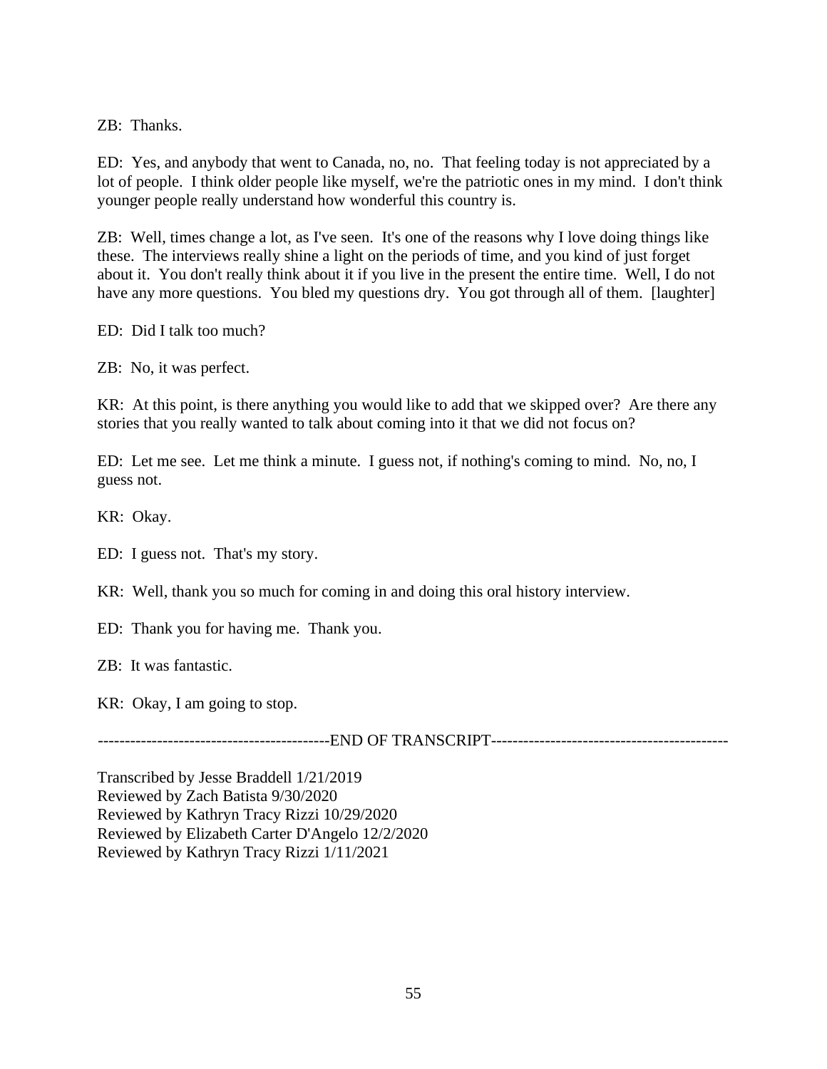ZB: Thanks.

ED: Yes, and anybody that went to Canada, no, no. That feeling today is not appreciated by a lot of people. I think older people like myself, we're the patriotic ones in my mind. I don't think younger people really understand how wonderful this country is.

ZB: Well, times change a lot, as I've seen. It's one of the reasons why I love doing things like these. The interviews really shine a light on the periods of time, and you kind of just forget about it. You don't really think about it if you live in the present the entire time. Well, I do not have any more questions. You bled my questions dry. You got through all of them. [laughter]

ED: Did I talk too much?

ZB: No, it was perfect.

KR: At this point, is there anything you would like to add that we skipped over? Are there any stories that you really wanted to talk about coming into it that we did not focus on?

ED: Let me see. Let me think a minute. I guess not, if nothing's coming to mind. No, no, I guess not.

KR: Okay.

ED: I guess not. That's my story.

KR: Well, thank you so much for coming in and doing this oral history interview.

ED: Thank you for having me. Thank you.

ZB: It was fantastic.

KR: Okay, I am going to stop.

------------------------------------------END OF TRANSCRIPT-------------------------------------------

Transcribed by Jesse Braddell 1/21/2019
Reviewed by Zach Batista 9/30/2020
Reviewed by Kathryn Tracy Rizzi 10/29/2020
Reviewed by Elizabeth Carter D'Angelo 12/2/2020
Reviewed by Kathryn Tracy Rizzi 1/11/2021